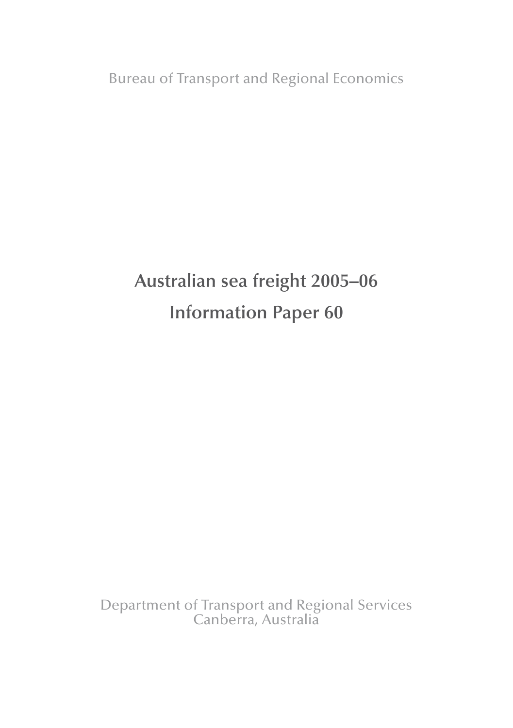Bureau of Transport and Regional Economics

# Australian sea freight 2005–06

# Information Paper 60

Department of Transport and Regional Services
Canberra, Australia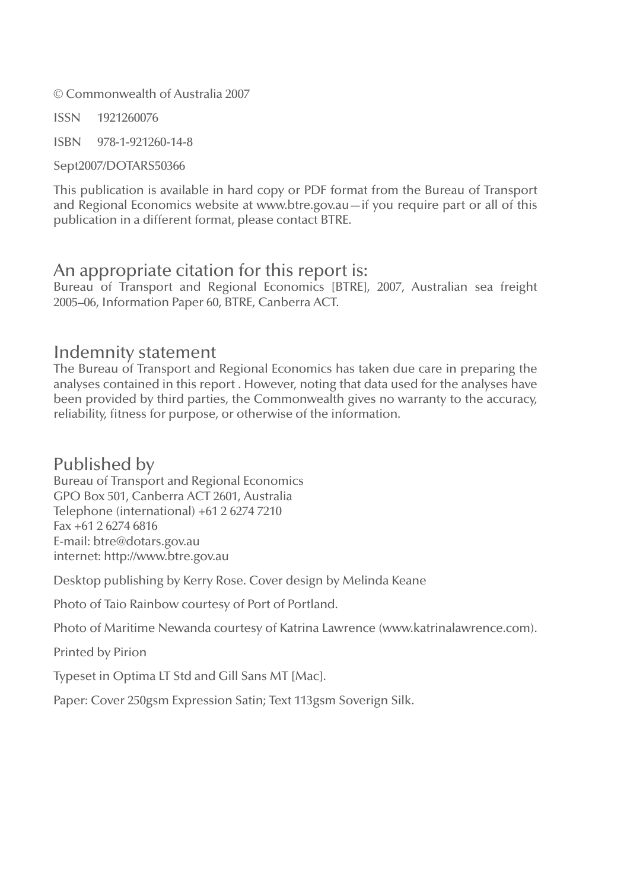© Commonwealth of Australia 2007

ISSN 1921260076

ISBN 978-1-921260-14-8

Sept2007/DOTARS50366

This publication is available in hard copy or PDF format from the Bureau of Transport and Regional Economics website at www.btre.gov.au—if you require part or all of this publication in a different format, please contact BTRE.

## An appropriate citation for this report is:

Bureau of Transport and Regional Economics [BTRE], 2007, Australian sea freight 2005–06, Information Paper 60, BTRE, Canberra ACT.

## Indemnity statement

The Bureau of Transport and Regional Economics has taken due care in preparing the analyses contained in this report . However, noting that data used for the analyses have been provided by third parties, the Commonwealth gives no warranty to the accuracy, reliability, fitness for purpose, or otherwise of the information.

## Published by

Bureau of Transport and Regional Economics
GPO Box 501, Canberra ACT 2601, Australia
Telephone (international) +61 2 6274 7210
Fax +61 2 6274 6816
E-mail: btre@dotars.gov.au
internet: http://www.btre.gov.au

Desktop publishing by Kerry Rose. Cover design by Melinda Keane

Photo of Taio Rainbow courtesy of Port of Portland.

Photo of Maritime Newanda courtesy of Katrina Lawrence (www.katrinalawrence.com).

Printed by Pirion

Typeset in Optima LT Std and Gill Sans MT [Mac].

Paper: Cover 250gsm Expression Satin; Text 113gsm Soverign Silk.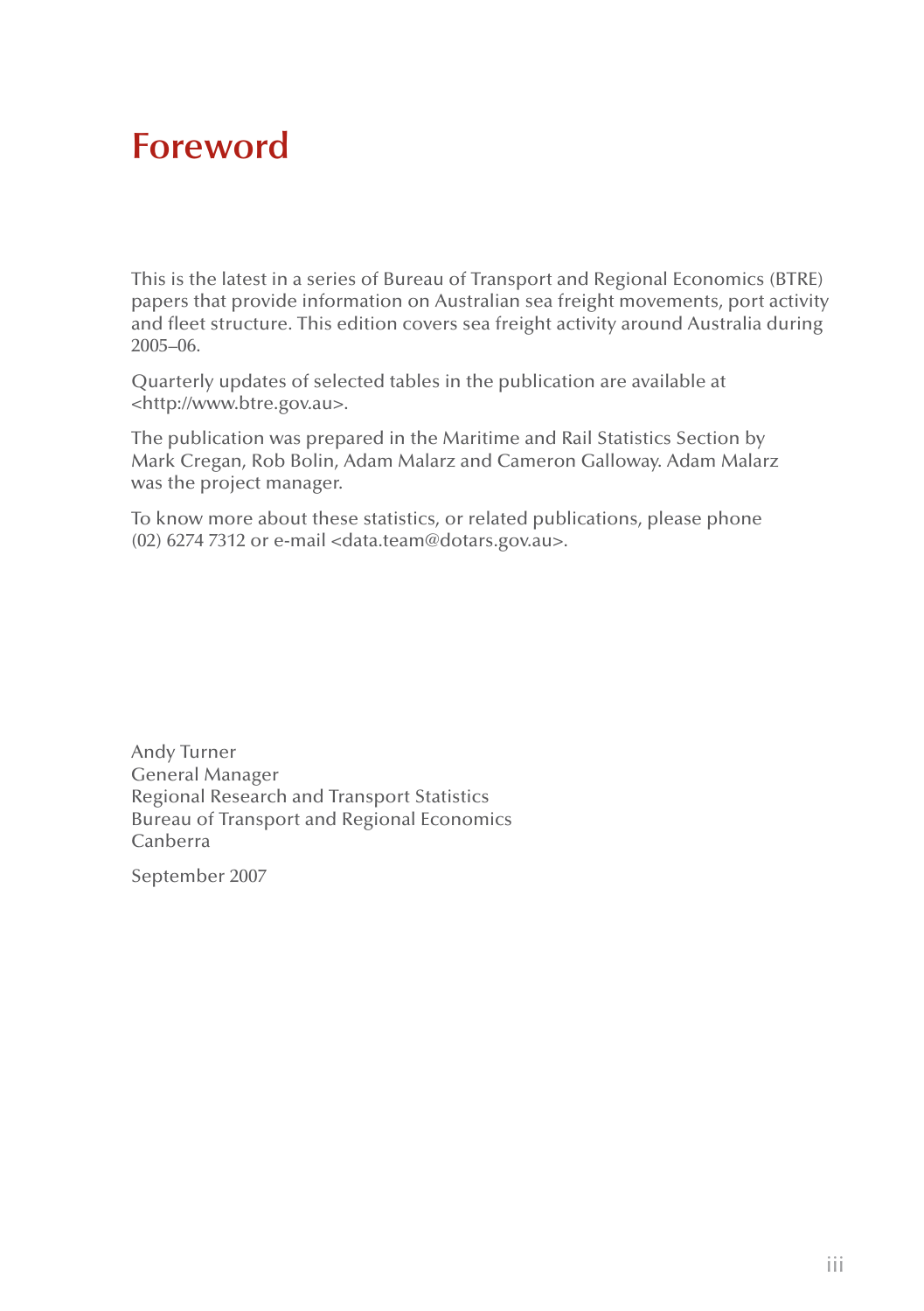# Foreword

This is the latest in a series of Bureau of Transport and Regional Economics (BTRE) papers that provide information on Australian sea freight movements, port activity and fleet structure. This edition covers sea freight activity around Australia during 2005–06.

Quarterly updates of selected tables in the publication are available at <http://www.btre.gov.au>.

The publication was prepared in the Maritime and Rail Statistics Section by Mark Cregan, Rob Bolin, Adam Malarz and Cameron Galloway. Adam Malarz was the project manager.

To know more about these statistics, or related publications, please phone (02) 6274 7312 or e-mail <data.team@dotars.gov.au>.

Andy Turner
General Manager
Regional Research and Transport Statistics
Bureau of Transport and Regional Economics
Canberra

September 2007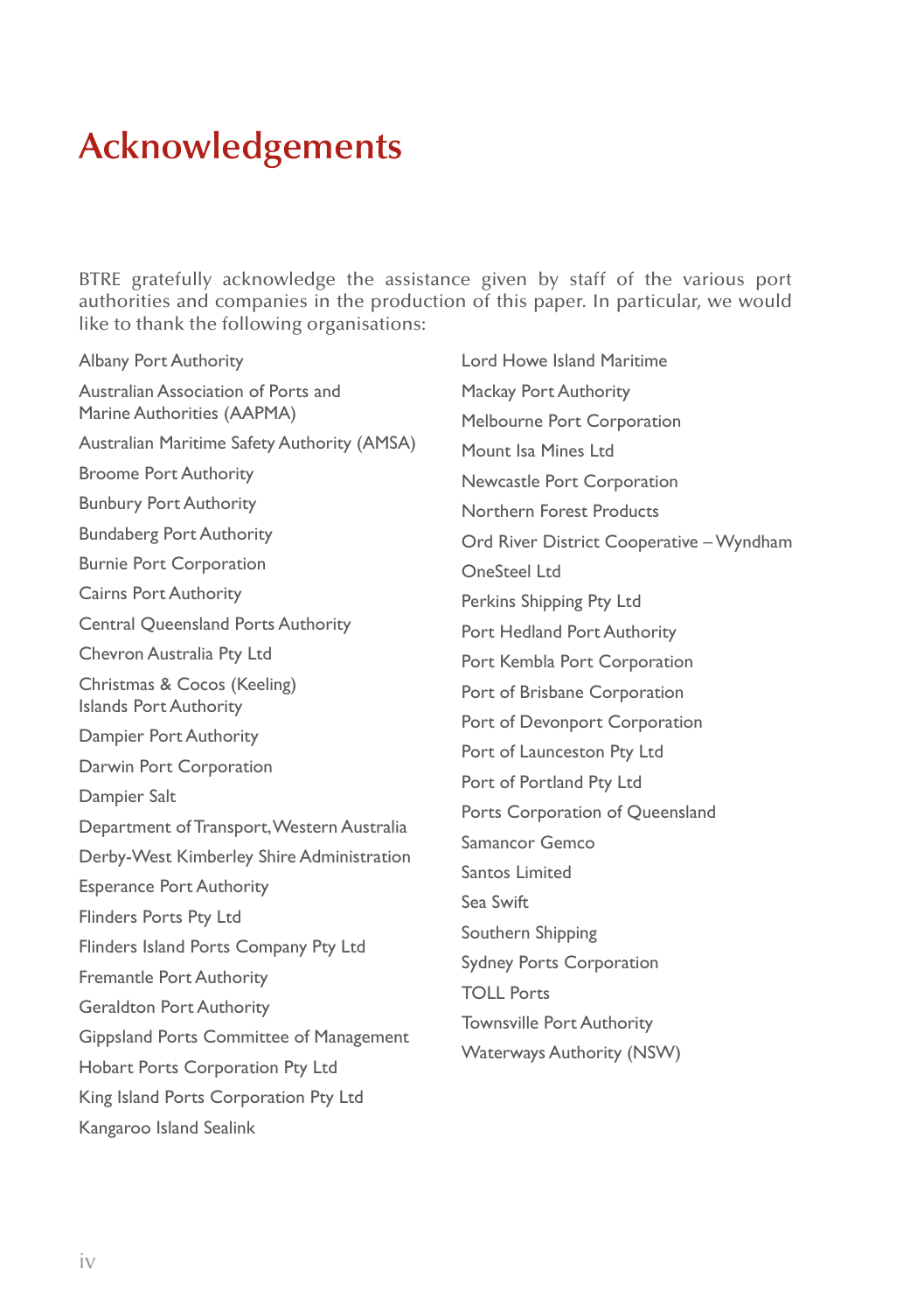# Acknowledgements

BTRE gratefully acknowledge the assistance given by staff of the various port authorities and companies in the production of this paper. In particular, we would like to thank the following organisations:

Albany Port Authority

Australian Association of Ports and Marine Authorities (AAPMA)

Australian Maritime Safety Authority (AMSA)

Broome Port Authority

Bunbury Port Authority

Bundaberg Port Authority

Burnie Port Corporation

Cairns Port Authority

Central Queensland Ports Authority

Chevron Australia Pty Ltd

Christmas & Cocos (Keeling) Islands Port Authority

Dampier Port Authority

Darwin Port Corporation

Dampier Salt

Department of Transport, Western Australia

Derby-West Kimberley Shire Administration

Esperance Port Authority

Flinders Ports Pty Ltd

Flinders Island Ports Company Pty Ltd

Fremantle Port Authority

Geraldton Port Authority

Gippsland Ports Committee of Management

Hobart Ports Corporation Pty Ltd

King Island Ports Corporation Pty Ltd

Kangaroo Island Sealink

Lord Howe Island Maritime

Mackay Port Authority

Melbourne Port Corporation

Mount Isa Mines Ltd

Newcastle Port Corporation

Northern Forest Products

Ord River District Cooperative – Wyndham

OneSteel Ltd

Perkins Shipping Pty Ltd

Port Hedland Port Authority

Port Kembla Port Corporation

Port of Brisbane Corporation

Port of Devonport Corporation

Port of Launceston Pty Ltd

Port of Portland Pty Ltd

Ports Corporation of Queensland

Samancor Gemco

Santos Limited

Sea Swift

Southern Shipping

Sydney Ports Corporation

TOLL Ports

Townsville Port Authority

Waterways Authority (NSW)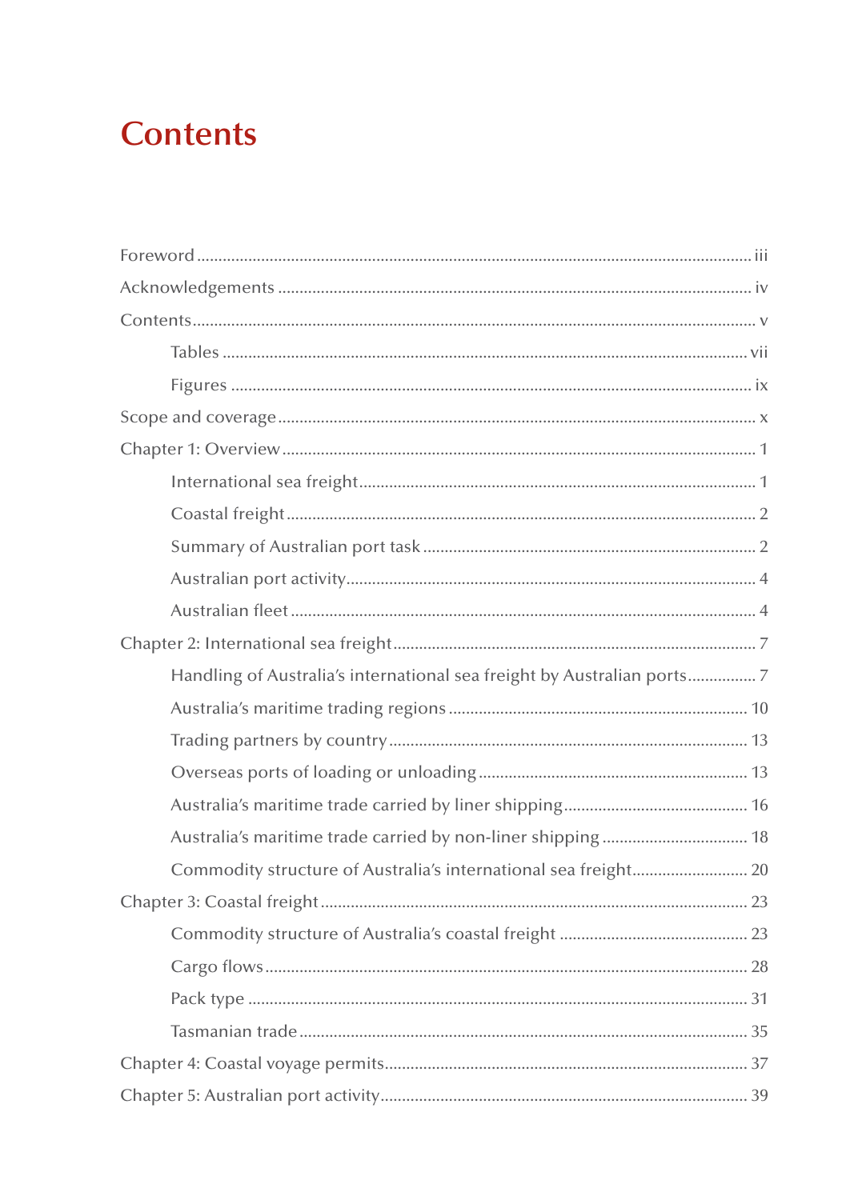# Contents

Foreword ..... iii

Acknowledgements ..... iv

Contents ..... v

- Tables ..... vii
- Figures ..... ix

Scope and coverage ..... x

Chapter 1: Overview ..... 1

- International sea freight ..... 1
- Coastal freight ..... 2
- Summary of Australian port task ..... 2
- Australian port activity ..... 4
- Australian fleet ..... 4

Chapter 2: International sea freight ..... 7

- Handling of Australia's international sea freight by Australian ports ..... 7
- Australia's maritime trading regions ..... 10
- Trading partners by country ..... 13
- Overseas ports of loading or unloading ..... 13
- Australia's maritime trade carried by liner shipping ..... 16
- Australia's maritime trade carried by non-liner shipping ..... 18
- Commodity structure of Australia's international sea freight ..... 20

Chapter 3: Coastal freight ..... 23

- Commodity structure of Australia's coastal freight ..... 23
- Cargo flows ..... 28
- Pack type ..... 31
- Tasmanian trade ..... 35

Chapter 4: Coastal voyage permits ..... 37

Chapter 5: Australian port activity ..... 39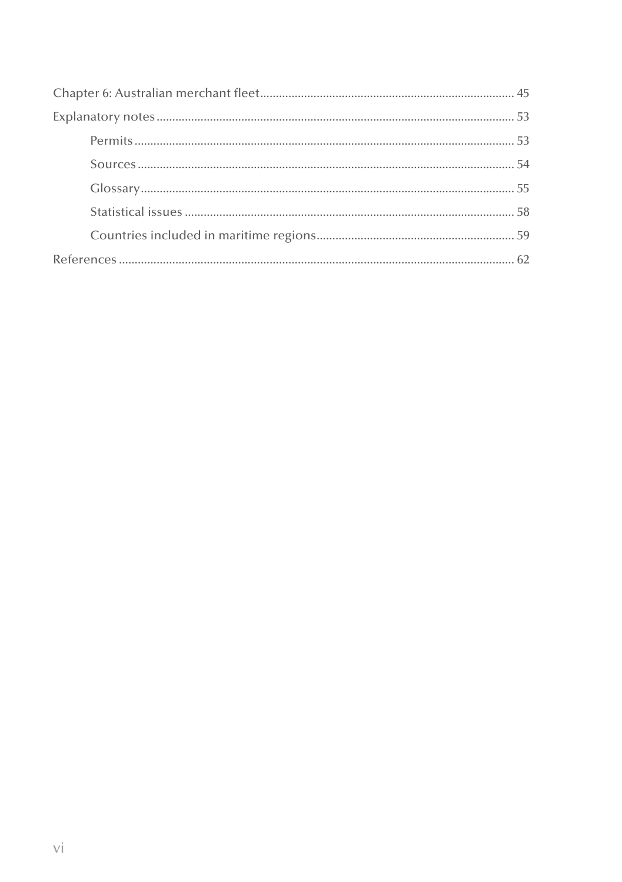Chapter 6: Australian merchant fleet ........ 45

Explanatory notes ........ 53

- Permits ........ 53
- Sources ........ 54
- Glossary ........ 55
- Statistical issues ........ 58
- Countries included in maritime regions ........ 59

References ........ 62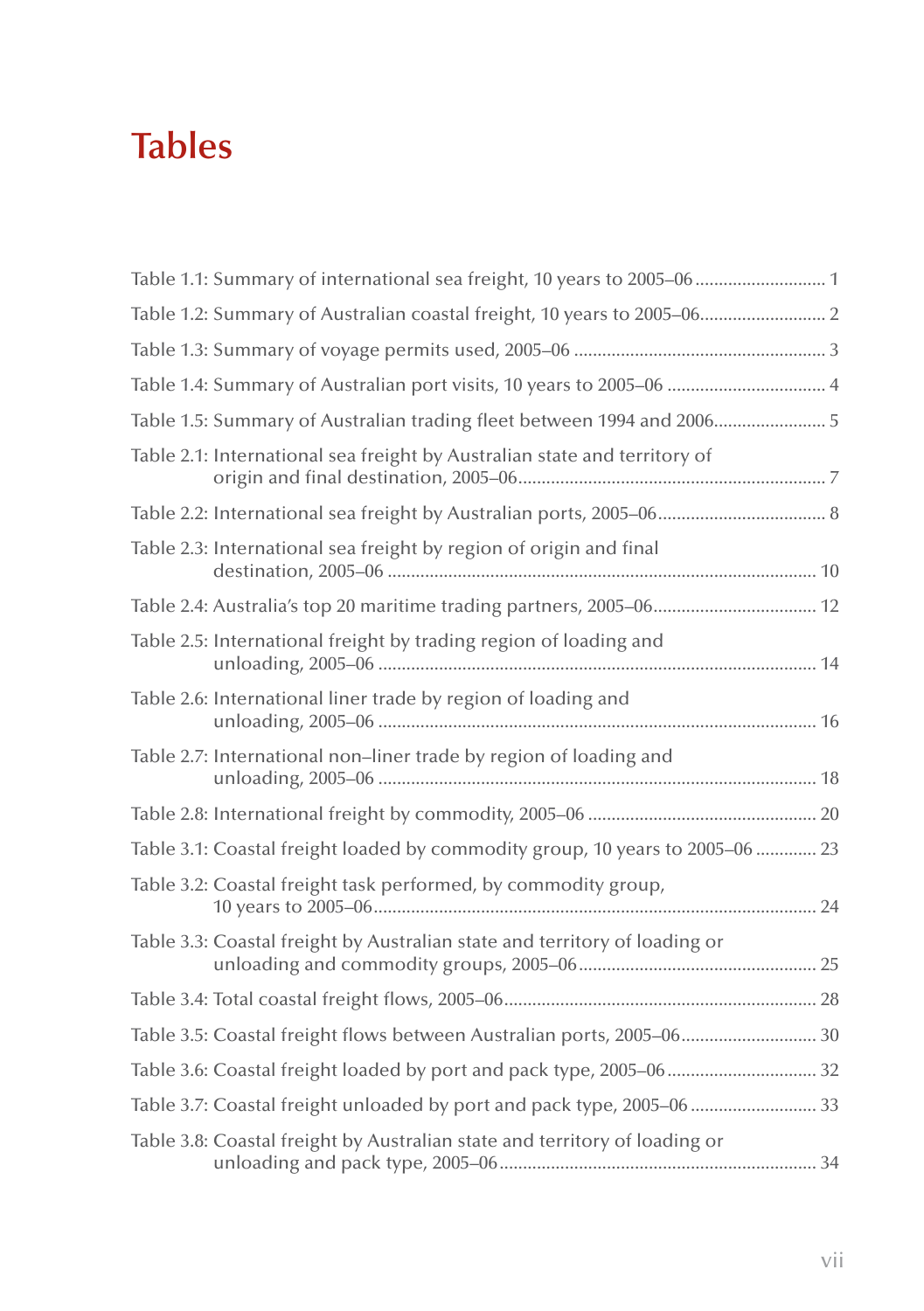# Tables

Table 1.1: Summary of international sea freight, 10 years to 2005–06 ........................... 1

Table 1.2: Summary of Australian coastal freight, 10 years to 2005–06.......................... 2

Table 1.3: Summary of voyage permits used, 2005–06 ..................................................... 3

Table 1.4: Summary of Australian port visits, 10 years to 2005–06 ................................. 4

Table 1.5: Summary of Australian trading fleet between 1994 and 2006........................ 5

Table 2.1: International sea freight by Australian state and territory of origin and final destination, 2005–06.................................................................. 7

Table 2.2: International sea freight by Australian ports, 2005–06................................... 8

Table 2.3: International sea freight by region of origin and final destination, 2005–06 ........................................................................................... 10

Table 2.4: Australia's top 20 maritime trading partners, 2005–06.................................. 12

Table 2.5: International freight by trading region of loading and unloading, 2005–06 .............................................................................................. 14

Table 2.6: International liner trade by region of loading and unloading, 2005–06 .............................................................................................. 16

Table 2.7: International non–liner trade by region of loading and unloading, 2005–06 .............................................................................................. 18

Table 2.8: International freight by commodity, 2005–06 ................................................ 20

Table 3.1: Coastal freight loaded by commodity group, 10 years to 2005–06 ............. 23

Table 3.2: Coastal freight task performed, by commodity group, 10 years to 2005–06............................................................................................... 24

Table 3.3: Coastal freight by Australian state and territory of loading or unloading and commodity groups, 2005–06.................................................. 25

Table 3.4: Total coastal freight flows, 2005–06................................................................... 28

Table 3.5: Coastal freight flows between Australian ports, 2005–06............................ 30

Table 3.6: Coastal freight loaded by port and pack type, 2005–06 ............................... 32

Table 3.7: Coastal freight unloaded by port and pack type, 2005–06 .......................... 33

Table 3.8: Coastal freight by Australian state and territory of loading or unloading and pack type, 2005–06.................................................................... 34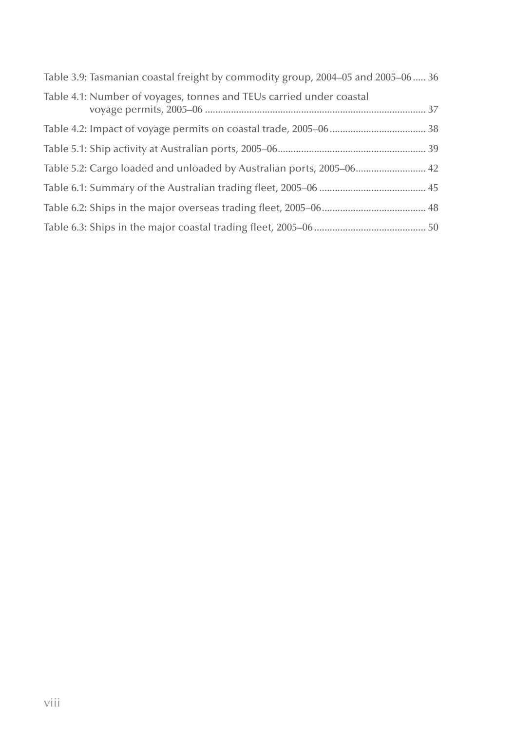Table 3.9: Tasmanian coastal freight by commodity group, 2004–05 and 2005–06 ..... 36

Table 4.1: Number of voyages, tonnes and TEUs carried under coastal voyage permits, 2005–06 ........................................................................................ 37

Table 4.2: Impact of voyage permits on coastal trade, 2005–06 ..................................... 38

Table 5.1: Ship activity at Australian ports, 2005–06 ......................................................... 39

Table 5.2: Cargo loaded and unloaded by Australian ports, 2005–06 ........................... 42

Table 6.1: Summary of the Australian trading fleet, 2005–06 ......................................... 45

Table 6.2: Ships in the major overseas trading fleet, 2005–06 ........................................ 48

Table 6.3: Ships in the major coastal trading fleet, 2005–06 ........................................... 50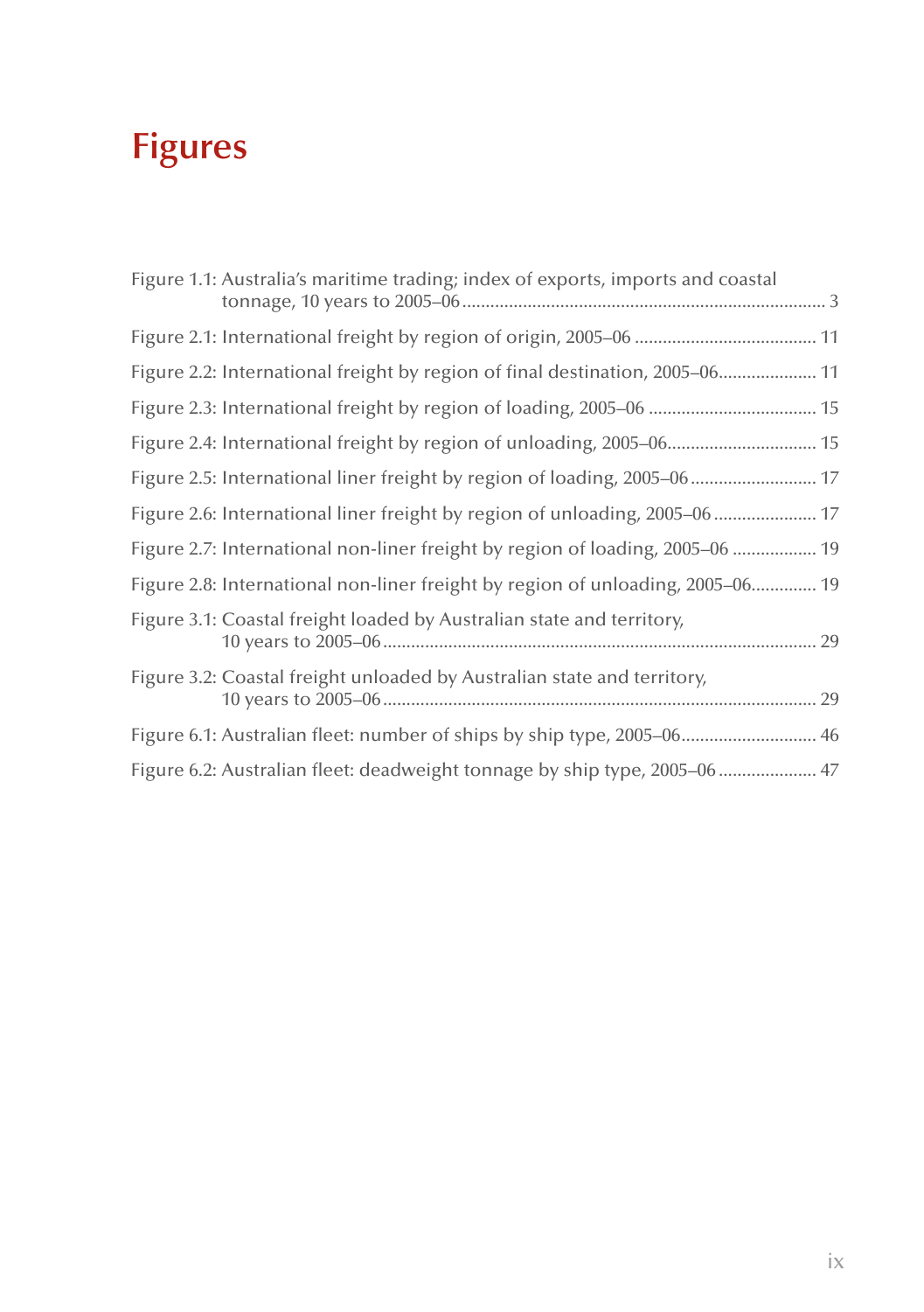# Figures

Figure 1.1: Australia's maritime trading; index of exports, imports and coastal tonnage, 10 years to 2005–06 ............................................................................. 3

Figure 2.1: International freight by region of origin, 2005–06 ....................................... 11

Figure 2.2: International freight by region of final destination, 2005–06..................... 11

Figure 2.3: International freight by region of loading, 2005–06 .................................... 15

Figure 2.4: International freight by region of unloading, 2005–06................................ 15

Figure 2.5: International liner freight by region of loading, 2005–06 ........................... 17

Figure 2.6: International liner freight by region of unloading, 2005–06 ....................... 17

Figure 2.7: International non-liner freight by region of loading, 2005–06 .................. 19

Figure 2.8: International non-liner freight by region of unloading, 2005–06.............. 19

Figure 3.1: Coastal freight loaded by Australian state and territory, 10 years to 2005–06 ............................................................................................ 29

Figure 3.2: Coastal freight unloaded by Australian state and territory, 10 years to 2005–06 ............................................................................................ 29

Figure 6.1: Australian fleet: number of ships by ship type, 2005–06............................. 46

Figure 6.2: Australian fleet: deadweight tonnage by ship type, 2005–06 ..................... 47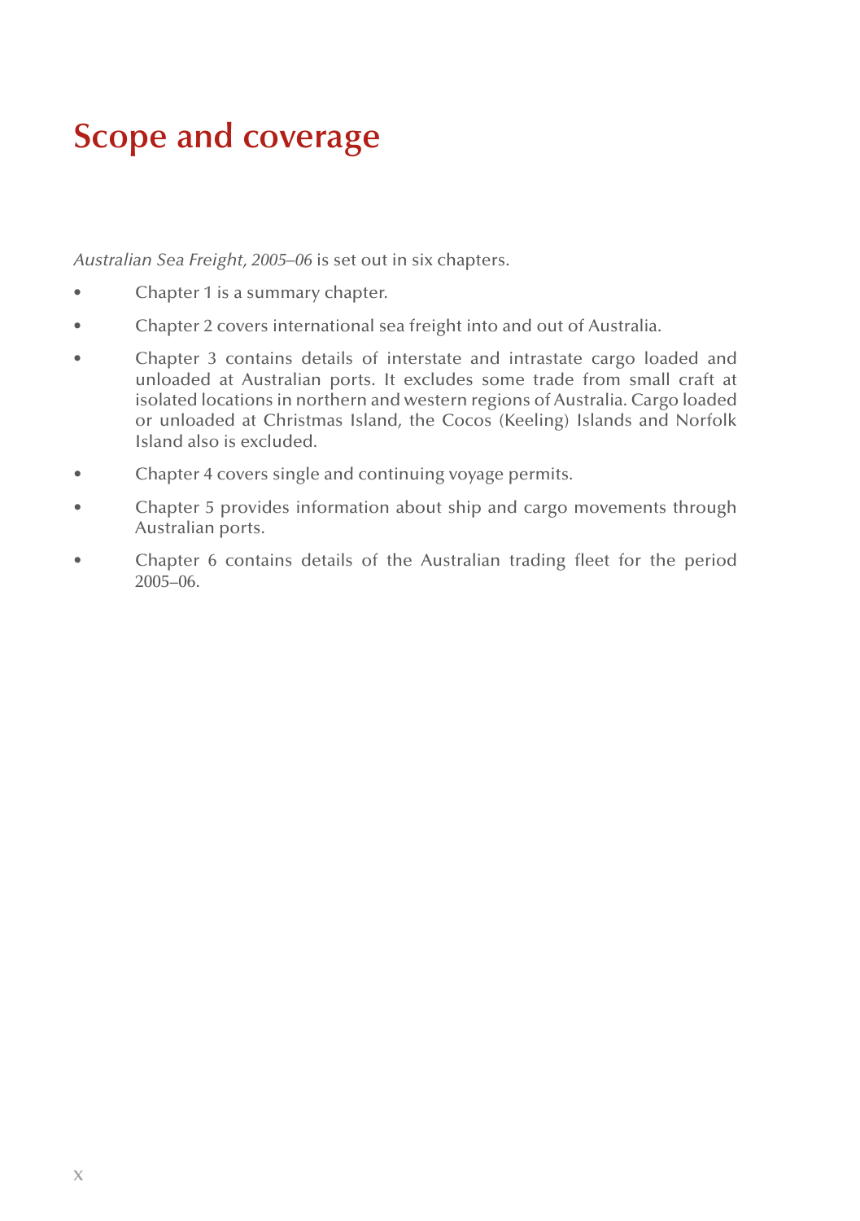# Scope and coverage

*Australian Sea Freight, 2005–06* is set out in six chapters.

- Chapter 1 is a summary chapter.
- Chapter 2 covers international sea freight into and out of Australia.
- Chapter 3 contains details of interstate and intrastate cargo loaded and unloaded at Australian ports. It excludes some trade from small craft at isolated locations in northern and western regions of Australia. Cargo loaded or unloaded at Christmas Island, the Cocos (Keeling) Islands and Norfolk Island also is excluded.
- Chapter 4 covers single and continuing voyage permits.
- Chapter 5 provides information about ship and cargo movements through Australian ports.
- Chapter 6 contains details of the Australian trading fleet for the period 2005–06.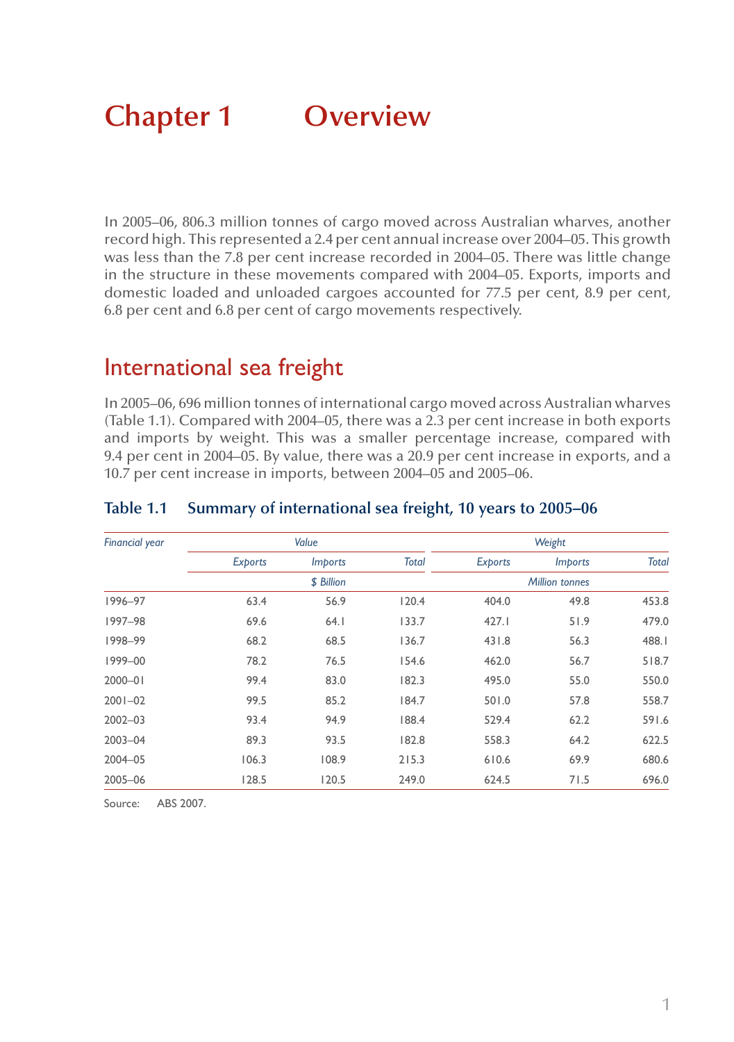# Chapter 1 Overview

In 2005–06, 806.3 million tonnes of cargo moved across Australian wharves, another record high. This represented a 2.4 per cent annual increase over 2004–05. This growth was less than the 7.8 per cent increase recorded in 2004–05. There was little change in the structure in these movements compared with 2004–05. Exports, imports and domestic loaded and unloaded cargoes accounted for 77.5 per cent, 8.9 per cent, 6.8 per cent and 6.8 per cent of cargo movements respectively.

## International sea freight

In 2005–06, 696 million tonnes of international cargo moved across Australian wharves (Table 1.1). Compared with 2004–05, there was a 2.3 per cent increase in both exports and imports by weight. This was a smaller percentage increase, compared with 9.4 per cent in 2004–05. By value, there was a 20.9 per cent increase in exports, and a 10.7 per cent increase in imports, between 2004–05 and 2005–06.

### Table 1.1 Summary of international sea freight, 10 years to 2005–06

| *Financial year* | *Value* | | | *Weight* | | |
|---|---|---|---|---|---|---|
| | *Exports* | *Imports* | *Total* | *Exports* | *Imports* | *Total* |
| | | *$ Billion* | | | *Million tonnes* | |
| 1996–97 | 63.4 | 56.9 | 120.4 | 404.0 | 49.8 | 453.8 |
| 1997–98 | 69.6 | 64.1 | 133.7 | 427.1 | 51.9 | 479.0 |
| 1998–99 | 68.2 | 68.5 | 136.7 | 431.8 | 56.3 | 488.1 |
| 1999–00 | 78.2 | 76.5 | 154.6 | 462.0 | 56.7 | 518.7 |
| 2000–01 | 99.4 | 83.0 | 182.3 | 495.0 | 55.0 | 550.0 |
| 2001–02 | 99.5 | 85.2 | 184.7 | 501.0 | 57.8 | 558.7 |
| 2002–03 | 93.4 | 94.9 | 188.4 | 529.4 | 62.2 | 591.6 |
| 2003–04 | 89.3 | 93.5 | 182.8 | 558.3 | 64.2 | 622.5 |
| 2004–05 | 106.3 | 108.9 | 215.3 | 610.6 | 69.9 | 680.6 |
| 2005–06 | 128.5 | 120.5 | 249.0 | 624.5 | 71.5 | 696.0 |

Source: ABS 2007.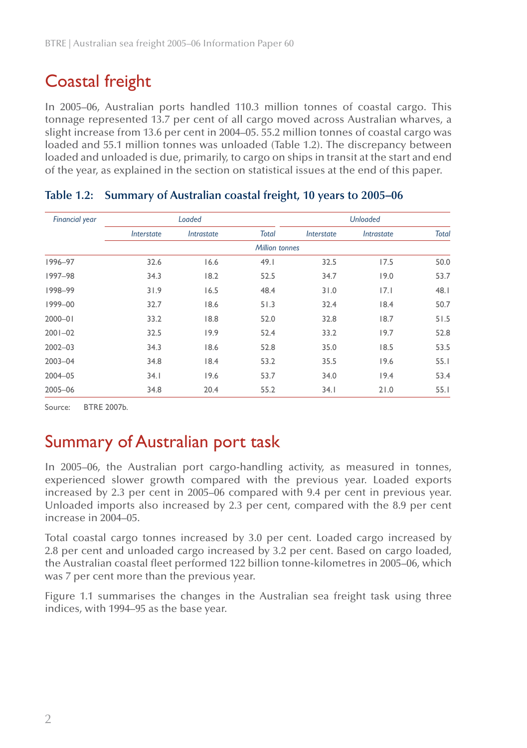# Coastal freight

In 2005–06, Australian ports handled 110.3 million tonnes of coastal cargo. This tonnage represented 13.7 per cent of all cargo moved across Australian wharves, a slight increase from 13.6 per cent in 2004–05. 55.2 million tonnes of coastal cargo was loaded and 55.1 million tonnes was unloaded (Table 1.2). The discrepancy between loaded and unloaded is due, primarily, to cargo on ships in transit at the start and end of the year, as explained in the section on statistical issues at the end of this paper.

**Table 1.2: Summary of Australian coastal freight, 10 years to 2005–06**

| *Financial year* | *Loaded* | | | *Unloaded* | | |
|---|---|---|---|---|---|---|
| | *Interstate* | *Intrastate* | *Total* | *Interstate* | *Intrastate* | *Total* |
| | | | *Million tonnes* | | | |
| 1996–97 | 32.6 | 16.6 | 49.1 | 32.5 | 17.5 | 50.0 |
| 1997–98 | 34.3 | 18.2 | 52.5 | 34.7 | 19.0 | 53.7 |
| 1998–99 | 31.9 | 16.5 | 48.4 | 31.0 | 17.1 | 48.1 |
| 1999–00 | 32.7 | 18.6 | 51.3 | 32.4 | 18.4 | 50.7 |
| 2000–01 | 33.2 | 18.8 | 52.0 | 32.8 | 18.7 | 51.5 |
| 2001–02 | 32.5 | 19.9 | 52.4 | 33.2 | 19.7 | 52.8 |
| 2002–03 | 34.3 | 18.6 | 52.8 | 35.0 | 18.5 | 53.5 |
| 2003–04 | 34.8 | 18.4 | 53.2 | 35.5 | 19.6 | 55.1 |
| 2004–05 | 34.1 | 19.6 | 53.7 | 34.0 | 19.4 | 53.4 |
| 2005–06 | 34.8 | 20.4 | 55.2 | 34.1 | 21.0 | 55.1 |

Source: BTRE 2007b.

# Summary of Australian port task

In 2005–06, the Australian port cargo-handling activity, as measured in tonnes, experienced slower growth compared with the previous year. Loaded exports increased by 2.3 per cent in 2005–06 compared with 9.4 per cent in previous year. Unloaded imports also increased by 2.3 per cent, compared with the 8.9 per cent increase in 2004–05.

Total coastal cargo tonnes increased by 3.0 per cent. Loaded cargo increased by 2.8 per cent and unloaded cargo increased by 3.2 per cent. Based on cargo loaded, the Australian coastal fleet performed 122 billion tonne-kilometres in 2005–06, which was 7 per cent more than the previous year.

Figure 1.1 summarises the changes in the Australian sea freight task using three indices, with 1994–95 as the base year.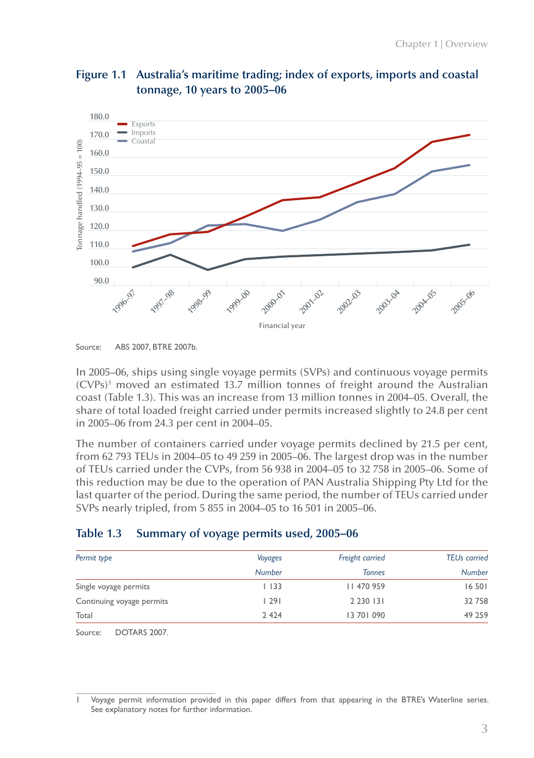**Figure 1.1 Australia's maritime trading; index of exports, imports and coastal tonnage, 10 years to 2005–06**

Source: ABS 2007, BTRE 2007b.

In 2005–06, ships using single voyage permits (SVPs) and continuous voyage permits (CVPs)[1] moved an estimated 13.7 million tonnes of freight around the Australian coast (Table 1.3). This was an increase from 13 million tonnes in 2004–05. Overall, the share of total loaded freight carried under permits increased slightly to 24.8 per cent in 2005–06 from 24.3 per cent in 2004–05.

The number of containers carried under voyage permits declined by 21.5 per cent, from 62 793 TEUs in 2004–05 to 49 259 in 2005–06. The largest drop was in the number of TEUs carried under the CVPs, from 56 938 in 2004–05 to 32 758 in 2005–06. Some of this reduction may be due to the operation of PAN Australia Shipping Pty Ltd for the last quarter of the period. During the same period, the number of TEUs carried under SVPs nearly tripled, from 5 855 in 2004–05 to 16 501 in 2005–06.

**Table 1.3 Summary of voyage permits used, 2005–06**

| *Permit type* | *Voyages* | *Freight carried* | *TEUs carried* |
|---|---|---|---|
| | *Number* | *Tonnes* | *Number* |
| Single voyage permits | 1 133 | 11 470 959 | 16 501 |
| Continuing voyage permits | 1 291 | 2 230 131 | 32 758 |
| Total | 2 424 | 13 701 090 | 49 259 |

Source: DOTARS 2007.

1 Voyage permit information provided in this paper differs from that appearing in the BTRE's Waterline series. See explanatory notes for further information.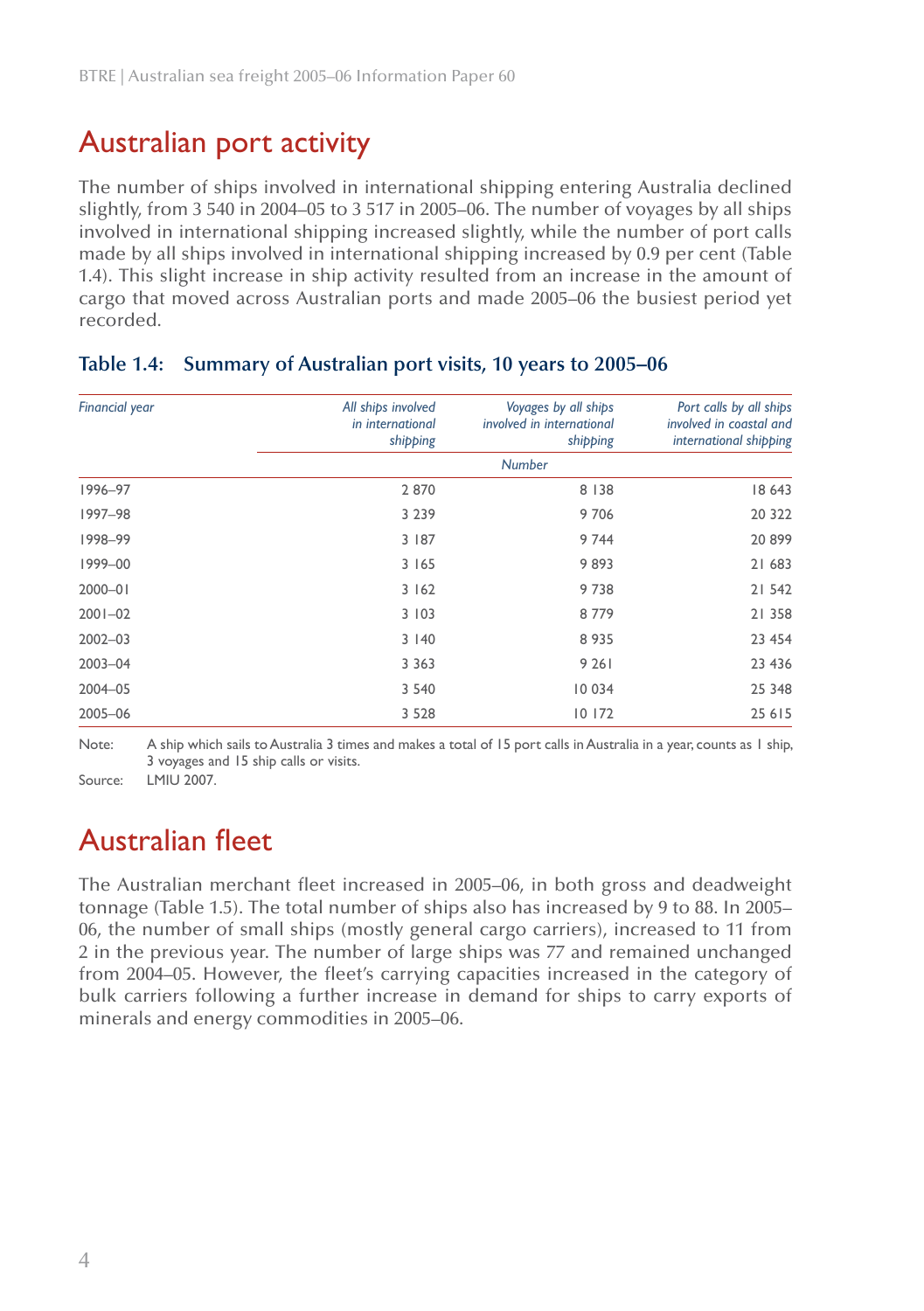## Australian port activity

The number of ships involved in international shipping entering Australia declined slightly, from 3 540 in 2004–05 to 3 517 in 2005–06. The number of voyages by all ships involved in international shipping increased slightly, while the number of port calls made by all ships involved in international shipping increased by 0.9 per cent (Table 1.4). This slight increase in ship activity resulted from an increase in the amount of cargo that moved across Australian ports and made 2005–06 the busiest period yet recorded.

### Table 1.4: Summary of Australian port visits, 10 years to 2005–06

| *Financial year* | *All ships involved in international shipping* | *Voyages by all ships involved in international shipping* | *Port calls by all ships involved in coastal and international shipping* |
|---|---|---|---|
| | | *Number* | |
| 1996–97 | 2 870 | 8 138 | 18 643 |
| 1997–98 | 3 239 | 9 706 | 20 322 |
| 1998–99 | 3 187 | 9 744 | 20 899 |
| 1999–00 | 3 165 | 9 893 | 21 683 |
| 2000–01 | 3 162 | 9 738 | 21 542 |
| 2001–02 | 3 103 | 8 779 | 21 358 |
| 2002–03 | 3 140 | 8 935 | 23 454 |
| 2003–04 | 3 363 | 9 261 | 23 436 |
| 2004–05 | 3 540 | 10 034 | 25 348 |
| 2005–06 | 3 528 | 10 172 | 25 615 |

Note: A ship which sails to Australia 3 times and makes a total of 15 port calls in Australia in a year, counts as 1 ship, 3 voyages and 15 ship calls or visits.

Source: LMIU 2007.

## Australian fleet

The Australian merchant fleet increased in 2005–06, in both gross and deadweight tonnage (Table 1.5). The total number of ships also has increased by 9 to 88. In 2005–06, the number of small ships (mostly general cargo carriers), increased to 11 from 2 in the previous year. The number of large ships was 77 and remained unchanged from 2004–05. However, the fleet's carrying capacities increased in the category of bulk carriers following a further increase in demand for ships to carry exports of minerals and energy commodities in 2005–06.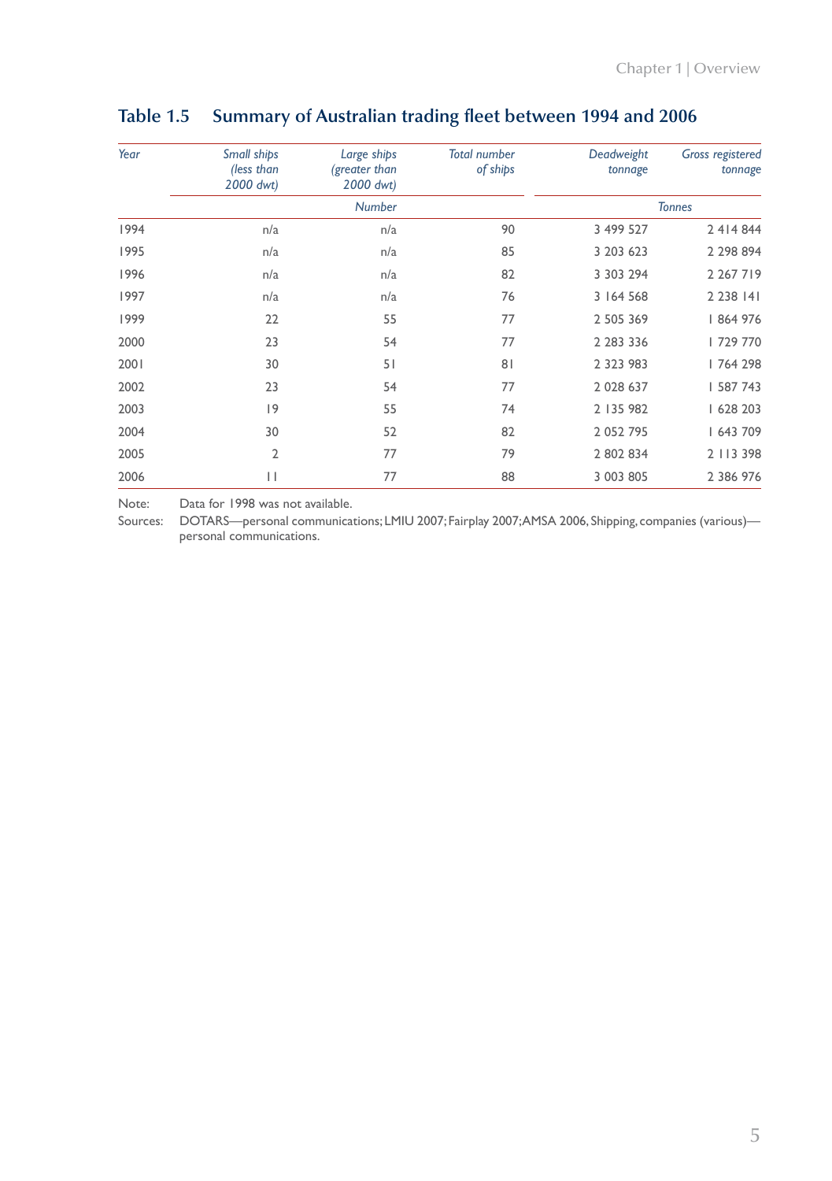## Table 1.5 Summary of Australian trading fleet between 1994 and 2006

| *Year* | *Small ships (less than 2000 dwt)* | *Large ships (greater than 2000 dwt)* | *Total number of ships* | *Deadweight tonnage* | *Gross registered tonnage* |
|---|---|---|---|---|---|
| | *Number* | | | *Tonnes* | |
| 1994 | n/a | n/a | 90 | 3 499 527 | 2 414 844 |
| 1995 | n/a | n/a | 85 | 3 203 623 | 2 298 894 |
| 1996 | n/a | n/a | 82 | 3 303 294 | 2 267 719 |
| 1997 | n/a | n/a | 76 | 3 164 568 | 2 238 141 |
| 1999 | 22 | 55 | 77 | 2 505 369 | 1 864 976 |
| 2000 | 23 | 54 | 77 | 2 283 336 | 1 729 770 |
| 2001 | 30 | 51 | 81 | 2 323 983 | 1 764 298 |
| 2002 | 23 | 54 | 77 | 2 028 637 | 1 587 743 |
| 2003 | 19 | 55 | 74 | 2 135 982 | 1 628 203 |
| 2004 | 30 | 52 | 82 | 2 052 795 | 1 643 709 |
| 2005 | 2 | 77 | 79 | 2 802 834 | 2 113 398 |
| 2006 | 11 | 77 | 88 | 3 003 805 | 2 386 976 |

Note: Data for 1998 was not available.

Sources: DOTARS—personal communications; LMIU 2007; Fairplay 2007; AMSA 2006, Shipping, companies (various)—personal communications.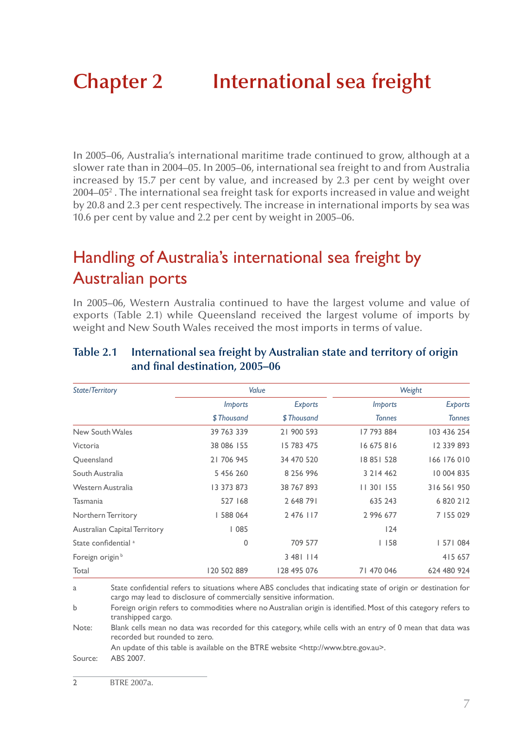# Chapter 2 International sea freight

In 2005–06, Australia's international maritime trade continued to grow, although at a slower rate than in 2004–05. In 2005–06, international sea freight to and from Australia increased by 15.7 per cent by value, and increased by 2.3 per cent by weight over 2004–05[2] . The international sea freight task for exports increased in value and weight by 20.8 and 2.3 per cent respectively. The increase in international imports by sea was 10.6 per cent by value and 2.2 per cent by weight in 2005–06.

## Handling of Australia's international sea freight by Australian ports

In 2005–06, Western Australia continued to have the largest volume and value of exports (Table 2.1) while Queensland received the largest volume of imports by weight and New South Wales received the most imports in terms of value.

### Table 2.1 International sea freight by Australian state and territory of origin and final destination, 2005–06

| *State/Territory* | *Value* | | *Weight* | |
|---|---|---|---|---|
| | *Imports* | *Exports* | *Imports* | *Exports* |
| | *$ Thousand* | *$ Thousand* | *Tonnes* | *Tonnes* |
| New South Wales | 39 763 339 | 21 900 593 | 17 793 884 | 103 436 254 |
| Victoria | 38 086 155 | 15 783 475 | 16 675 816 | 12 339 893 |
| Queensland | 21 706 945 | 34 470 520 | 18 851 528 | 166 176 010 |
| South Australia | 5 456 260 | 8 256 996 | 3 214 462 | 10 004 835 |
| Western Australia | 13 373 873 | 38 767 893 | 11 301 155 | 316 561 950 |
| Tasmania | 527 168 | 2 648 791 | 635 243 | 6 820 212 |
| Northern Territory | 1 588 064 | 2 476 117 | 2 996 677 | 7 155 029 |
| Australian Capital Territory | 1 085 | | 124 | |
| State confidential [a] | 0 | 709 577 | 1 158 | 1 571 084 |
| Foreign origin [b] | | 3 481 114 | | 415 657 |
| Total | 120 502 889 | 128 495 076 | 71 470 046 | 624 480 924 |

a State confidential refers to situations where ABS concludes that indicating state of origin or destination for cargo may lead to disclosure of commercially sensitive information.

b Foreign origin refers to commodities where no Australian origin is identified. Most of this category refers to transhipped cargo.

Note: Blank cells mean no data was recorded for this category, while cells with an entry of 0 mean that data was recorded but rounded to zero.

An update of this table is available on the BTRE website <http://www.btre.gov.au>.

Source: ABS 2007.

2 BTRE 2007a.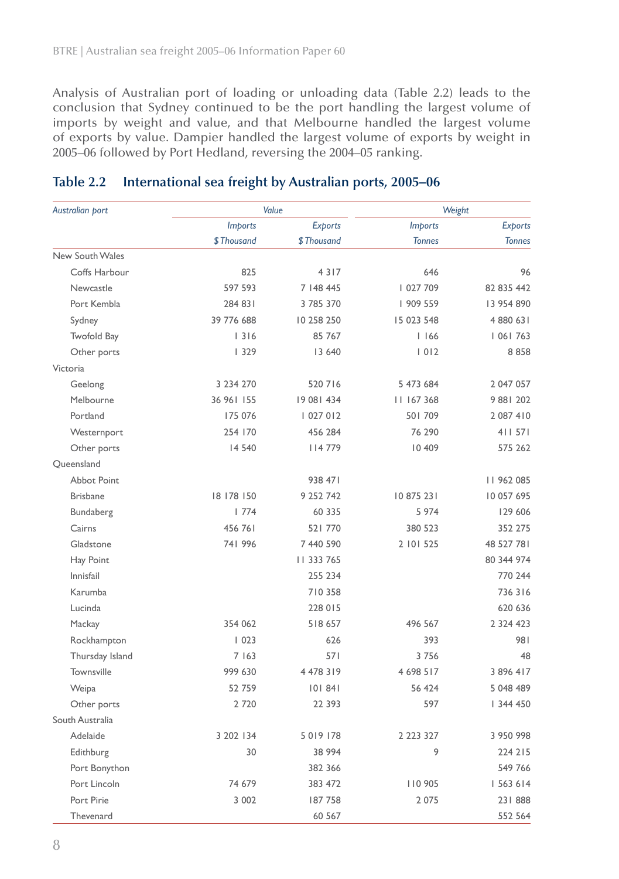Analysis of Australian port of loading or unloading data (Table 2.2) leads to the conclusion that Sydney continued to be the port handling the largest volume of imports by weight and value, and that Melbourne handled the largest volume of exports by value. Dampier handled the largest volume of exports by weight in 2005–06 followed by Port Hedland, reversing the 2004–05 ranking.

## Table 2.2 International sea freight by Australian ports, 2005–06

| *Australian port* | *Value* | | *Weight* | |
|---|---|---|---|---|
| | *Imports* | *Exports* | *Imports* | *Exports* |
| | *$ Thousand* | *$ Thousand* | *Tonnes* | *Tonnes* |
| New South Wales | | | | |
| Coffs Harbour | 825 | 4 317 | 646 | 96 |
| Newcastle | 597 593 | 7 148 445 | 1 027 709 | 82 835 442 |
| Port Kembla | 284 831 | 3 785 370 | 1 909 559 | 13 954 890 |
| Sydney | 39 776 688 | 10 258 250 | 15 023 548 | 4 880 631 |
| Twofold Bay | 1 316 | 85 767 | 1 166 | 1 061 763 |
| Other ports | 1 329 | 13 640 | 1 012 | 8 858 |
| Victoria | | | | |
| Geelong | 3 234 270 | 520 716 | 5 473 684 | 2 047 057 |
| Melbourne | 36 961 155 | 19 081 434 | 11 167 368 | 9 881 202 |
| Portland | 175 076 | 1 027 012 | 501 709 | 2 087 410 |
| Westernport | 254 170 | 456 284 | 76 290 | 411 571 |
| Other ports | 14 540 | 114 779 | 10 409 | 575 262 |
| Queensland | | | | |
| Abbot Point | | 938 471 | | 11 962 085 |
| Brisbane | 18 178 150 | 9 252 742 | 10 875 231 | 10 057 695 |
| Bundaberg | 1 774 | 60 335 | 5 974 | 129 606 |
| Cairns | 456 761 | 521 770 | 380 523 | 352 275 |
| Gladstone | 741 996 | 7 440 590 | 2 101 525 | 48 527 781 |
| Hay Point | | 11 333 765 | | 80 344 974 |
| Innisfail | | 255 234 | | 770 244 |
| Karumba | | 710 358 | | 736 316 |
| Lucinda | | 228 015 | | 620 636 |
| Mackay | 354 062 | 518 657 | 496 567 | 2 324 423 |
| Rockhampton | 1 023 | 626 | 393 | 981 |
| Thursday Island | 7 163 | 571 | 3 756 | 48 |
| Townsville | 999 630 | 4 478 319 | 4 698 517 | 3 896 417 |
| Weipa | 52 759 | 101 841 | 56 424 | 5 048 489 |
| Other ports | 2 720 | 22 393 | 597 | 1 344 450 |
| South Australia | | | | |
| Adelaide | 3 202 134 | 5 019 178 | 2 223 327 | 3 950 998 |
| Edithburg | 30 | 38 994 | 9 | 224 215 |
| Port Bonython | | 382 366 | | 549 766 |
| Port Lincoln | 74 679 | 383 472 | 110 905 | 1 563 614 |
| Port Pirie | 3 002 | 187 758 | 2 075 | 231 888 |
| Thevenard | | 60 567 | | 552 564 |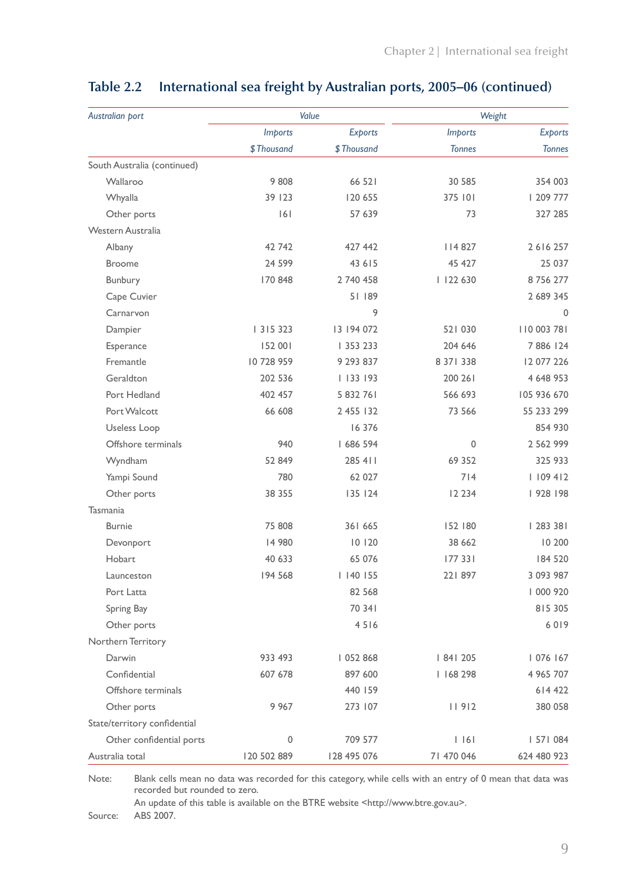## Table 2.2 International sea freight by Australian ports, 2005–06 (continued)

| *Australian port* | *Value* | | *Weight* | |
|---|---|---|---|---|
| | *Imports* | *Exports* | *Imports* | *Exports* |
| | *$ Thousand* | *$ Thousand* | *Tonnes* | *Tonnes* |
| South Australia (continued) | | | | |
| Wallaroo | 9 808 | 66 521 | 30 585 | 354 003 |
| Whyalla | 39 123 | 120 655 | 375 101 | 1 209 777 |
| Other ports | 161 | 57 639 | 73 | 327 285 |
| Western Australia | | | | |
| Albany | 42 742 | 427 442 | 114 827 | 2 616 257 |
| Broome | 24 599 | 43 615 | 45 427 | 25 037 |
| Bunbury | 170 848 | 2 740 458 | 1 122 630 | 8 756 277 |
| Cape Cuvier | | 51 189 | | 2 689 345 |
| Carnarvon | | 9 | | 0 |
| Dampier | 1 315 323 | 13 194 072 | 521 030 | 110 003 781 |
| Esperance | 152 001 | 1 353 233 | 204 646 | 7 886 124 |
| Fremantle | 10 728 959 | 9 293 837 | 8 371 338 | 12 077 226 |
| Geraldton | 202 536 | 1 133 193 | 200 261 | 4 648 953 |
| Port Hedland | 402 457 | 5 832 761 | 566 693 | 105 936 670 |
| Port Walcott | 66 608 | 2 455 132 | 73 566 | 55 233 299 |
| Useless Loop | | 16 376 | | 854 930 |
| Offshore terminals | 940 | 1 686 594 | 0 | 2 562 999 |
| Wyndham | 52 849 | 285 411 | 69 352 | 325 933 |
| Yampi Sound | 780 | 62 027 | 714 | 1 109 412 |
| Other ports | 38 355 | 135 124 | 12 234 | 1 928 198 |
| Tasmania | | | | |
| Burnie | 75 808 | 361 665 | 152 180 | 1 283 381 |
| Devonport | 14 980 | 10 120 | 38 662 | 10 200 |
| Hobart | 40 633 | 65 076 | 177 331 | 184 520 |
| Launceston | 194 568 | 1 140 155 | 221 897 | 3 093 987 |
| Port Latta | | 82 568 | | 1 000 920 |
| Spring Bay | | 70 341 | | 815 305 |
| Other ports | | 4 516 | | 6 019 |
| Northern Territory | | | | |
| Darwin | 933 493 | 1 052 868 | 1 841 205 | 1 076 167 |
| Confidential | 607 678 | 897 600 | 1 168 298 | 4 965 707 |
| Offshore terminals | | 440 159 | | 614 422 |
| Other ports | 9 967 | 273 107 | 11 912 | 380 058 |
| State/territory confidential | | | | |
| Other confidential ports | 0 | 709 577 | 1 161 | 1 571 084 |
| Australia total | 120 502 889 | 128 495 076 | 71 470 046 | 624 480 923 |

Note: Blank cells mean no data was recorded for this category, while cells with an entry of 0 mean that data was recorded but rounded to zero.
An update of this table is available on the BTRE website <http://www.btre.gov.au>.

Source: ABS 2007.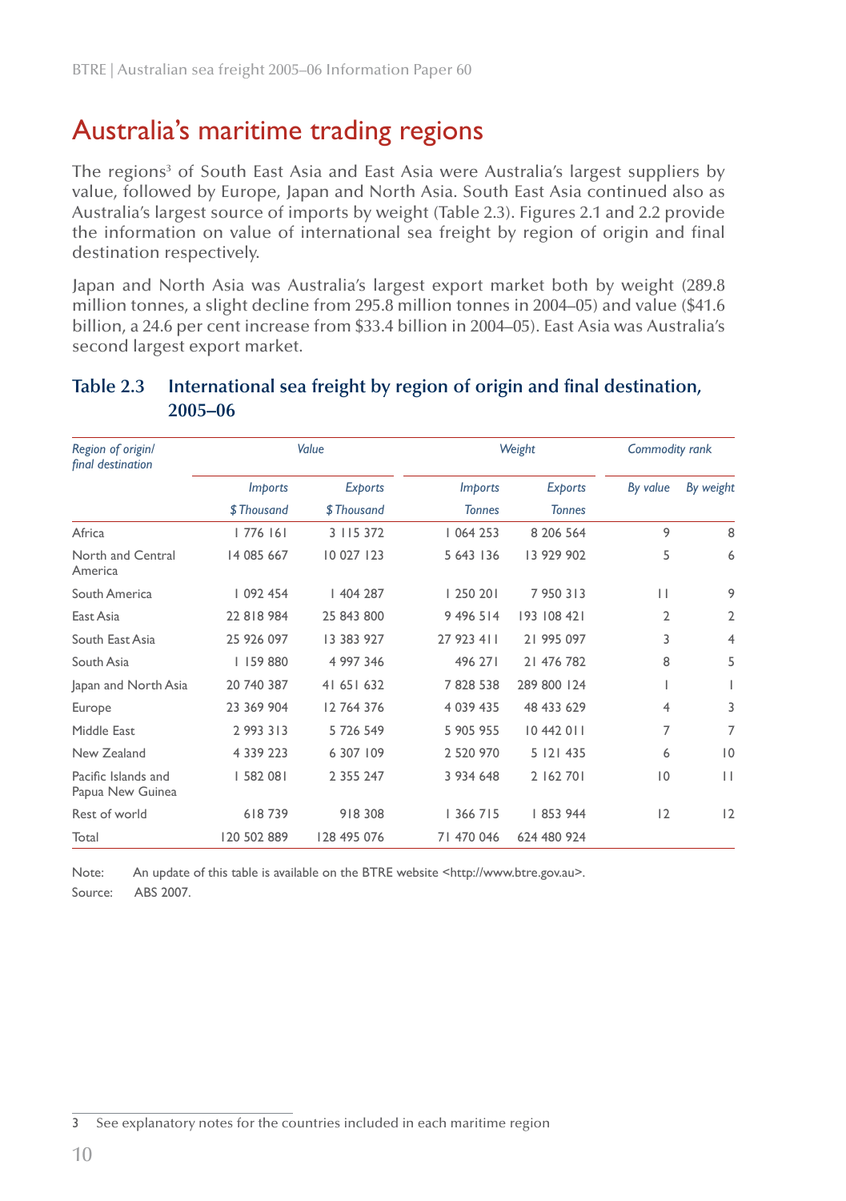# Australia's maritime trading regions

The regions[3] of South East Asia and East Asia were Australia's largest suppliers by value, followed by Europe, Japan and North Asia. South East Asia continued also as Australia's largest source of imports by weight (Table 2.3). Figures 2.1 and 2.2 provide the information on value of international sea freight by region of origin and final destination respectively.

Japan and North Asia was Australia's largest export market both by weight (289.8 million tonnes, a slight decline from 295.8 million tonnes in 2004–05) and value ($41.6 billion, a 24.6 per cent increase from $33.4 billion in 2004–05). East Asia was Australia's second largest export market.

## Table 2.3 International sea freight by region of origin and final destination, 2005–06

| *Region of origin/ final destination* | *Value* | | *Weight* | | *Commodity rank* | |
|---|---|---|---|---|---|---|
| | *Imports* | *Exports* | *Imports* | *Exports* | *By value* | *By weight* |
| | *$ Thousand* | *$ Thousand* | *Tonnes* | *Tonnes* | | |
| Africa | 1 776 161 | 3 115 372 | 1 064 253 | 8 206 564 | 9 | 8 |
| North and Central America | 14 085 667 | 10 027 123 | 5 643 136 | 13 929 902 | 5 | 6 |
| South America | 1 092 454 | 1 404 287 | 1 250 201 | 7 950 313 | 11 | 9 |
| East Asia | 22 818 984 | 25 843 800 | 9 496 514 | 193 108 421 | 2 | 2 |
| South East Asia | 25 926 097 | 13 383 927 | 27 923 411 | 21 995 097 | 3 | 4 |
| South Asia | 1 159 880 | 4 997 346 | 496 271 | 21 476 782 | 8 | 5 |
| Japan and North Asia | 20 740 387 | 41 651 632 | 7 828 538 | 289 800 124 | 1 | 1 |
| Europe | 23 369 904 | 12 764 376 | 4 039 435 | 48 433 629 | 4 | 3 |
| Middle East | 2 993 313 | 5 726 549 | 5 905 955 | 10 442 011 | 7 | 7 |
| New Zealand | 4 339 223 | 6 307 109 | 2 520 970 | 5 121 435 | 6 | 10 |
| Pacific Islands and Papua New Guinea | 1 582 081 | 2 355 247 | 3 934 648 | 2 162 701 | 10 | 11 |
| Rest of world | 618 739 | 918 308 | 1 366 715 | 1 853 944 | 12 | 12 |
| Total | 120 502 889 | 128 495 076 | 71 470 046 | 624 480 924 | | |

Note: An update of this table is available on the BTRE website <http://www.btre.gov.au>.

Source: ABS 2007.

3 See explanatory notes for the countries included in each maritime region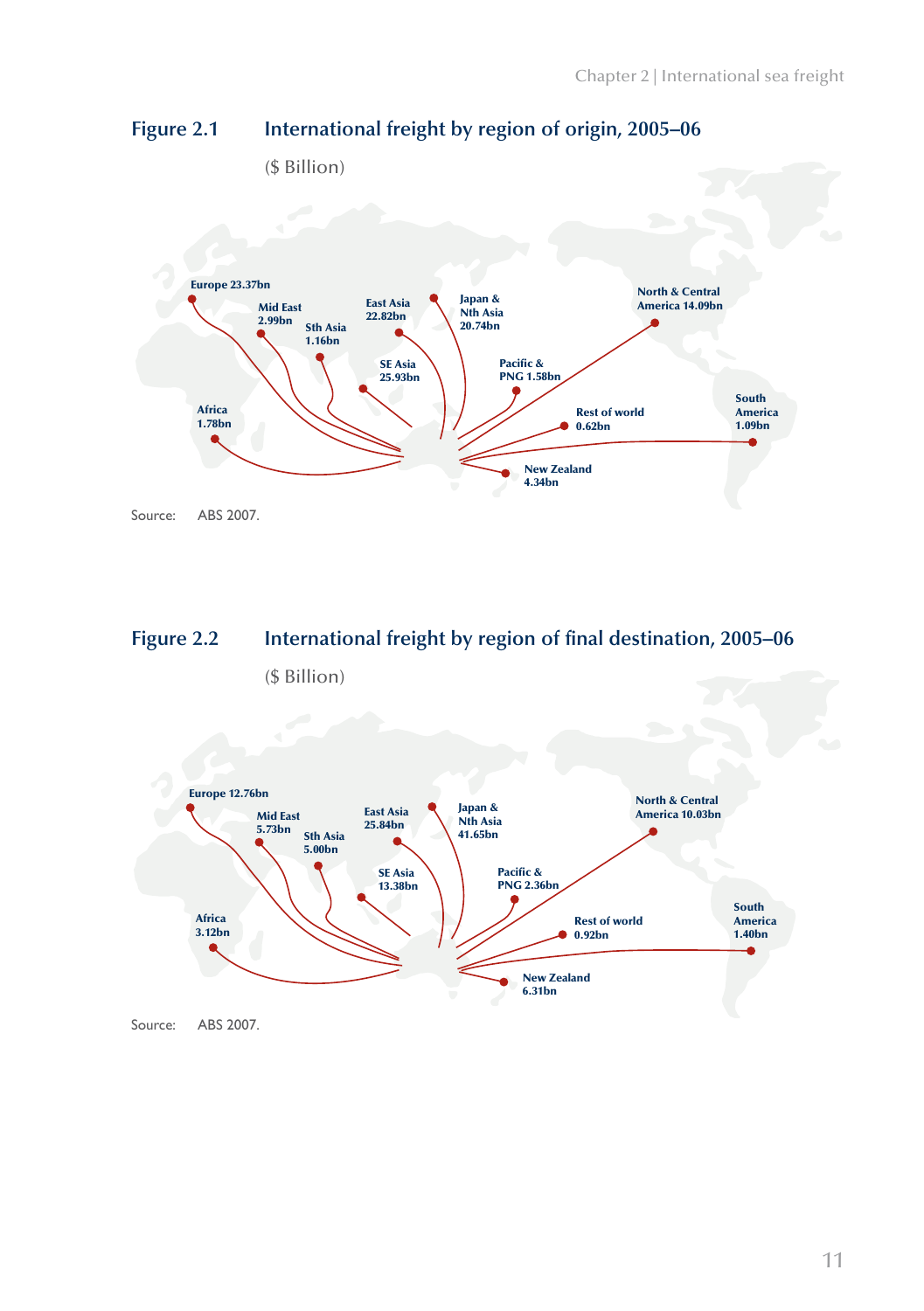**Figure 2.1 International freight by region of origin, 2005–06**

($ Billion)

Europe 23.37bn

Mid East 2.99bn

Sth Asia 1.16bn

East Asia 22.82bn

Japan & Nth Asia 20.74bn

North & Central America 14.09bn

SE Asia 25.93bn

Pacific & PNG 1.58bn

Africa 1.78bn

Rest of world 0.62bn

South America 1.09bn

New Zealand 4.34bn

Source: ABS 2007.

**Figure 2.2 International freight by region of final destination, 2005–06**

($ Billion)

Europe 12.76bn

Mid East 5.73bn

Sth Asia 5.00bn

East Asia 25.84bn

Japan & Nth Asia 41.65bn

North & Central America 10.03bn

SE Asia 13.38bn

Pacific & PNG 2.36bn

Africa 3.12bn

Rest of world 0.92bn

South America 1.40bn

New Zealand 6.31bn

Source: ABS 2007.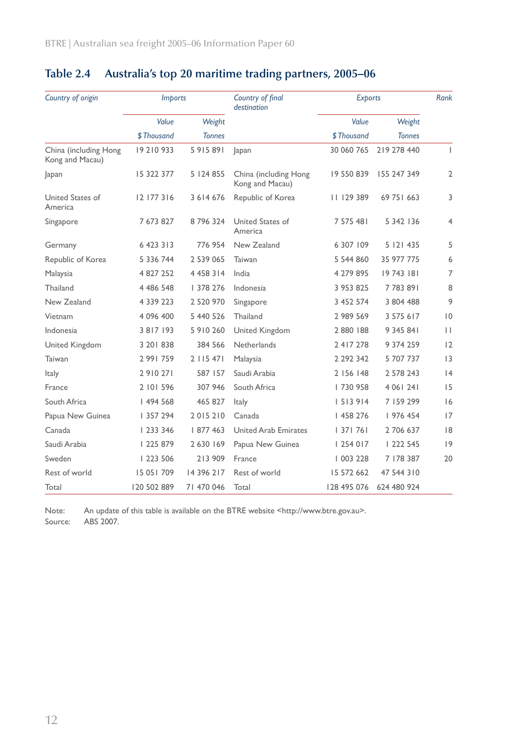## Table 2.4 Australia's top 20 maritime trading partners, 2005–06

| *Country of origin* | *Imports* | | *Country of final destination* | *Exports* | | *Rank* |
|---|---|---|---|---|---|---|
| | *Value* | *Weight* | | *Value* | *Weight* | |
| | *$ Thousand* | *Tonnes* | | *$ Thousand* | *Tonnes* | |
| China (including Hong Kong and Macau) | 19 210 933 | 5 915 891 | Japan | 30 060 765 | 219 278 440 | 1 |
| Japan | 15 322 377 | 5 124 855 | China (including Hong Kong and Macau) | 19 550 839 | 155 247 349 | 2 |
| United States of America | 12 177 316 | 3 614 676 | Republic of Korea | 11 129 389 | 69 751 663 | 3 |
| Singapore | 7 673 827 | 8 796 324 | United States of America | 7 575 481 | 5 342 136 | 4 |
| Germany | 6 423 313 | 776 954 | New Zealand | 6 307 109 | 5 121 435 | 5 |
| Republic of Korea | 5 336 744 | 2 539 065 | Taiwan | 5 544 860 | 35 977 775 | 6 |
| Malaysia | 4 827 252 | 4 458 314 | India | 4 279 895 | 19 743 181 | 7 |
| Thailand | 4 486 548 | 1 378 276 | Indonesia | 3 953 825 | 7 783 891 | 8 |
| New Zealand | 4 339 223 | 2 520 970 | Singapore | 3 452 574 | 3 804 488 | 9 |
| Vietnam | 4 096 400 | 5 440 526 | Thailand | 2 989 569 | 3 575 617 | 10 |
| Indonesia | 3 817 193 | 5 910 260 | United Kingdom | 2 880 188 | 9 345 841 | 11 |
| United Kingdom | 3 201 838 | 384 566 | Netherlands | 2 417 278 | 9 374 259 | 12 |
| Taiwan | 2 991 759 | 2 115 471 | Malaysia | 2 292 342 | 5 707 737 | 13 |
| Italy | 2 910 271 | 587 157 | Saudi Arabia | 2 156 148 | 2 578 243 | 14 |
| France | 2 101 596 | 307 946 | South Africa | 1 730 958 | 4 061 241 | 15 |
| South Africa | 1 494 568 | 465 827 | Italy | 1 513 914 | 7 159 299 | 16 |
| Papua New Guinea | 1 357 294 | 2 015 210 | Canada | 1 458 276 | 1 976 454 | 17 |
| Canada | 1 233 346 | 1 877 463 | United Arab Emirates | 1 371 761 | 2 706 637 | 18 |
| Saudi Arabia | 1 225 879 | 2 630 169 | Papua New Guinea | 1 254 017 | 1 222 545 | 19 |
| Sweden | 1 223 506 | 213 909 | France | 1 003 228 | 7 178 387 | 20 |
| Rest of world | 15 051 709 | 14 396 217 | Rest of world | 15 572 662 | 47 544 310 | |
| Total | 120 502 889 | 71 470 046 | Total | 128 495 076 | 624 480 924 | |

Note: An update of this table is available on the BTRE website <http://www.btre.gov.au>.
Source: ABS 2007.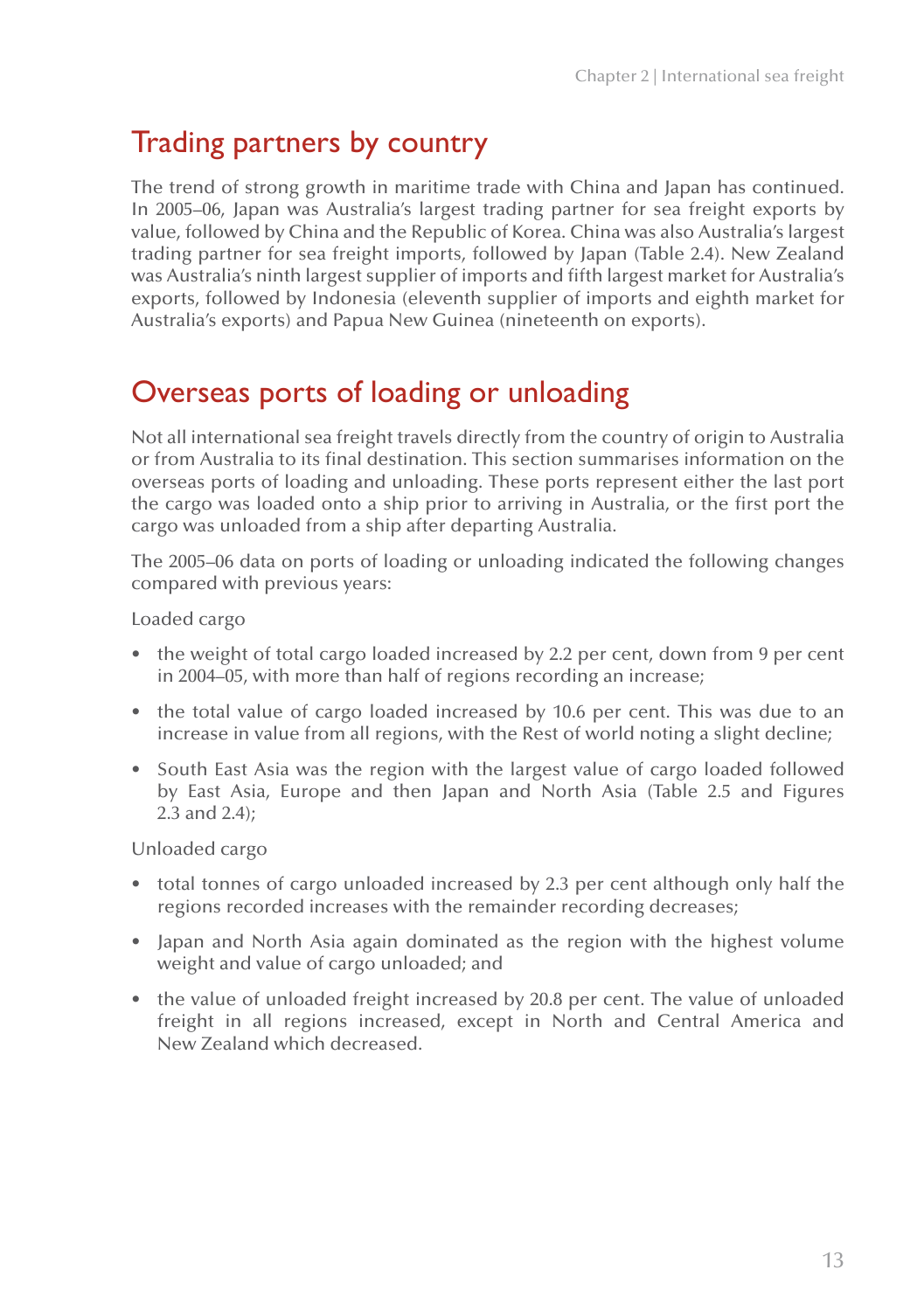## Trading partners by country

The trend of strong growth in maritime trade with China and Japan has continued. In 2005–06, Japan was Australia's largest trading partner for sea freight exports by value, followed by China and the Republic of Korea. China was also Australia's largest trading partner for sea freight imports, followed by Japan (Table 2.4). New Zealand was Australia's ninth largest supplier of imports and fifth largest market for Australia's exports, followed by Indonesia (eleventh supplier of imports and eighth market for Australia's exports) and Papua New Guinea (nineteenth on exports).

## Overseas ports of loading or unloading

Not all international sea freight travels directly from the country of origin to Australia or from Australia to its final destination. This section summarises information on the overseas ports of loading and unloading. These ports represent either the last port the cargo was loaded onto a ship prior to arriving in Australia, or the first port the cargo was unloaded from a ship after departing Australia.

The 2005–06 data on ports of loading or unloading indicated the following changes compared with previous years:

Loaded cargo

- the weight of total cargo loaded increased by 2.2 per cent, down from 9 per cent in 2004–05, with more than half of regions recording an increase;
- the total value of cargo loaded increased by 10.6 per cent. This was due to an increase in value from all regions, with the Rest of world noting a slight decline;
- South East Asia was the region with the largest value of cargo loaded followed by East Asia, Europe and then Japan and North Asia (Table 2.5 and Figures 2.3 and 2.4);

Unloaded cargo

- total tonnes of cargo unloaded increased by 2.3 per cent although only half the regions recorded increases with the remainder recording decreases;
- Japan and North Asia again dominated as the region with the highest volume weight and value of cargo unloaded; and
- the value of unloaded freight increased by 20.8 per cent. The value of unloaded freight in all regions increased, except in North and Central America and New Zealand which decreased.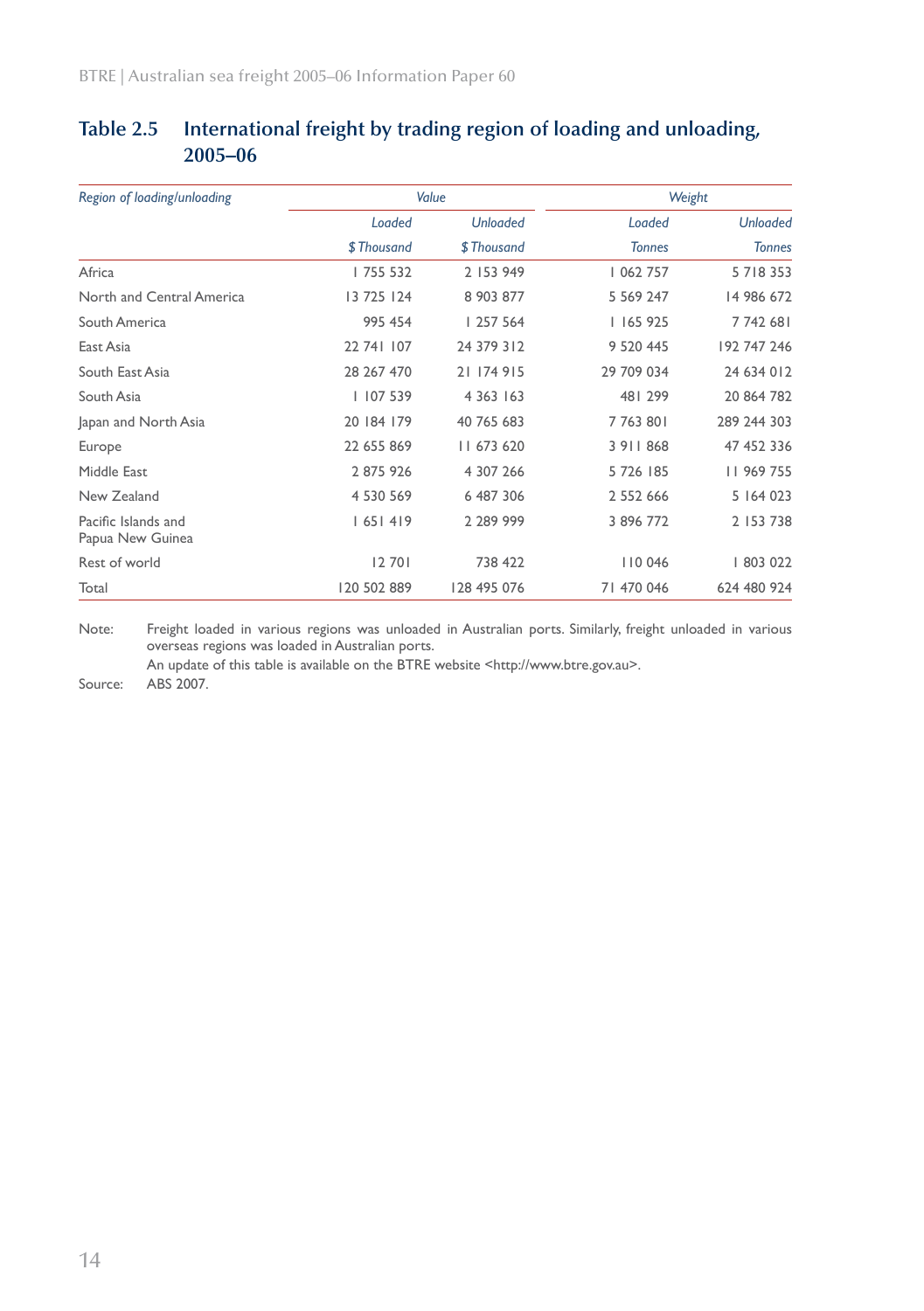## Table 2.5 International freight by trading region of loading and unloading, 2005–06

| *Region of loading/unloading* | *Value* | | *Weight* | |
|---|---|---|---|---|
| | *Loaded* | *Unloaded* | *Loaded* | *Unloaded* |
| | *$ Thousand* | *$ Thousand* | *Tonnes* | *Tonnes* |
| Africa | 1 755 532 | 2 153 949 | 1 062 757 | 5 718 353 |
| North and Central America | 13 725 124 | 8 903 877 | 5 569 247 | 14 986 672 |
| South America | 995 454 | 1 257 564 | 1 165 925 | 7 742 681 |
| East Asia | 22 741 107 | 24 379 312 | 9 520 445 | 192 747 246 |
| South East Asia | 28 267 470 | 21 174 915 | 29 709 034 | 24 634 012 |
| South Asia | 1 107 539 | 4 363 163 | 481 299 | 20 864 782 |
| Japan and North Asia | 20 184 179 | 40 765 683 | 7 763 801 | 289 244 303 |
| Europe | 22 655 869 | 11 673 620 | 3 911 868 | 47 452 336 |
| Middle East | 2 875 926 | 4 307 266 | 5 726 185 | 11 969 755 |
| New Zealand | 4 530 569 | 6 487 306 | 2 552 666 | 5 164 023 |
| Pacific Islands and Papua New Guinea | 1 651 419 | 2 289 999 | 3 896 772 | 2 153 738 |
| Rest of world | 12 701 | 738 422 | 110 046 | 1 803 022 |
| Total | 120 502 889 | 128 495 076 | 71 470 046 | 624 480 924 |

Note: Freight loaded in various regions was unloaded in Australian ports. Similarly, freight unloaded in various overseas regions was loaded in Australian ports.

An update of this table is available on the BTRE website <http://www.btre.gov.au>.

Source: ABS 2007.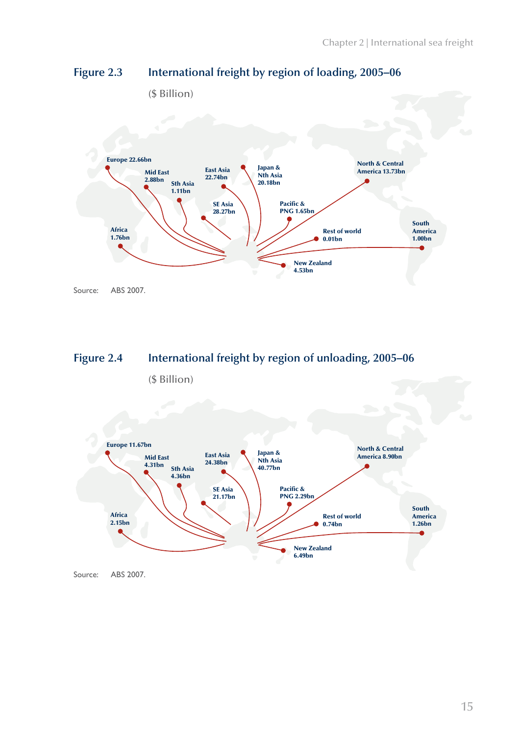## Figure 2.3 International freight by region of loading, 2005–06

($ Billion)

Europe 22.66bn

Mid East 2.88bn

Sth Asia 1.11bn

East Asia 22.74bn

Japan & Nth Asia 20.18bn

North & Central America 13.73bn

SE Asia 28.27bn

Pacific & PNG 1.65bn

Africa 1.76bn

Rest of world 0.01bn

South America 1.00bn

New Zealand 4.53bn

Source: ABS 2007.

## Figure 2.4 International freight by region of unloading, 2005–06

($ Billion)

Europe 11.67bn

Mid East 4.31bn

Sth Asia 4.36bn

East Asia 24.38bn

Japan & Nth Asia 40.77bn

North & Central America 8.90bn

SE Asia 21.17bn

Pacific & PNG 2.29bn

Africa 2.15bn

Rest of world 0.74bn

South America 1.26bn

New Zealand 6.49bn

Source: ABS 2007.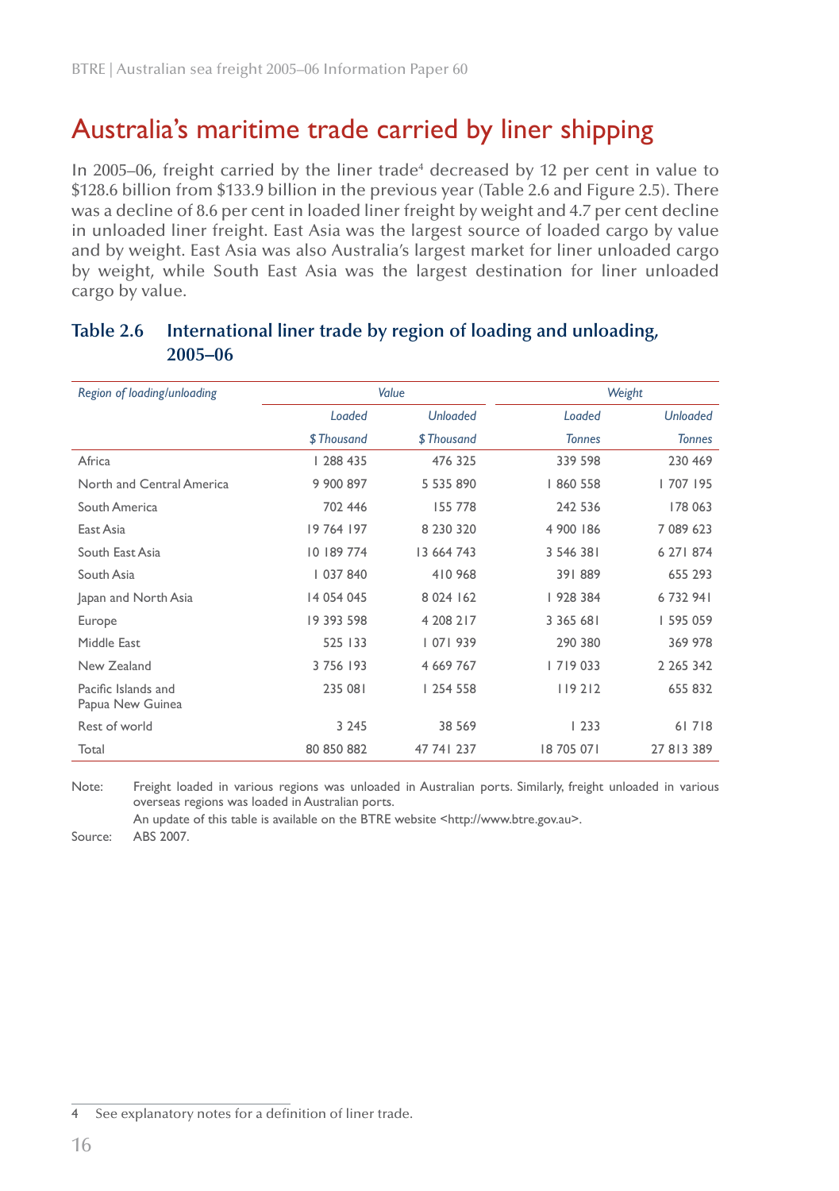# Australia's maritime trade carried by liner shipping

In 2005–06, freight carried by the liner trade[4] decreased by 12 per cent in value to $128.6 billion from $133.9 billion in the previous year (Table 2.6 and Figure 2.5). There was a decline of 8.6 per cent in loaded liner freight by weight and 4.7 per cent decline in unloaded liner freight. East Asia was the largest source of loaded cargo by value and by weight. East Asia was also Australia's largest market for liner unloaded cargo by weight, while South East Asia was the largest destination for liner unloaded cargo by value.

## Table 2.6 International liner trade by region of loading and unloading, 2005–06

| *Region of loading/unloading* | *Value* | | *Weight* | |
|---|---|---|---|---|
| | *Loaded* | *Unloaded* | *Loaded* | *Unloaded* |
| | *$ Thousand* | *$ Thousand* | *Tonnes* | *Tonnes* |
| Africa | 1 288 435 | 476 325 | 339 598 | 230 469 |
| North and Central America | 9 900 897 | 5 535 890 | 1 860 558 | 1 707 195 |
| South America | 702 446 | 155 778 | 242 536 | 178 063 |
| East Asia | 19 764 197 | 8 230 320 | 4 900 186 | 7 089 623 |
| South East Asia | 10 189 774 | 13 664 743 | 3 546 381 | 6 271 874 |
| South Asia | 1 037 840 | 410 968 | 391 889 | 655 293 |
| Japan and North Asia | 14 054 045 | 8 024 162 | 1 928 384 | 6 732 941 |
| Europe | 19 393 598 | 4 208 217 | 3 365 681 | 1 595 059 |
| Middle East | 525 133 | 1 071 939 | 290 380 | 369 978 |
| New Zealand | 3 756 193 | 4 669 767 | 1 719 033 | 2 265 342 |
| Pacific Islands and Papua New Guinea | 235 081 | 1 254 558 | 119 212 | 655 832 |
| Rest of world | 3 245 | 38 569 | 1 233 | 61 718 |
| Total | 80 850 882 | 47 741 237 | 18 705 071 | 27 813 389 |

Note: Freight loaded in various regions was unloaded in Australian ports. Similarly, freight unloaded in various overseas regions was loaded in Australian ports.
An update of this table is available on the BTRE website <http://www.btre.gov.au>.

Source: ABS 2007.

4 See explanatory notes for a definition of liner trade.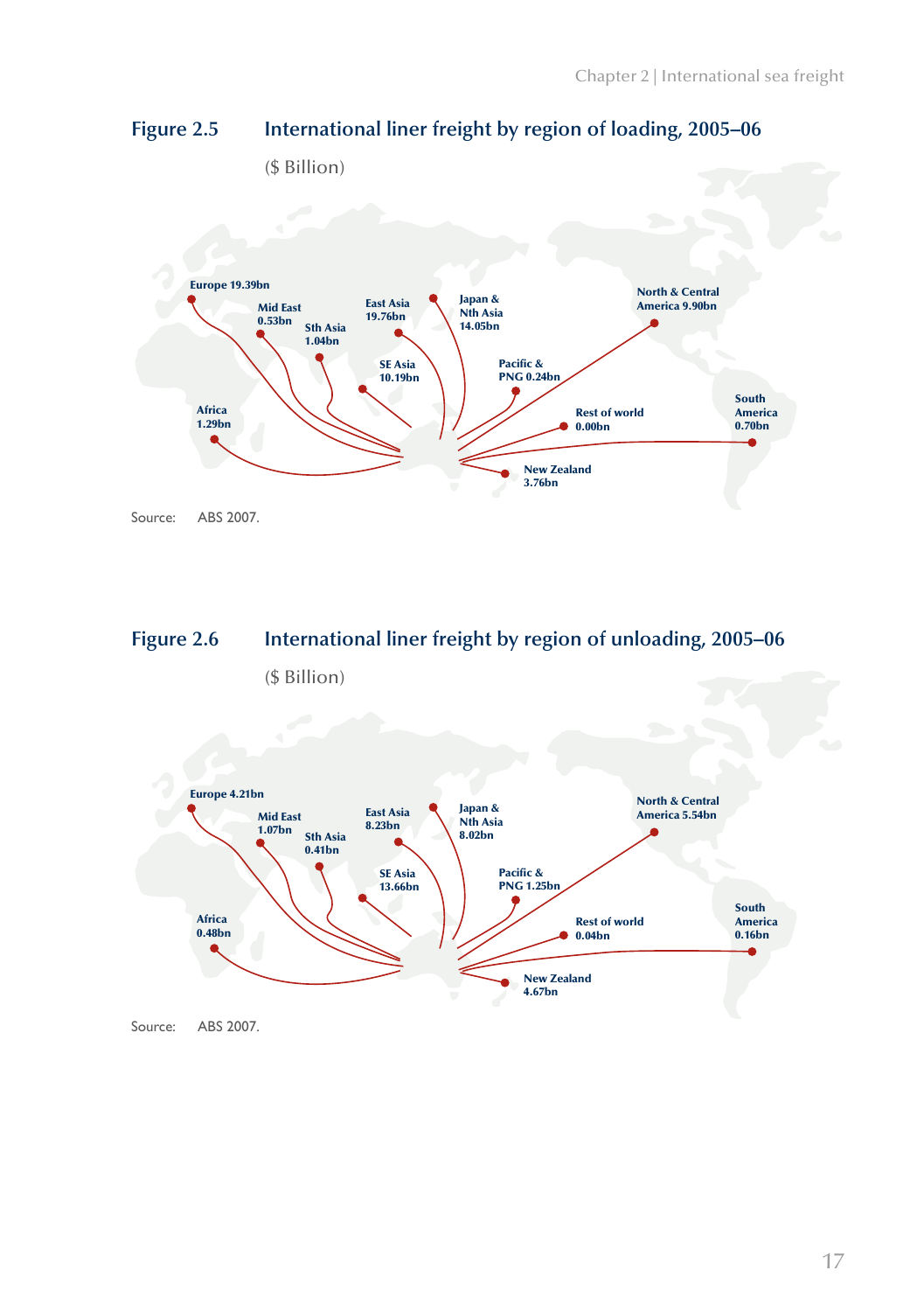## Figure 2.5 International liner freight by region of loading, 2005–06

($ Billion)

Europe 19.39bn

Mid East 0.53bn

Sth Asia 1.04bn

East Asia 19.76bn

Japan & Nth Asia 14.05bn

North & Central America 9.90bn

SE Asia 10.19bn

Pacific & PNG 0.24bn

Africa 1.29bn

Rest of world 0.00bn

South America 0.70bn

New Zealand 3.76bn

Source: ABS 2007.

## Figure 2.6 International liner freight by region of unloading, 2005–06

($ Billion)

Europe 4.21bn

Mid East 1.07bn

Sth Asia 0.41bn

East Asia 8.23bn

Japan & Nth Asia 8.02bn

North & Central America 5.54bn

SE Asia 13.66bn

Pacific & PNG 1.25bn

Africa 0.48bn

Rest of world 0.04bn

South America 0.16bn

New Zealand 4.67bn

Source: ABS 2007.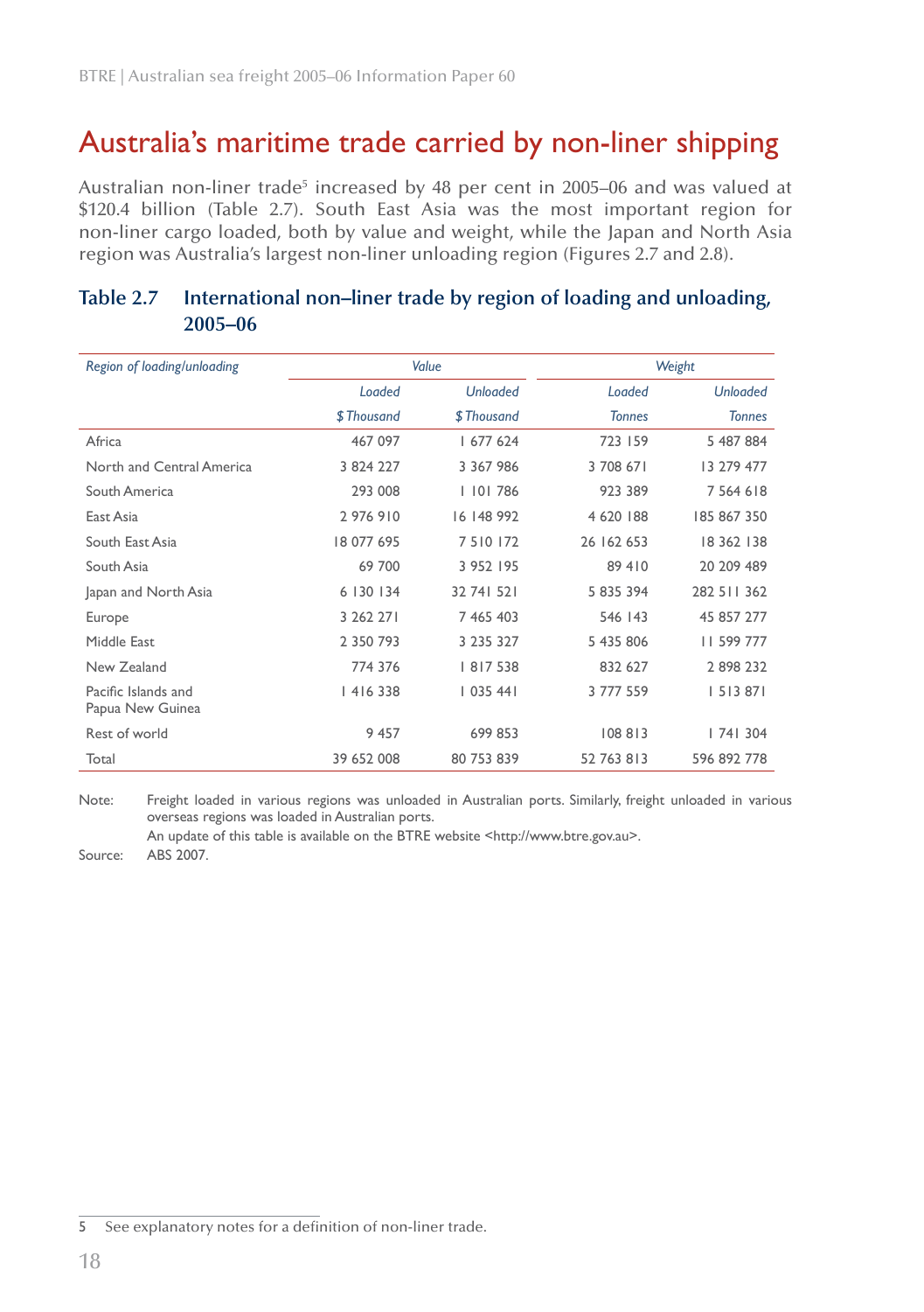# Australia's maritime trade carried by non-liner shipping

Australian non-liner trade[5] increased by 48 per cent in 2005–06 and was valued at $120.4 billion (Table 2.7). South East Asia was the most important region for non-liner cargo loaded, both by value and weight, while the Japan and North Asia region was Australia's largest non-liner unloading region (Figures 2.7 and 2.8).

## Table 2.7 International non–liner trade by region of loading and unloading, 2005–06

| *Region of loading/unloading* | *Value* | | *Weight* | |
|---|---|---|---|---|
| | *Loaded* | *Unloaded* | *Loaded* | *Unloaded* |
| | *$ Thousand* | *$ Thousand* | *Tonnes* | *Tonnes* |
| Africa | 467 097 | 1 677 624 | 723 159 | 5 487 884 |
| North and Central America | 3 824 227 | 3 367 986 | 3 708 671 | 13 279 477 |
| South America | 293 008 | 1 101 786 | 923 389 | 7 564 618 |
| East Asia | 2 976 910 | 16 148 992 | 4 620 188 | 185 867 350 |
| South East Asia | 18 077 695 | 7 510 172 | 26 162 653 | 18 362 138 |
| South Asia | 69 700 | 3 952 195 | 89 410 | 20 209 489 |
| Japan and North Asia | 6 130 134 | 32 741 521 | 5 835 394 | 282 511 362 |
| Europe | 3 262 271 | 7 465 403 | 546 143 | 45 857 277 |
| Middle East | 2 350 793 | 3 235 327 | 5 435 806 | 11 599 777 |
| New Zealand | 774 376 | 1 817 538 | 832 627 | 2 898 232 |
| Pacific Islands and Papua New Guinea | 1 416 338 | 1 035 441 | 3 777 559 | 1 513 871 |
| Rest of world | 9 457 | 699 853 | 108 813 | 1 741 304 |
| Total | 39 652 008 | 80 753 839 | 52 763 813 | 596 892 778 |

Note: Freight loaded in various regions was unloaded in Australian ports. Similarly, freight unloaded in various overseas regions was loaded in Australian ports.

An update of this table is available on the BTRE website <http://www.btre.gov.au>.

Source: ABS 2007.

5 See explanatory notes for a definition of non-liner trade.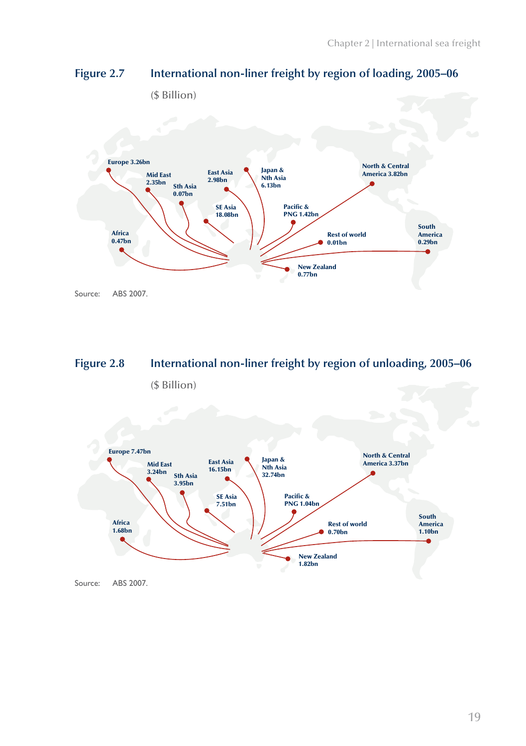**Figure 2.7 International non-liner freight by region of loading, 2005–06**

($ Billion)

Europe 3.26bn

Mid East 2.35bn

Sth Asia 0.07bn

East Asia 2.98bn

Japan & Nth Asia 6.13bn

North & Central America 3.82bn

SE Asia 18.08bn

Pacific & PNG 1.42bn

Africa 0.47bn

Rest of world 0.01bn

South America 0.29bn

New Zealand 0.77bn

Source: ABS 2007.

**Figure 2.8 International non-liner freight by region of unloading, 2005–06**

($ Billion)

Europe 7.47bn

Mid East 3.24bn

Sth Asia 3.95bn

East Asia 16.15bn

Japan & Nth Asia 32.74bn

North & Central America 3.37bn

SE Asia 7.51bn

Pacific & PNG 1.04bn

Africa 1.68bn

Rest of world 0.70bn

South America 1.10bn

New Zealand 1.82bn

Source: ABS 2007.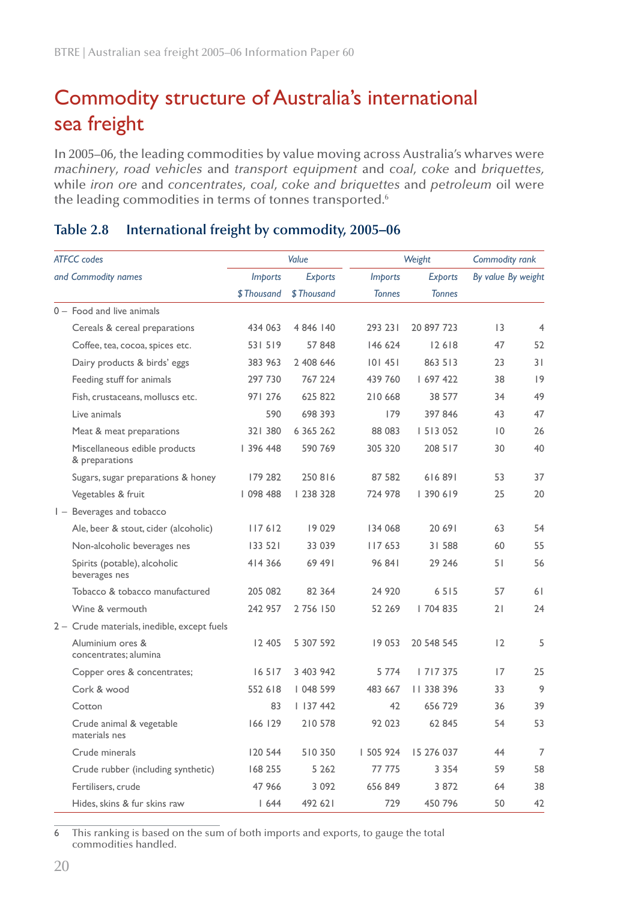# Commodity structure of Australia's international sea freight

In 2005–06, the leading commodities by value moving across Australia's wharves were *machinery*, *road vehicles* and *transport equipment* and *coal*, *coke* and *briquettes*, while *iron ore* and *concentrates*, *coal*, *coke and briquettes* and *petroleum* oil were the leading commodities in terms of tonnes transported.[6]

## Table 2.8 International freight by commodity, 2005–06

| *ATFCC codes and Commodity names* | *Value* | | *Weight* | | *Commodity rank* | |
|---|---|---|---|---|---|---|
| | *Imports* | *Exports* | *Imports* | *Exports* | *By value* | *By weight* |
| | *$ Thousand* | *$ Thousand* | *Tonnes* | *Tonnes* | | |
| 0 – Food and live animals | | | | | | |
| Cereals & cereal preparations | 434 063 | 4 846 140 | 293 231 | 20 897 723 | 13 | 4 |
| Coffee, tea, cocoa, spices etc. | 531 519 | 57 848 | 146 624 | 12 618 | 47 | 52 |
| Dairy products & birds' eggs | 383 963 | 2 408 646 | 101 451 | 863 513 | 23 | 31 |
| Feeding stuff for animals | 297 730 | 767 224 | 439 760 | 1 697 422 | 38 | 19 |
| Fish, crustaceans, molluscs etc. | 971 276 | 625 822 | 210 668 | 38 577 | 34 | 49 |
| Live animals | 590 | 698 393 | 179 | 397 846 | 43 | 47 |
| Meat & meat preparations | 321 380 | 6 365 262 | 88 083 | 1 513 052 | 10 | 26 |
| Miscellaneous edible products & preparations | 1 396 448 | 590 769 | 305 320 | 208 517 | 30 | 40 |
| Sugars, sugar preparations & honey | 179 282 | 250 816 | 87 582 | 616 891 | 53 | 37 |
| Vegetables & fruit | 1 098 488 | 1 238 328 | 724 978 | 1 390 619 | 25 | 20 |
| 1 – Beverages and tobacco | | | | | | |
| Ale, beer & stout, cider (alcoholic) | 117 612 | 19 029 | 134 068 | 20 691 | 63 | 54 |
| Non-alcoholic beverages nes | 133 521 | 33 039 | 117 653 | 31 588 | 60 | 55 |
| Spirits (potable), alcoholic beverages nes | 414 366 | 69 491 | 96 841 | 29 246 | 51 | 56 |
| Tobacco & tobacco manufactured | 205 082 | 82 364 | 24 920 | 6 515 | 57 | 61 |
| Wine & vermouth | 242 957 | 2 756 150 | 52 269 | 1 704 835 | 21 | 24 |
| 2 – Crude materials, inedible, except fuels | | | | | | |
| Aluminium ores & concentrates; alumina | 12 405 | 5 307 592 | 19 053 | 20 548 545 | 12 | 5 |
| Copper ores & concentrates; | 16 517 | 3 403 942 | 5 774 | 1 717 375 | 17 | 25 |
| Cork & wood | 552 618 | 1 048 599 | 483 667 | 11 338 396 | 33 | 9 |
| Cotton | 83 | 1 137 442 | 42 | 656 729 | 36 | 39 |
| Crude animal & vegetable materials nes | 166 129 | 210 578 | 92 023 | 62 845 | 54 | 53 |
| Crude minerals | 120 544 | 510 350 | 1 505 924 | 15 276 037 | 44 | 7 |
| Crude rubber (including synthetic) | 168 255 | 5 262 | 77 775 | 3 354 | 59 | 58 |
| Fertilisers, crude | 47 966 | 3 092 | 656 849 | 3 872 | 64 | 38 |
| Hides, skins & fur skins raw | 1 644 | 492 621 | 729 | 450 796 | 50 | 42 |

6 This ranking is based on the sum of both imports and exports, to gauge the total commodities handled.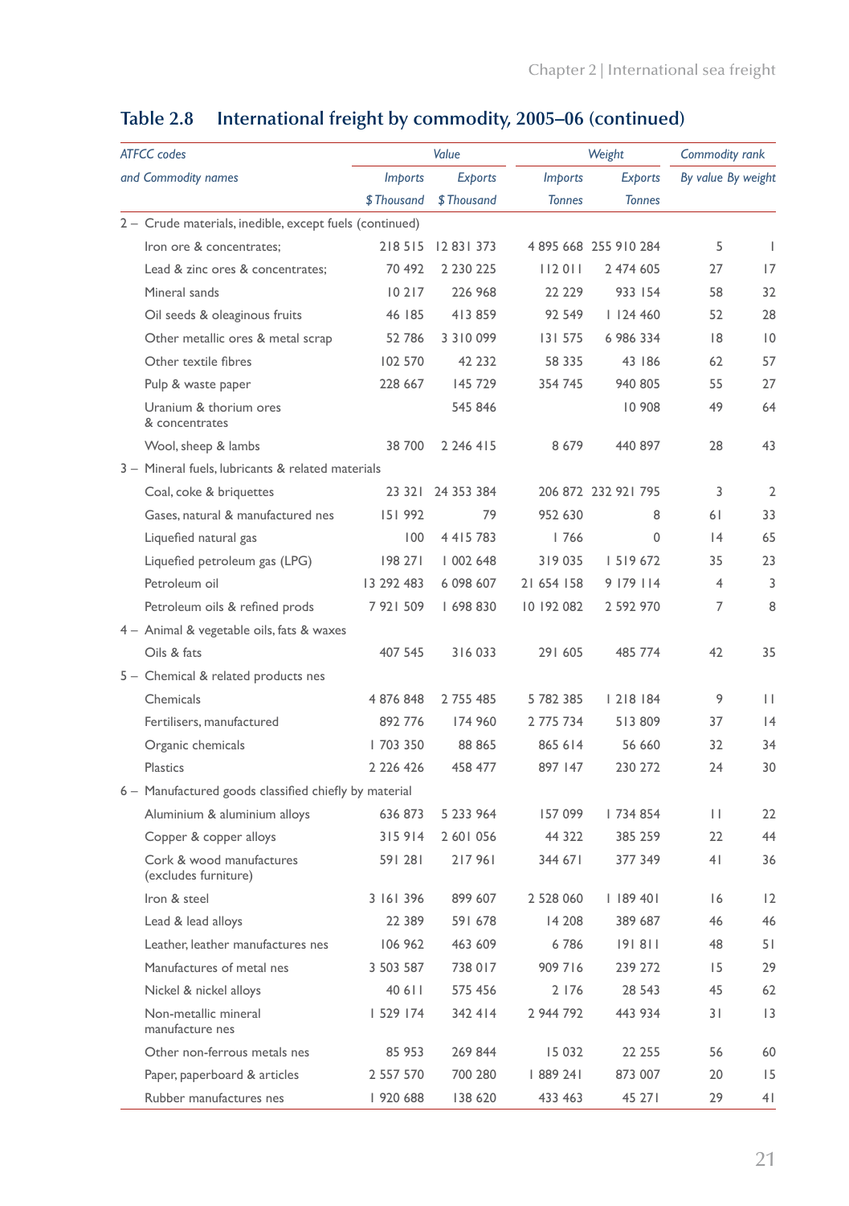## Table 2.8 International freight by commodity, 2005–06 (continued)

| ATFCC codes and Commodity names | Value | | Weight | | Commodity rank | |
|---|---|---|---|---|---|---|
| | Imports | Exports | Imports | Exports | By value | By weight |
| | $ Thousand | $ Thousand | Tonnes | Tonnes | | |
| 2 – Crude materials, inedible, except fuels (continued) | | | | | | |
| Iron ore & concentrates; | 218 515 | 12 831 373 | 4 895 668 | 255 910 284 | 5 | 1 |
| Lead & zinc ores & concentrates; | 70 492 | 2 230 225 | 112 011 | 2 474 605 | 27 | 17 |
| Mineral sands | 10 217 | 226 968 | 22 229 | 933 154 | 58 | 32 |
| Oil seeds & oleaginous fruits | 46 185 | 413 859 | 92 549 | 1 124 460 | 52 | 28 |
| Other metallic ores & metal scrap | 52 786 | 3 310 099 | 131 575 | 6 986 334 | 18 | 10 |
| Other textile fibres | 102 570 | 42 232 | 58 335 | 43 186 | 62 | 57 |
| Pulp & waste paper | 228 667 | 145 729 | 354 745 | 940 805 | 55 | 27 |
| Uranium & thorium ores & concentrates | | 545 846 | | 10 908 | 49 | 64 |
| Wool, sheep & lambs | 38 700 | 2 246 415 | 8 679 | 440 897 | 28 | 43 |
| 3 – Mineral fuels, lubricants & related materials | | | | | | |
| Coal, coke & briquettes | 23 321 | 24 353 384 | 206 872 | 232 921 795 | 3 | 2 |
| Gases, natural & manufactured nes | 151 992 | 79 | 952 630 | 8 | 61 | 33 |
| Liquefied natural gas | 100 | 4 415 783 | 1 766 | 0 | 14 | 65 |
| Liquefied petroleum gas (LPG) | 198 271 | 1 002 648 | 319 035 | 1 519 672 | 35 | 23 |
| Petroleum oil | 13 292 483 | 6 098 607 | 21 654 158 | 9 179 114 | 4 | 3 |
| Petroleum oils & refined prods | 7 921 509 | 1 698 830 | 10 192 082 | 2 592 970 | 7 | 8 |
| 4 – Animal & vegetable oils, fats & waxes | | | | | | |
| Oils & fats | 407 545 | 316 033 | 291 605 | 485 774 | 42 | 35 |
| 5 – Chemical & related products nes | | | | | | |
| Chemicals | 4 876 848 | 2 755 485 | 5 782 385 | 1 218 184 | 9 | 11 |
| Fertilisers, manufactured | 892 776 | 174 960 | 2 775 734 | 513 809 | 37 | 14 |
| Organic chemicals | 1 703 350 | 88 865 | 865 614 | 56 660 | 32 | 34 |
| Plastics | 2 226 426 | 458 477 | 897 147 | 230 272 | 24 | 30 |
| 6 – Manufactured goods classified chiefly by material | | | | | | |
| Aluminium & aluminium alloys | 636 873 | 5 233 964 | 157 099 | 1 734 854 | 11 | 22 |
| Copper & copper alloys | 315 914 | 2 601 056 | 44 322 | 385 259 | 22 | 44 |
| Cork & wood manufactures (excludes furniture) | 591 281 | 217 961 | 344 671 | 377 349 | 41 | 36 |
| Iron & steel | 3 161 396 | 899 607 | 2 528 060 | 1 189 401 | 16 | 12 |
| Lead & lead alloys | 22 389 | 591 678 | 14 208 | 389 687 | 46 | 46 |
| Leather, leather manufactures nes | 106 962 | 463 609 | 6 786 | 191 811 | 48 | 51 |
| Manufactures of metal nes | 3 503 587 | 738 017 | 909 716 | 239 272 | 15 | 29 |
| Nickel & nickel alloys | 40 611 | 575 456 | 2 176 | 28 543 | 45 | 62 |
| Non-metallic mineral manufacture nes | 1 529 174 | 342 414 | 2 944 792 | 443 934 | 31 | 13 |
| Other non-ferrous metals nes | 85 953 | 269 844 | 15 032 | 22 255 | 56 | 60 |
| Paper, paperboard & articles | 2 557 570 | 700 280 | 1 889 241 | 873 007 | 20 | 15 |
| Rubber manufactures nes | 1 920 688 | 138 620 | 433 463 | 45 271 | 29 | 41 |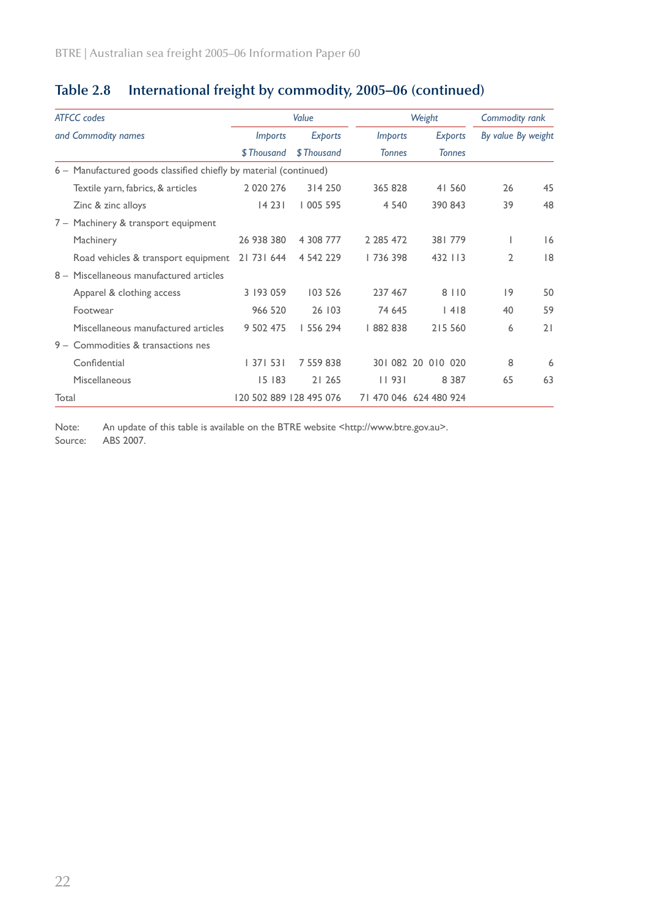## Table 2.8 International freight by commodity, 2005–06 (continued)

| ATFCC codes | Value | | Weight | | Commodity rank | |
|---|---|---|---|---|---|---|
| and Commodity names | Imports | Exports | Imports | Exports | By value | By weight |
| | $ Thousand | $ Thousand | Tonnes | Tonnes | | |
| 6 – Manufactured goods classified chiefly by material (continued) | | | | | | |
| Textile yarn, fabrics, & articles | 2 020 276 | 314 250 | 365 828 | 41 560 | 26 | 45 |
| Zinc & zinc alloys | 14 231 | 1 005 595 | 4 540 | 390 843 | 39 | 48 |
| 7 – Machinery & transport equipment | | | | | | |
| Machinery | 26 938 380 | 4 308 777 | 2 285 472 | 381 779 | 1 | 16 |
| Road vehicles & transport equipment | 21 731 644 | 4 542 229 | 1 736 398 | 432 113 | 2 | 18 |
| 8 – Miscellaneous manufactured articles | | | | | | |
| Apparel & clothing access | 3 193 059 | 103 526 | 237 467 | 8 110 | 19 | 50 |
| Footwear | 966 520 | 26 103 | 74 645 | 1 418 | 40 | 59 |
| Miscellaneous manufactured articles | 9 502 475 | 1 556 294 | 1 882 838 | 215 560 | 6 | 21 |
| 9 – Commodities & transactions nes | | | | | | |
| Confidential | 1 371 531 | 7 559 838 | 301 082 | 20 010 020 | 8 | 6 |
| Miscellaneous | 15 183 | 21 265 | 11 931 | 8 387 | 65 | 63 |
| Total | 120 502 889 | 128 495 076 | 71 470 046 | 624 480 924 | | |

Note: An update of this table is available on the BTRE website <http://www.btre.gov.au>.
Source: ABS 2007.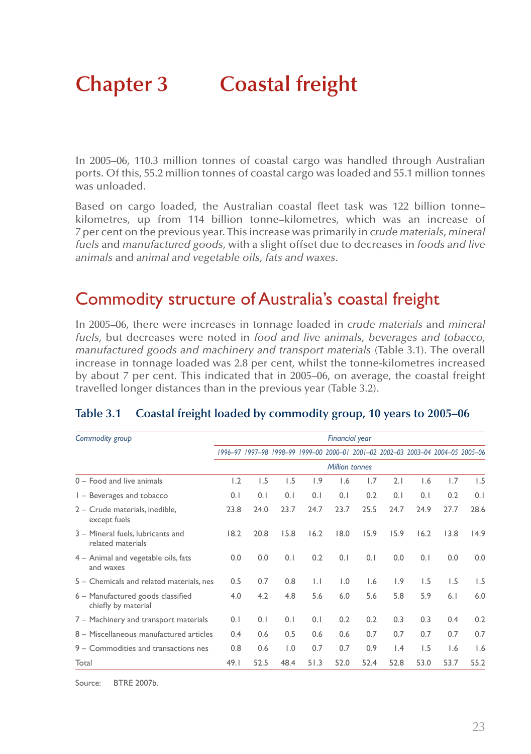# Chapter 3 Coastal freight

In 2005–06, 110.3 million tonnes of coastal cargo was handled through Australian ports. Of this, 55.2 million tonnes of coastal cargo was loaded and 55.1 million tonnes was unloaded.

Based on cargo loaded, the Australian coastal fleet task was 122 billion tonne–kilometres, up from 114 billion tonne–kilometres, which was an increase of 7 per cent on the previous year. This increase was primarily in *crude materials*, *mineral fuels* and *manufactured goods*, with a slight offset due to decreases in *foods and live animals* and *animal and vegetable oils, fats and waxes*.

## Commodity structure of Australia's coastal freight

In 2005–06, there were increases in tonnage loaded in *crude materials* and *mineral fuels*, but decreases were noted in *food and live animals, beverages and tobacco, manufactured goods and machinery and transport materials* (Table 3.1). The overall increase in tonnage loaded was 2.8 per cent, whilst the tonne-kilometres increased by about 7 per cent. This indicated that in 2005–06, on average, the coastal freight travelled longer distances than in the previous year (Table 3.2).

### Table 3.1 Coastal freight loaded by commodity group, 10 years to 2005–06

| *Commodity group* | *Financial year* | | | | | | | | | |
|---|---|---|---|---|---|---|---|---|---|---|
| | *1996–97* | *1997–98* | *1998–99* | *1999–00* | *2000–01* | *2001–02* | *2002–03* | *2003–04* | *2004–05* | *2005–06* |
| | *Million tonnes* | | | | | | | | | |
| 0 – Food and live animals | 1.2 | 1.5 | 1.5 | 1.9 | 1.6 | 1.7 | 2.1 | 1.6 | 1.7 | 1.5 |
| 1 – Beverages and tobacco | 0.1 | 0.1 | 0.1 | 0.1 | 0.1 | 0.2 | 0.1 | 0.1 | 0.2 | 0.1 |
| 2 – Crude materials, inedible, except fuels | 23.8 | 24.0 | 23.7 | 24.7 | 23.7 | 25.5 | 24.7 | 24.9 | 27.7 | 28.6 |
| 3 – Mineral fuels, lubricants and related materials | 18.2 | 20.8 | 15.8 | 16.2 | 18.0 | 15.9 | 15.9 | 16.2 | 13.8 | 14.9 |
| 4 – Animal and vegetable oils, fats and waxes | 0.0 | 0.0 | 0.1 | 0.2 | 0.1 | 0.1 | 0.0 | 0.1 | 0.0 | 0.0 |
| 5 – Chemicals and related materials, nes | 0.5 | 0.7 | 0.8 | 1.1 | 1.0 | 1.6 | 1.9 | 1.5 | 1.5 | 1.5 |
| 6 – Manufactured goods classified chiefly by material | 4.0 | 4.2 | 4.8 | 5.6 | 6.0 | 5.6 | 5.8 | 5.9 | 6.1 | 6.0 |
| 7 – Machinery and transport materials | 0.1 | 0.1 | 0.1 | 0.1 | 0.2 | 0.2 | 0.3 | 0.3 | 0.4 | 0.2 |
| 8 – Miscellaneous manufactured articles | 0.4 | 0.6 | 0.5 | 0.6 | 0.6 | 0.7 | 0.7 | 0.7 | 0.7 | 0.7 |
| 9 – Commodities and transactions nes | 0.8 | 0.6 | 1.0 | 0.7 | 0.7 | 0.9 | 1.4 | 1.5 | 1.6 | 1.6 |
| Total | 49.1 | 52.5 | 48.4 | 51.3 | 52.0 | 52.4 | 52.8 | 53.0 | 53.7 | 55.2 |

Source: BTRE 2007b.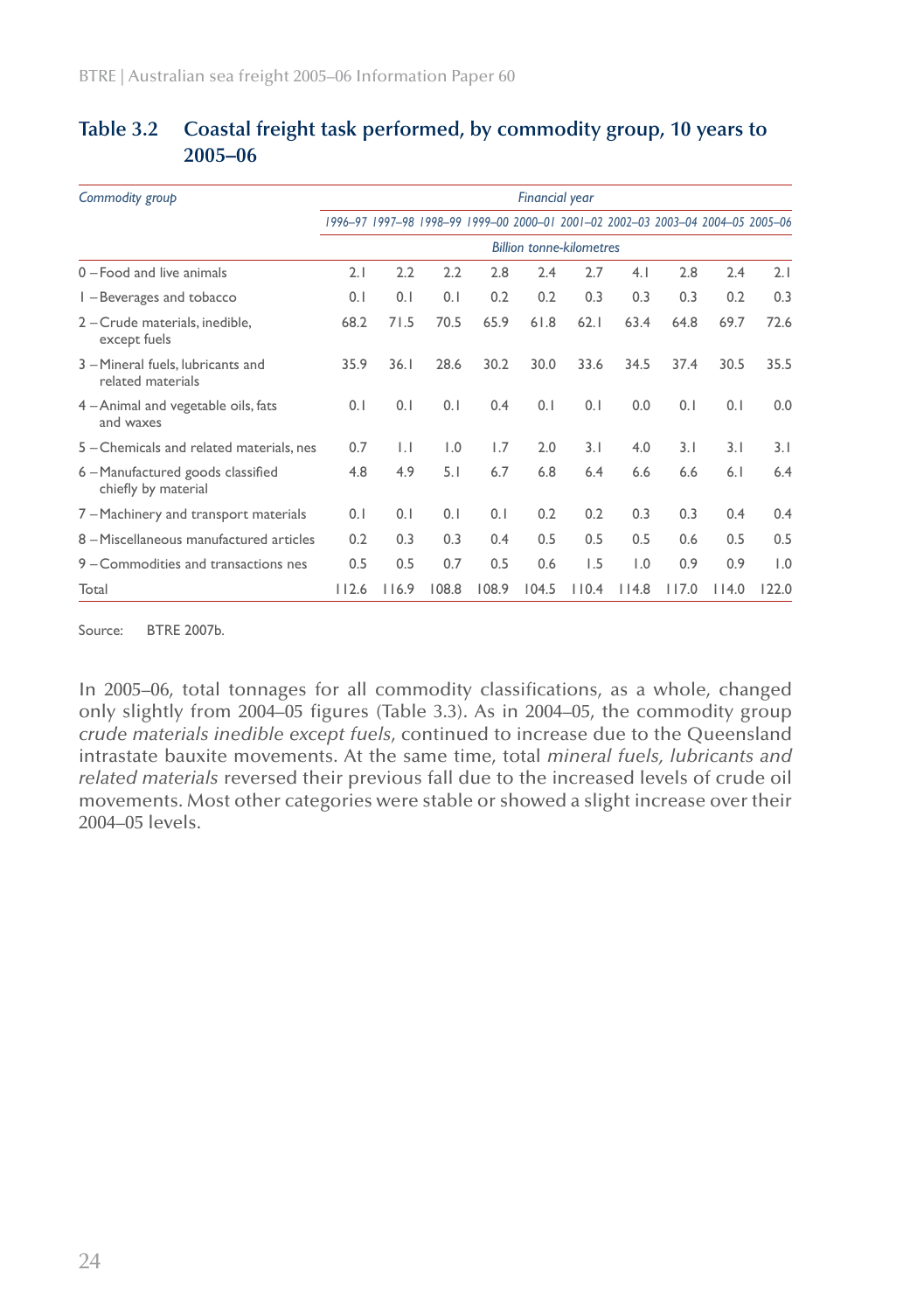## Table 3.2 Coastal freight task performed, by commodity group, 10 years to 2005–06

| *Commodity group* | *Financial year* | | | | | | | | | |
|---|---|---|---|---|---|---|---|---|---|---|
| | *1996–97* | *1997–98* | *1998–99* | *1999–00* | *2000–01* | *2001–02* | *2002–03* | *2003–04* | *2004–05* | *2005–06* |
| | *Billion tonne-kilometres* | | | | | | | | | |
| 0 – Food and live animals | 2.1 | 2.2 | 2.2 | 2.8 | 2.4 | 2.7 | 4.1 | 2.8 | 2.4 | 2.1 |
| 1 – Beverages and tobacco | 0.1 | 0.1 | 0.1 | 0.2 | 0.2 | 0.3 | 0.3 | 0.3 | 0.2 | 0.3 |
| 2 – Crude materials, inedible, except fuels | 68.2 | 71.5 | 70.5 | 65.9 | 61.8 | 62.1 | 63.4 | 64.8 | 69.7 | 72.6 |
| 3 – Mineral fuels, lubricants and related materials | 35.9 | 36.1 | 28.6 | 30.2 | 30.0 | 33.6 | 34.5 | 37.4 | 30.5 | 35.5 |
| 4 – Animal and vegetable oils, fats and waxes | 0.1 | 0.1 | 0.1 | 0.4 | 0.1 | 0.1 | 0.0 | 0.1 | 0.1 | 0.0 |
| 5 – Chemicals and related materials, nes | 0.7 | 1.1 | 1.0 | 1.7 | 2.0 | 3.1 | 4.0 | 3.1 | 3.1 | 3.1 |
| 6 – Manufactured goods classified chiefly by material | 4.8 | 4.9 | 5.1 | 6.7 | 6.8 | 6.4 | 6.6 | 6.6 | 6.1 | 6.4 |
| 7 – Machinery and transport materials | 0.1 | 0.1 | 0.1 | 0.1 | 0.2 | 0.2 | 0.3 | 0.3 | 0.4 | 0.4 |
| 8 – Miscellaneous manufactured articles | 0.2 | 0.3 | 0.3 | 0.4 | 0.5 | 0.5 | 0.5 | 0.6 | 0.5 | 0.5 |
| 9 – Commodities and transactions nes | 0.5 | 0.5 | 0.7 | 0.5 | 0.6 | 1.5 | 1.0 | 0.9 | 0.9 | 1.0 |
| Total | 112.6 | 116.9 | 108.8 | 108.9 | 104.5 | 110.4 | 114.8 | 117.0 | 114.0 | 122.0 |

Source: BTRE 2007b.

In 2005–06, total tonnages for all commodity classifications, as a whole, changed only slightly from 2004–05 figures (Table 3.3). As in 2004–05, the commodity group *crude materials inedible except fuels*, continued to increase due to the Queensland intrastate bauxite movements. At the same time, total *mineral fuels, lubricants and related materials* reversed their previous fall due to the increased levels of crude oil movements. Most other categories were stable or showed a slight increase over their 2004–05 levels.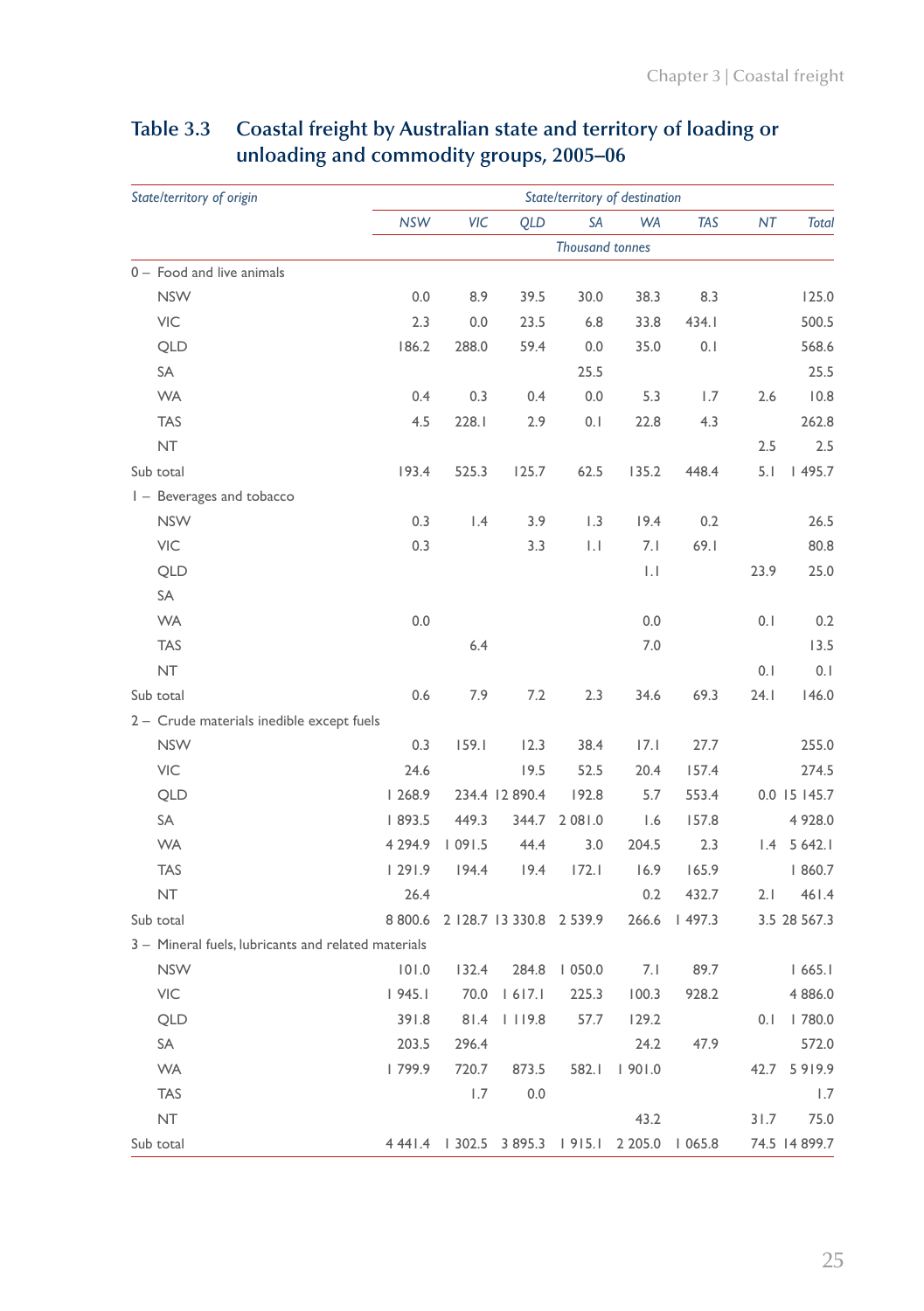## Table 3.3 Coastal freight by Australian state and territory of loading or unloading and commodity groups, 2005–06

| *State/territory of origin* | *State/territory of destination* | | | | | | | |
|---|---|---|---|---|---|---|---|---|
| | *NSW* | *VIC* | *QLD* | *SA* | *WA* | *TAS* | *NT* | *Total* |
| | *Thousand tonnes* | | | | | | | |
| 0 – Food and live animals | | | | | | | | |
| NSW | 0.0 | 8.9 | 39.5 | 30.0 | 38.3 | 8.3 | | 125.0 |
| VIC | 2.3 | 0.0 | 23.5 | 6.8 | 33.8 | 434.1 | | 500.5 |
| QLD | 186.2 | 288.0 | 59.4 | 0.0 | 35.0 | 0.1 | | 568.6 |
| SA | | | | 25.5 | | | | 25.5 |
| WA | 0.4 | 0.3 | 0.4 | 0.0 | 5.3 | 1.7 | 2.6 | 10.8 |
| TAS | 4.5 | 228.1 | 2.9 | 0.1 | 22.8 | 4.3 | | 262.8 |
| NT | | | | | | | 2.5 | 2.5 |
| Sub total | 193.4 | 525.3 | 125.7 | 62.5 | 135.2 | 448.4 | 5.1 | 1 495.7 |
| 1 – Beverages and tobacco | | | | | | | | |
| NSW | 0.3 | 1.4 | 3.9 | 1.3 | 19.4 | 0.2 | | 26.5 |
| VIC | 0.3 | | 3.3 | 1.1 | 7.1 | 69.1 | | 80.8 |
| QLD | | | | | 1.1 | | 23.9 | 25.0 |
| SA | | | | | | | | |
| WA | 0.0 | | | | 0.0 | | 0.1 | 0.2 |
| TAS | | 6.4 | | | 7.0 | | | 13.5 |
| NT | | | | | | | 0.1 | 0.1 |
| Sub total | 0.6 | 7.9 | 7.2 | 2.3 | 34.6 | 69.3 | 24.1 | 146.0 |
| 2 – Crude materials inedible except fuels | | | | | | | | |
| NSW | 0.3 | 159.1 | 12.3 | 38.4 | 17.1 | 27.7 | | 255.0 |
| VIC | 24.6 | | 19.5 | 52.5 | 20.4 | 157.4 | | 274.5 |
| QLD | 1 268.9 | 234.4 | 12 890.4 | 192.8 | 5.7 | 553.4 | 0.0 | 15 145.7 |
| SA | 1 893.5 | 449.3 | 344.7 | 2 081.0 | 1.6 | 157.8 | | 4 928.0 |
| WA | 4 294.9 | 1 091.5 | 44.4 | 3.0 | 204.5 | 2.3 | 1.4 | 5 642.1 |
| TAS | 1 291.9 | 194.4 | 19.4 | 172.1 | 16.9 | 165.9 | | 1 860.7 |
| NT | 26.4 | | | | 0.2 | 432.7 | 2.1 | 461.4 |
| Sub total | 8 800.6 | 2 128.7 | 13 330.8 | 2 539.9 | 266.6 | 1 497.3 | 3.5 | 28 567.3 |
| 3 – Mineral fuels, lubricants and related materials | | | | | | | | |
| NSW | 101.0 | 132.4 | 284.8 | 1 050.0 | 7.1 | 89.7 | | 1 665.1 |
| VIC | 1 945.1 | 70.0 | 1 617.1 | 225.3 | 100.3 | 928.2 | | 4 886.0 |
| QLD | 391.8 | 81.4 | 1 119.8 | 57.7 | 129.2 | | 0.1 | 1 780.0 |
| SA | 203.5 | 296.4 | | | 24.2 | 47.9 | | 572.0 |
| WA | 1 799.9 | 720.7 | 873.5 | 582.1 | 1 901.0 | | 42.7 | 5 919.9 |
| TAS | | 1.7 | 0.0 | | | | | 1.7 |
| NT | | | | | 43.2 | | 31.7 | 75.0 |
| Sub total | 4 441.4 | 1 302.5 | 3 895.3 | 1 915.1 | 2 205.0 | 1 065.8 | 74.5 | 14 899.7 |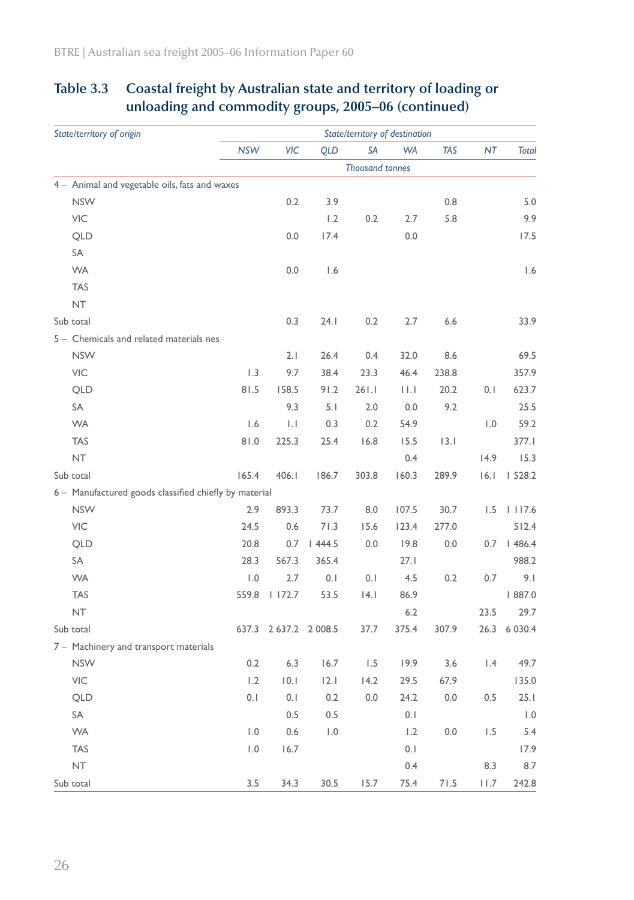## Table 3.3 Coastal freight by Australian state and territory of loading or unloading and commodity groups, 2005–06 (continued)

| State/territory of origin | State/territory of destination | | | | | | | |
|---|---|---|---|---|---|---|---|---|
| | NSW | VIC | QLD | SA | WA | TAS | NT | Total |
| | Thousand tonnes | | | | | | | |
| 4 – Animal and vegetable oils, fats and waxes | | | | | | | | |
| NSW | | 0.2 | 3.9 | | | 0.8 | | 5.0 |
| VIC | | | 1.2 | 0.2 | 2.7 | 5.8 | | 9.9 |
| QLD | | 0.0 | 17.4 | | 0.0 | | | 17.5 |
| SA | | | | | | | | |
| WA | | 0.0 | 1.6 | | | | | 1.6 |
| TAS | | | | | | | | |
| NT | | | | | | | | |
| Sub total | | 0.3 | 24.1 | 0.2 | 2.7 | 6.6 | | 33.9 |
| 5 – Chemicals and related materials nes | | | | | | | | |
| NSW | | 2.1 | 26.4 | 0.4 | 32.0 | 8.6 | | 69.5 |
| VIC | 1.3 | 9.7 | 38.4 | 23.3 | 46.4 | 238.8 | | 357.9 |
| QLD | 81.5 | 158.5 | 91.2 | 261.1 | 11.1 | 20.2 | 0.1 | 623.7 |
| SA | | 9.3 | 5.1 | 2.0 | 0.0 | 9.2 | | 25.5 |
| WA | 1.6 | 1.1 | 0.3 | 0.2 | 54.9 | | 1.0 | 59.2 |
| TAS | 81.0 | 225.3 | 25.4 | 16.8 | 15.5 | 13.1 | | 377.1 |
| NT | | | | | 0.4 | | 14.9 | 15.3 |
| Sub total | 165.4 | 406.1 | 186.7 | 303.8 | 160.3 | 289.9 | 16.1 | 1 528.2 |
| 6 – Manufactured goods classified chiefly by material | | | | | | | | |
| NSW | 2.9 | 893.3 | 73.7 | 8.0 | 107.5 | 30.7 | 1.5 | 1 117.6 |
| VIC | 24.5 | 0.6 | 71.3 | 15.6 | 123.4 | 277.0 | | 512.4 |
| QLD | 20.8 | 0.7 | 1 444.5 | 0.0 | 19.8 | 0.0 | 0.7 | 1 486.4 |
| SA | 28.3 | 567.3 | 365.4 | | 27.1 | | | 988.2 |
| WA | 1.0 | 2.7 | 0.1 | 0.1 | 4.5 | 0.2 | 0.7 | 9.1 |
| TAS | 559.8 | 1 172.7 | 53.5 | 14.1 | 86.9 | | | 1 887.0 |
| NT | | | | | 6.2 | | 23.5 | 29.7 |
| Sub total | 637.3 | 2 637.2 | 2 008.5 | 37.7 | 375.4 | 307.9 | 26.3 | 6 030.4 |
| 7 – Machinery and transport materials | | | | | | | | |
| NSW | 0.2 | 6.3 | 16.7 | 1.5 | 19.9 | 3.6 | 1.4 | 49.7 |
| VIC | 1.2 | 10.1 | 12.1 | 14.2 | 29.5 | 67.9 | | 135.0 |
| QLD | 0.1 | 0.1 | 0.2 | 0.0 | 24.2 | 0.0 | 0.5 | 25.1 |
| SA | | 0.5 | 0.5 | | 0.1 | | | 1.0 |
| WA | 1.0 | 0.6 | 1.0 | | 1.2 | 0.0 | 1.5 | 5.4 |
| TAS | 1.0 | 16.7 | | | 0.1 | | | 17.9 |
| NT | | | | | 0.4 | | 8.3 | 8.7 |
| Sub total | 3.5 | 34.3 | 30.5 | 15.7 | 75.4 | 71.5 | 11.7 | 242.8 |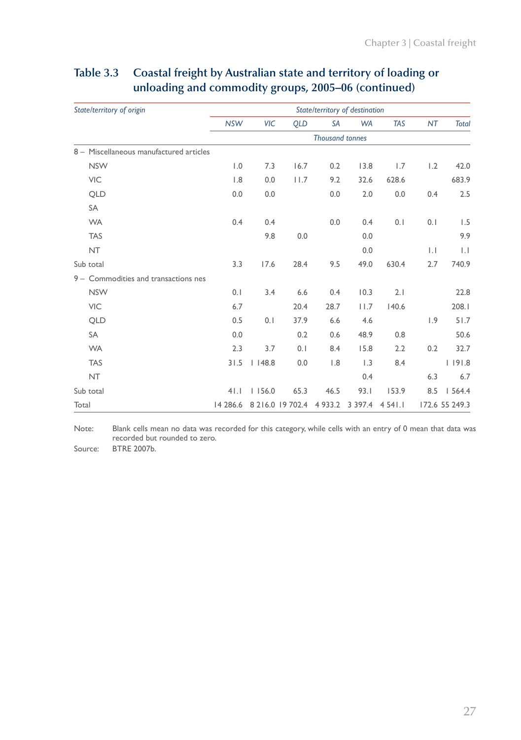## Table 3.3 Coastal freight by Australian state and territory of loading or unloading and commodity groups, 2005–06 (continued)

| *State/territory of origin* | *State/territory of destination* | | | | | | | |
|---|---|---|---|---|---|---|---|---|
| | *NSW* | *VIC* | *QLD* | *SA* | *WA* | *TAS* | *NT* | *Total* |
| | *Thousand tonnes* | | | | | | | |
| 8 – Miscellaneous manufactured articles | | | | | | | | |
| NSW | 1.0 | 7.3 | 16.7 | 0.2 | 13.8 | 1.7 | 1.2 | 42.0 |
| VIC | 1.8 | 0.0 | 11.7 | 9.2 | 32.6 | 628.6 | | 683.9 |
| QLD | 0.0 | 0.0 | | 0.0 | 2.0 | 0.0 | 0.4 | 2.5 |
| SA | | | | | | | | |
| WA | 0.4 | 0.4 | | 0.0 | 0.4 | 0.1 | 0.1 | 1.5 |
| TAS | | 9.8 | 0.0 | | 0.0 | | | 9.9 |
| NT | | | | | 0.0 | | 1.1 | 1.1 |
| Sub total | 3.3 | 17.6 | 28.4 | 9.5 | 49.0 | 630.4 | 2.7 | 740.9 |
| 9 – Commodities and transactions nes | | | | | | | | |
| NSW | 0.1 | 3.4 | 6.6 | 0.4 | 10.3 | 2.1 | | 22.8 |
| VIC | 6.7 | | 20.4 | 28.7 | 11.7 | 140.6 | | 208.1 |
| QLD | 0.5 | 0.1 | 37.9 | 6.6 | 4.6 | | 1.9 | 51.7 |
| SA | 0.0 | | 0.2 | 0.6 | 48.9 | 0.8 | | 50.6 |
| WA | 2.3 | 3.7 | 0.1 | 8.4 | 15.8 | 2.2 | 0.2 | 32.7 |
| TAS | 31.5 | 1 148.8 | 0.0 | 1.8 | 1.3 | 8.4 | | 1 191.8 |
| NT | | | | | 0.4 | | 6.3 | 6.7 |
| Sub total | 41.1 | 1 156.0 | 65.3 | 46.5 | 93.1 | 153.9 | 8.5 | 1 564.4 |
| Total | 14 286.6 | 8 216.0 | 19 702.4 | 4 933.2 | 3 397.4 | 4 541.1 | 172.6 | 55 249.3 |

Note: Blank cells mean no data was recorded for this category, while cells with an entry of 0 mean that data was recorded but rounded to zero.

Source: BTRE 2007b.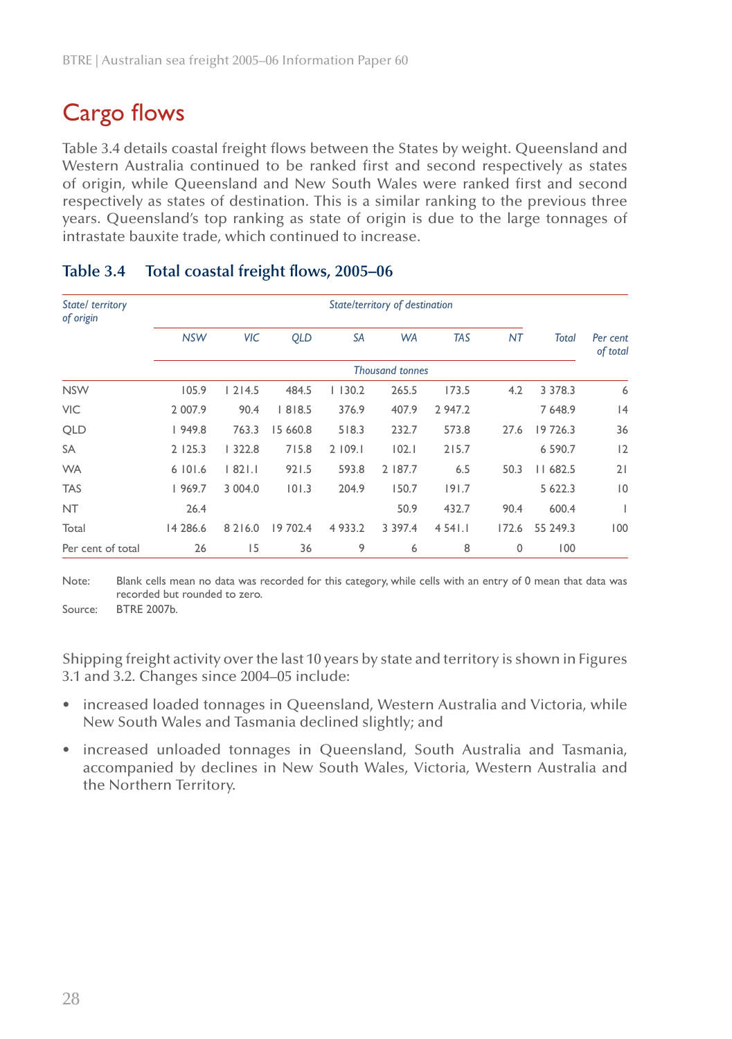# Cargo flows

Table 3.4 details coastal freight flows between the States by weight. Queensland and Western Australia continued to be ranked first and second respectively as states of origin, while Queensland and New South Wales were ranked first and second respectively as states of destination. This is a similar ranking to the previous three years. Queensland's top ranking as state of origin is due to the large tonnages of intrastate bauxite trade, which continued to increase.

## Table 3.4 Total coastal freight flows, 2005–06

| State/ territory of origin | State/territory of destination | | | | | | | | |
|---|---|---|---|---|---|---|---|---|---|
| | NSW | VIC | QLD | SA | WA | TAS | NT | Total | Per cent of total |
| | Thousand tonnes | | | | | | | | |
| NSW | 105.9 | 1 214.5 | 484.5 | 1 130.2 | 265.5 | 173.5 | 4.2 | 3 378.3 | 6 |
| VIC | 2 007.9 | 90.4 | 1 818.5 | 376.9 | 407.9 | 2 947.2 | | 7 648.9 | 14 |
| QLD | 1 949.8 | 763.3 | 15 660.8 | 518.3 | 232.7 | 573.8 | 27.6 | 19 726.3 | 36 |
| SA | 2 125.3 | 1 322.8 | 715.8 | 2 109.1 | 102.1 | 215.7 | | 6 590.7 | 12 |
| WA | 6 101.6 | 1 821.1 | 921.5 | 593.8 | 2 187.7 | 6.5 | 50.3 | 11 682.5 | 21 |
| TAS | 1 969.7 | 3 004.0 | 101.3 | 204.9 | 150.7 | 191.7 | | 5 622.3 | 10 |
| NT | 26.4 | | | | 50.9 | 432.7 | 90.4 | 600.4 | 1 |
| Total | 14 286.6 | 8 216.0 | 19 702.4 | 4 933.2 | 3 397.4 | 4 541.1 | 172.6 | 55 249.3 | 100 |
| Per cent of total | 26 | 15 | 36 | 9 | 6 | 8 | 0 | 100 | |

Note: Blank cells mean no data was recorded for this category, while cells with an entry of 0 mean that data was recorded but rounded to zero.

Source: BTRE 2007b.

Shipping freight activity over the last 10 years by state and territory is shown in Figures 3.1 and 3.2. Changes since 2004–05 include:

- increased loaded tonnages in Queensland, Western Australia and Victoria, while New South Wales and Tasmania declined slightly; and
- increased unloaded tonnages in Queensland, South Australia and Tasmania, accompanied by declines in New South Wales, Victoria, Western Australia and the Northern Territory.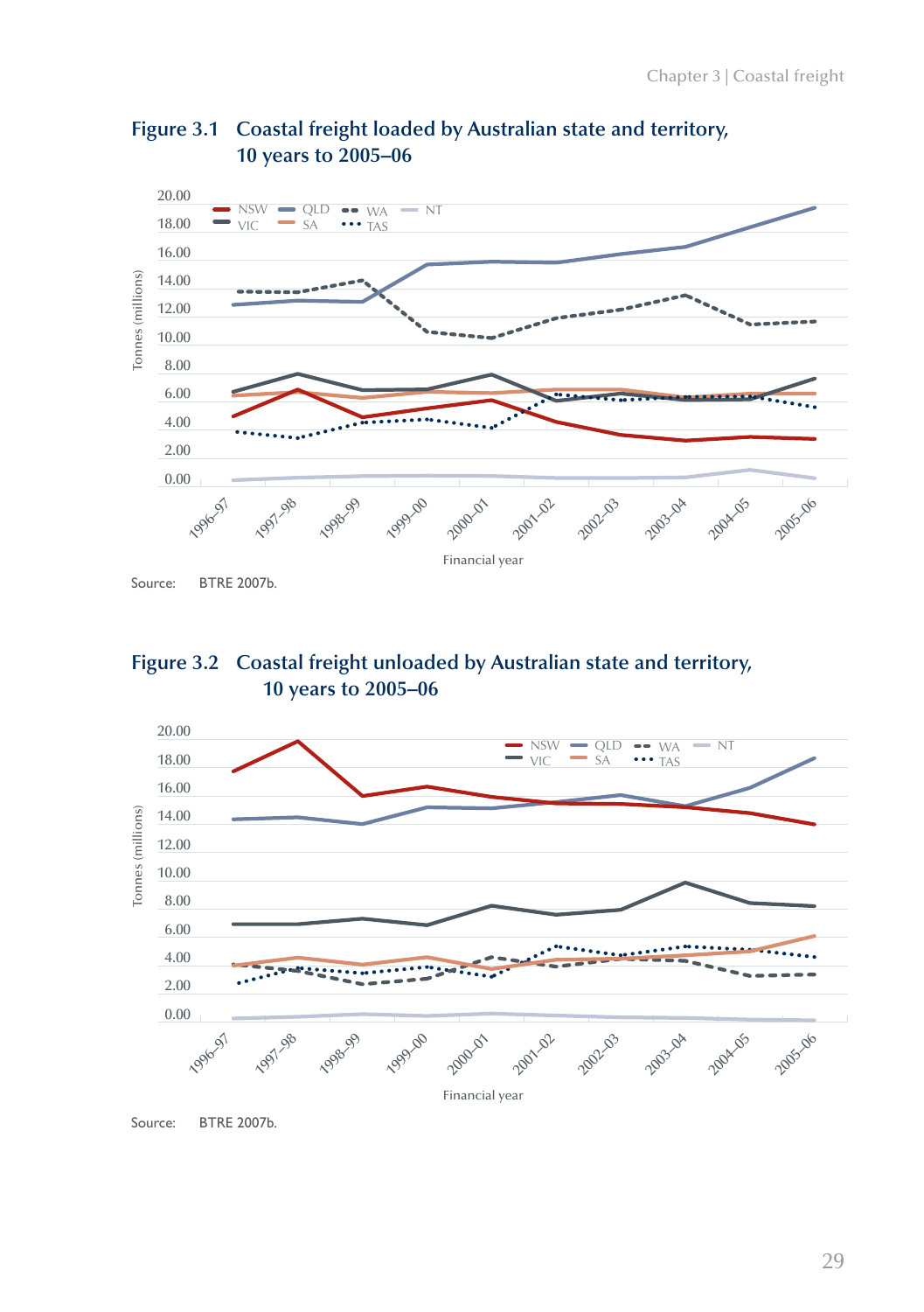**Figure 3.1 Coastal freight loaded by Australian state and territory, 10 years to 2005–06**

Source: BTRE 2007b.

**Figure 3.2 Coastal freight unloaded by Australian state and territory, 10 years to 2005–06**

Source: BTRE 2007b.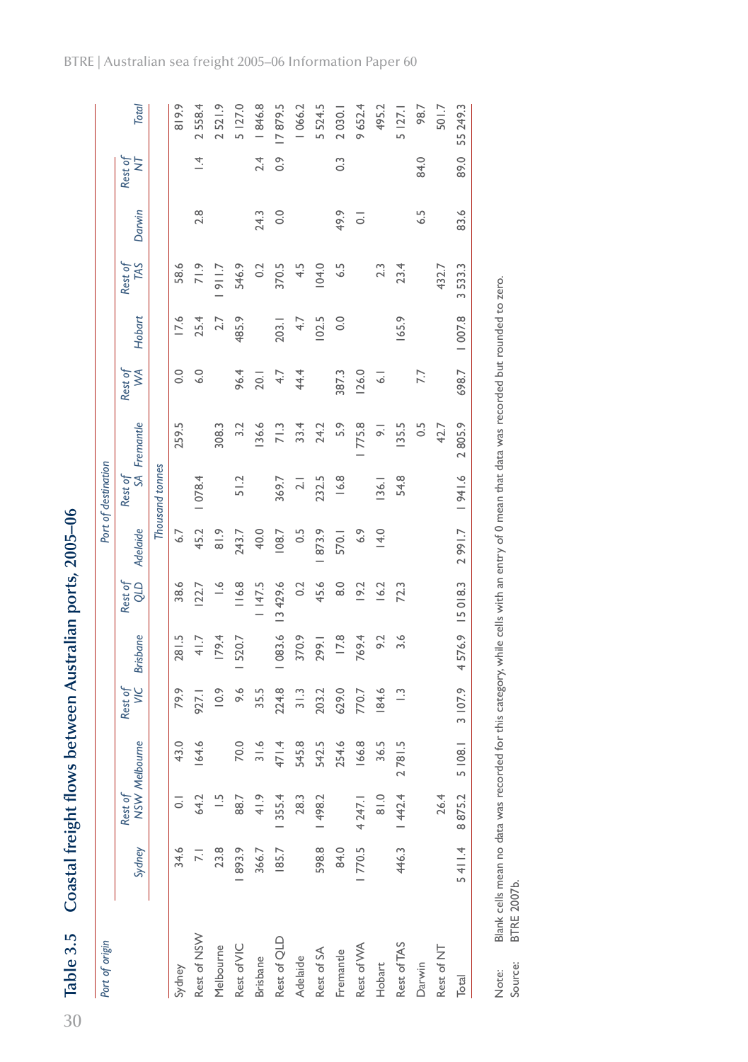## Table 3.5 Coastal freight flows between Australian ports, 2005–06

| Port of origin | Port of destination | | | | | | | | | | | | | | |
|---|---|---|---|---|---|---|---|---|---|---|---|---|---|---|---|
| | Sydney | Rest of NSW | Melbourne | Rest of VIC | Brisbane | Rest of QLD | Adelaide | Rest of SA | Fremantle | Rest of WA | Hobart | Rest of TAS | Darwin | Rest of NT | Total |
| | Thousand tonnes | | | | | | | | | | | | | | |
| Sydney | 34.6 | 0.1 | 43.0 | 79.9 | 281.5 | 38.6 | 6.7 | | 259.5 | 0.0 | 17.6 | 58.6 | | | 819.9 |
| Rest of NSW | 7.1 | 64.2 | 164.6 | 927.1 | 41.7 | 122.7 | 45.2 | 1 078.4 | | 6.0 | 25.4 | 71.9 | 2.8 | 1.4 | 2 558.4 |
| Melbourne | 23.8 | 1.5 | | 10.9 | 179.4 | 1.6 | 81.9 | | 308.3 | | 2.7 | 1 911.7 | | | 2 521.9 |
| Rest of VIC | 1 893.9 | 88.7 | 70.0 | 9.6 | 1 520.7 | 116.8 | 243.7 | 51.2 | 3.2 | 96.4 | 485.9 | 546.9 | | | 5 127.0 |
| Brisbane | 366.7 | 41.9 | 31.6 | 35.5 | | 1 147.5 | 40.0 | | 136.6 | 20.1 | | 0.2 | 24.3 | 2.4 | 1 846.8 |
| Rest of QLD | 185.7 | 1 355.4 | 471.4 | 224.8 | 1 083.6 | 13 429.6 | 108.7 | 369.7 | 71.3 | 4.7 | 203.1 | 370.5 | 0.0 | 0.9 | 17 879.5 |
| Adelaide | | 28.3 | 545.8 | 31.3 | 370.9 | 0.2 | 0.5 | 2.1 | 33.4 | 44.4 | 4.7 | 4.5 | | | 1 066.2 |
| Rest of SA | 598.8 | 1 498.2 | 542.5 | 203.2 | 299.1 | 45.6 | 1 873.9 | 232.5 | 24.2 | | 102.5 | 104.0 | | | 5 524.5 |
| Fremantle | 84.0 | | 254.6 | 629.0 | 17.8 | 8.0 | 570.1 | 16.8 | 5.9 | 387.3 | 0.0 | 6.5 | 49.9 | 0.3 | 2 030.1 |
| Rest of WA | 1 770.5 | 4 247.1 | 166.8 | 770.7 | 769.4 | 19.2 | 6.9 | | 1 775.8 | 126.0 | | | 0.1 | | 9 652.4 |
| Hobart | | 81.0 | 36.5 | 184.6 | 9.2 | 16.2 | 14.0 | 136.1 | 9.1 | 6.1 | | 2.3 | | | 495.2 |
| Rest of TAS | 446.3 | 1 442.4 | 2 781.5 | 1.3 | 3.6 | 72.3 | | 54.8 | 135.5 | | 165.9 | 23.4 | | | 5 127.1 |
| Darwin | | | | | | | | | 0.5 | 7.7 | | | 6.5 | 84.0 | 98.7 |
| Rest of NT | | 26.4 | | | | | | | 42.7 | | | 432.7 | | | 501.7 |
| Total | 5 411.4 | 8 875.2 | 5 108.1 | 3 107.9 | 4 576.9 | 15 018.3 | 2 991.7 | 1 941.6 | 2 805.9 | 698.7 | 1 007.8 | 3 533.3 | 83.6 | 89.0 | 55 249.3 |

Note: Blank cells mean no data was recorded for this category, while cells with an entry of 0 mean that data was recorded but rounded to zero.

Source: BTRE 2007b.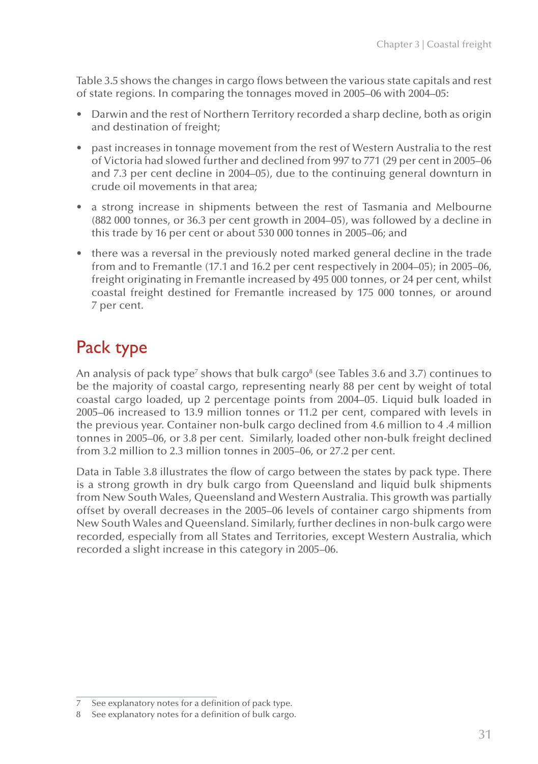Table 3.5 shows the changes in cargo flows between the various state capitals and rest of state regions. In comparing the tonnages moved in 2005–06 with 2004–05:

- Darwin and the rest of Northern Territory recorded a sharp decline, both as origin and destination of freight;
- past increases in tonnage movement from the rest of Western Australia to the rest of Victoria had slowed further and declined from 997 to 771 (29 per cent in 2005–06 and 7.3 per cent decline in 2004–05), due to the continuing general downturn in crude oil movements in that area;
- a strong increase in shipments between the rest of Tasmania and Melbourne (882 000 tonnes, or 36.3 per cent growth in 2004–05), was followed by a decline in this trade by 16 per cent or about 530 000 tonnes in 2005–06; and
- there was a reversal in the previously noted marked general decline in the trade from and to Fremantle (17.1 and 16.2 per cent respectively in 2004–05); in 2005–06, freight originating in Fremantle increased by 495 000 tonnes, or 24 per cent, whilst coastal freight destined for Fremantle increased by 175 000 tonnes, or around 7 per cent.

## Pack type

An analysis of pack type[7] shows that bulk cargo[8] (see Tables 3.6 and 3.7) continues to be the majority of coastal cargo, representing nearly 88 per cent by weight of total coastal cargo loaded, up 2 percentage points from 2004–05. Liquid bulk loaded in 2005–06 increased to 13.9 million tonnes or 11.2 per cent, compared with levels in the previous year. Container non-bulk cargo declined from 4.6 million to 4 .4 million tonnes in 2005–06, or 3.8 per cent. Similarly, loaded other non-bulk freight declined from 3.2 million to 2.3 million tonnes in 2005–06, or 27.2 per cent.

Data in Table 3.8 illustrates the flow of cargo between the states by pack type. There is a strong growth in dry bulk cargo from Queensland and liquid bulk shipments from New South Wales, Queensland and Western Australia. This growth was partially offset by overall decreases in the 2005–06 levels of container cargo shipments from New South Wales and Queensland. Similarly, further declines in non-bulk cargo were recorded, especially from all States and Territories, except Western Australia, which recorded a slight increase in this category in 2005–06.

---

7 See explanatory notes for a definition of pack type.

8 See explanatory notes for a definition of bulk cargo.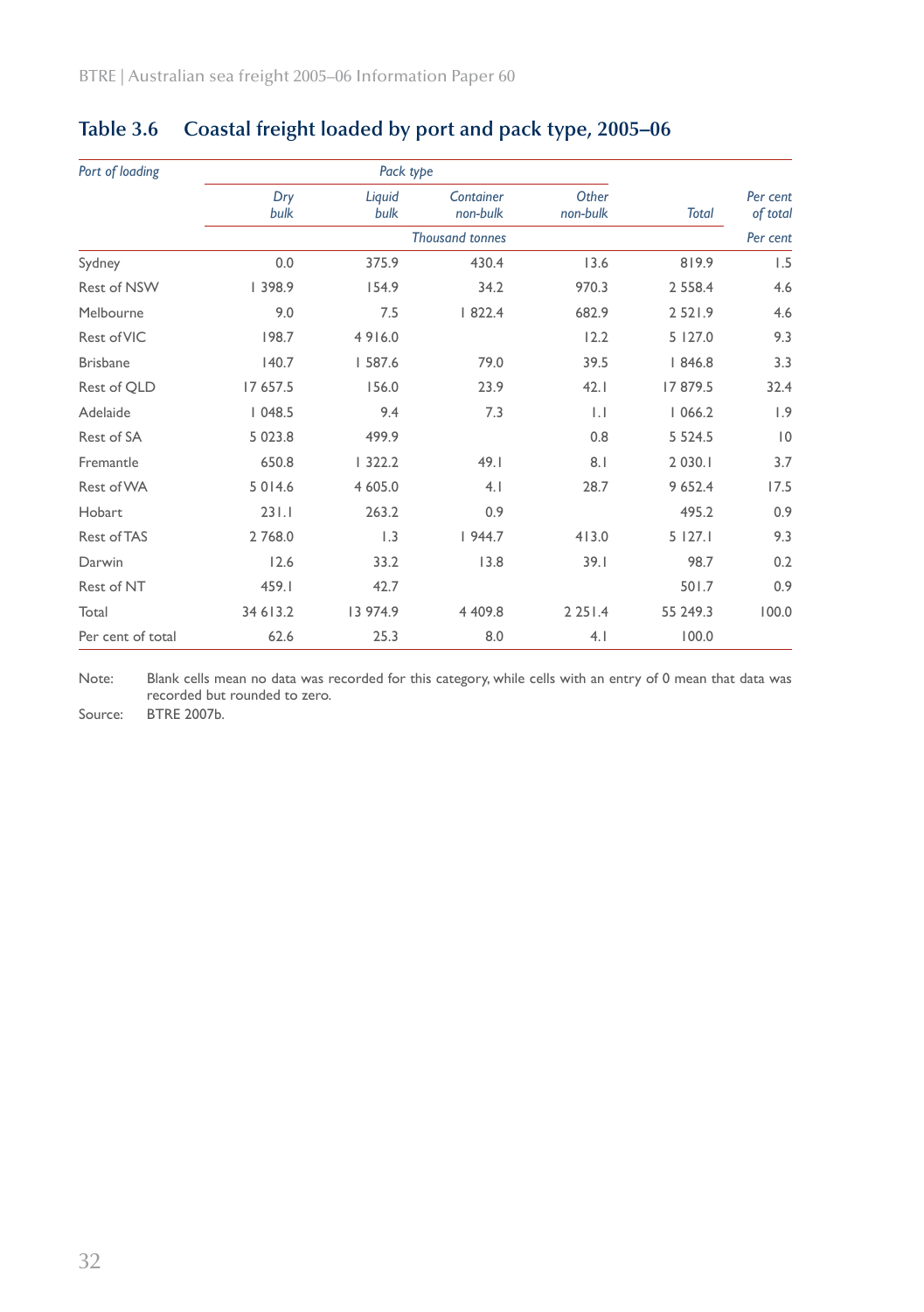## Table 3.6 Coastal freight loaded by port and pack type, 2005–06

| *Port of loading* | *Pack type* | | | | | |
|---|---|---|---|---|---|---|
| | *Dry bulk* | *Liquid bulk* | *Container non-bulk* | *Other non-bulk* | *Total* | *Per cent of total* |
| | *Thousand tonnes* | | | | | *Per cent* |
| Sydney | 0.0 | 375.9 | 430.4 | 13.6 | 819.9 | 1.5 |
| Rest of NSW | 1 398.9 | 154.9 | 34.2 | 970.3 | 2 558.4 | 4.6 |
| Melbourne | 9.0 | 7.5 | 1 822.4 | 682.9 | 2 521.9 | 4.6 |
| Rest of VIC | 198.7 | 4 916.0 | | 12.2 | 5 127.0 | 9.3 |
| Brisbane | 140.7 | 1 587.6 | 79.0 | 39.5 | 1 846.8 | 3.3 |
| Rest of QLD | 17 657.5 | 156.0 | 23.9 | 42.1 | 17 879.5 | 32.4 |
| Adelaide | 1 048.5 | 9.4 | 7.3 | 1.1 | 1 066.2 | 1.9 |
| Rest of SA | 5 023.8 | 499.9 | | 0.8 | 5 524.5 | 10 |
| Fremantle | 650.8 | 1 322.2 | 49.1 | 8.1 | 2 030.1 | 3.7 |
| Rest of WA | 5 014.6 | 4 605.0 | 4.1 | 28.7 | 9 652.4 | 17.5 |
| Hobart | 231.1 | 263.2 | 0.9 | | 495.2 | 0.9 |
| Rest of TAS | 2 768.0 | 1.3 | 1 944.7 | 413.0 | 5 127.1 | 9.3 |
| Darwin | 12.6 | 33.2 | 13.8 | 39.1 | 98.7 | 0.2 |
| Rest of NT | 459.1 | 42.7 | | | 501.7 | 0.9 |
| Total | 34 613.2 | 13 974.9 | 4 409.8 | 2 251.4 | 55 249.3 | 100.0 |
| Per cent of total | 62.6 | 25.3 | 8.0 | 4.1 | 100.0 | |

Note: Blank cells mean no data was recorded for this category, while cells with an entry of 0 mean that data was recorded but rounded to zero.

Source: BTRE 2007b.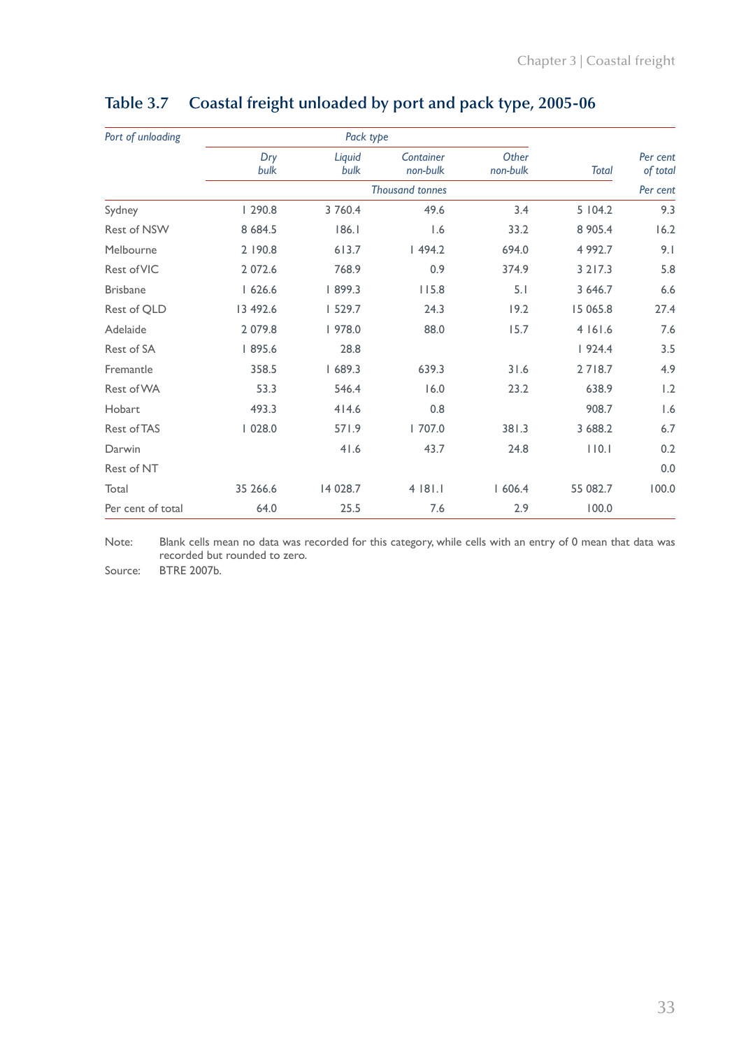## Table 3.7 Coastal freight unloaded by port and pack type, 2005-06

| *Port of unloading* | *Pack type* | | | | | |
|---|---|---|---|---|---|---|
| | *Dry bulk* | *Liquid bulk* | *Container non-bulk* | *Other non-bulk* | *Total* | *Per cent of total* |
| | *Thousand tonnes* | | | | | *Per cent* |
| Sydney | 1 290.8 | 3 760.4 | 49.6 | 3.4 | 5 104.2 | 9.3 |
| Rest of NSW | 8 684.5 | 186.1 | 1.6 | 33.2 | 8 905.4 | 16.2 |
| Melbourne | 2 190.8 | 613.7 | 1 494.2 | 694.0 | 4 992.7 | 9.1 |
| Rest of VIC | 2 072.6 | 768.9 | 0.9 | 374.9 | 3 217.3 | 5.8 |
| Brisbane | 1 626.6 | 1 899.3 | 115.8 | 5.1 | 3 646.7 | 6.6 |
| Rest of QLD | 13 492.6 | 1 529.7 | 24.3 | 19.2 | 15 065.8 | 27.4 |
| Adelaide | 2 079.8 | 1 978.0 | 88.0 | 15.7 | 4 161.6 | 7.6 |
| Rest of SA | 1 895.6 | 28.8 | | | 1 924.4 | 3.5 |
| Fremantle | 358.5 | 1 689.3 | 639.3 | 31.6 | 2 718.7 | 4.9 |
| Rest of WA | 53.3 | 546.4 | 16.0 | 23.2 | 638.9 | 1.2 |
| Hobart | 493.3 | 414.6 | 0.8 | | 908.7 | 1.6 |
| Rest of TAS | 1 028.0 | 571.9 | 1 707.0 | 381.3 | 3 688.2 | 6.7 |
| Darwin | | 41.6 | 43.7 | 24.8 | 110.1 | 0.2 |
| Rest of NT | | | | | | 0.0 |
| Total | 35 266.6 | 14 028.7 | 4 181.1 | 1 606.4 | 55 082.7 | 100.0 |
| Per cent of total | 64.0 | 25.5 | 7.6 | 2.9 | 100.0 | |

Note: Blank cells mean no data was recorded for this category, while cells with an entry of 0 mean that data was recorded but rounded to zero.

Source: BTRE 2007b.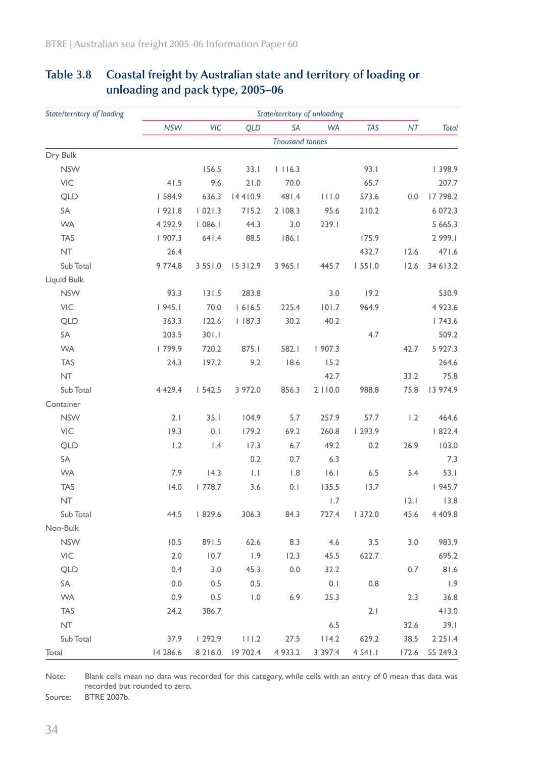## Table 3.8 Coastal freight by Australian state and territory of loading or unloading and pack type, 2005–06

| *State/territory of loading* | *State/territory of unloading* | | | | | | | |
|---|---|---|---|---|---|---|---|---|
| | *NSW* | *VIC* | *QLD* | *SA* | *WA* | *TAS* | *NT* | *Total* |
| | *Thousand tonnes* | | | | | | | |
| Dry Bulk | | | | | | | | |
| NSW | | 156.5 | 33.1 | 1 116.3 | | 93.1 | | 1 398.9 |
| VIC | 41.5 | 9.6 | 21.0 | 70.0 | | 65.7 | | 207.7 |
| QLD | 1 584.9 | 636.3 | 14 410.9 | 481.4 | 111.0 | 573.6 | 0.0 | 17 798.2 |
| SA | 1 921.8 | 1 021.3 | 715.2 | 2 108.3 | 95.6 | 210.2 | | 6 072.3 |
| WA | 4 292.9 | 1 086.1 | 44.3 | 3.0 | 239.1 | | | 5 665.3 |
| TAS | 1 907.3 | 641.4 | 88.5 | 186.1 | | 175.9 | | 2 999.1 |
| NT | 26.4 | | | | | 432.7 | 12.6 | 471.6 |
| Sub Total | 9 774.8 | 3 551.0 | 15 312.9 | 3 965.1 | 445.7 | 1 551.0 | 12.6 | 34 613.2 |
| Liquid Bulk | | | | | | | | |
| NSW | 93.3 | 131.5 | 283.8 | | 3.0 | 19.2 | | 530.9 |
| VIC | 1 945.1 | 70.0 | 1 616.5 | 225.4 | 101.7 | 964.9 | | 4 923.6 |
| QLD | 363.3 | 122.6 | 1 187.3 | 30.2 | 40.2 | | | 1 743.6 |
| SA | 203.5 | 301.1 | | | | 4.7 | | 509.2 |
| WA | 1 799.9 | 720.2 | 875.1 | 582.1 | 1 907.3 | | 42.7 | 5 927.3 |
| TAS | 24.3 | 197.2 | 9.2 | 18.6 | 15.2 | | | 264.6 |
| NT | | | | | 42.7 | | 33.2 | 75.8 |
| Sub Total | 4 429.4 | 1 542.5 | 3 972.0 | 856.3 | 2 110.0 | 988.8 | 75.8 | 13 974.9 |
| Container | | | | | | | | |
| NSW | 2.1 | 35.1 | 104.9 | 5.7 | 257.9 | 57.7 | 1.2 | 464.6 |
| VIC | 19.3 | 0.1 | 179.2 | 69.2 | 260.8 | 1 293.9 | | 1 822.4 |
| QLD | 1.2 | 1.4 | 17.3 | 6.7 | 49.2 | 0.2 | 26.9 | 103.0 |
| SA | | | 0.2 | 0.7 | 6.3 | | | 7.3 |
| WA | 7.9 | 14.3 | 1.1 | 1.8 | 16.1 | 6.5 | 5.4 | 53.1 |
| TAS | 14.0 | 1 778.7 | 3.6 | 0.1 | 135.5 | 13.7 | | 1 945.7 |
| NT | | | | | 1.7 | | 12.1 | 13.8 |
| Sub Total | 44.5 | 1 829.6 | 306.3 | 84.3 | 727.4 | 1 372.0 | 45.6 | 4 409.8 |
| Non-Bulk | | | | | | | | |
| NSW | 10.5 | 891.5 | 62.6 | 8.3 | 4.6 | 3.5 | 3.0 | 983.9 |
| VIC | 2.0 | 10.7 | 1.9 | 12.3 | 45.5 | 622.7 | | 695.2 |
| QLD | 0.4 | 3.0 | 45.3 | 0.0 | 32.2 | | 0.7 | 81.6 |
| SA | 0.0 | 0.5 | 0.5 | | 0.1 | 0.8 | | 1.9 |
| WA | 0.9 | 0.5 | 1.0 | 6.9 | 25.3 | | 2.3 | 36.8 |
| TAS | 24.2 | 386.7 | | | | 2.1 | | 413.0 |
| NT | | | | | 6.5 | | 32.6 | 39.1 |
| Sub Total | 37.9 | 1 292.9 | 111.2 | 27.5 | 114.2 | 629.2 | 38.5 | 2 251.4 |
| Total | 14 286.6 | 8 216.0 | 19 702.4 | 4 933.2 | 3 397.4 | 4 541.1 | 172.6 | 55 249.3 |

Note: Blank cells mean no data was recorded for this category, while cells with an entry of 0 mean that data was recorded but rounded to zero.

Source: BTRE 2007b.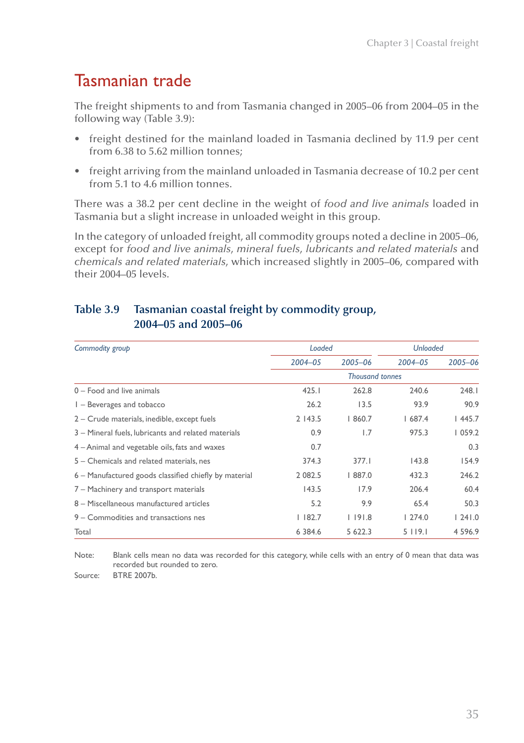# Tasmanian trade

The freight shipments to and from Tasmania changed in 2005–06 from 2004–05 in the following way (Table 3.9):

- freight destined for the mainland loaded in Tasmania declined by 11.9 per cent from 6.38 to 5.62 million tonnes;
- freight arriving from the mainland unloaded in Tasmania decrease of 10.2 per cent from 5.1 to 4.6 million tonnes.

There was a 38.2 per cent decline in the weight of *food and live animals* loaded in Tasmania but a slight increase in unloaded weight in this group.

In the category of unloaded freight, all commodity groups noted a decline in 2005–06, except for *food and live animals, mineral fuels, lubricants and related materials* and *chemicals and related materials*, which increased slightly in 2005–06, compared with their 2004–05 levels.

### Table 3.9 Tasmanian coastal freight by commodity group, 2004–05 and 2005–06

| *Commodity group* | *Loaded* | | *Unloaded* | |
|---|---|---|---|---|
| | *2004–05* | *2005–06* | *2004–05* | *2005–06* |
| | *Thousand tonnes* | | | |
| 0 – Food and live animals | 425.1 | 262.8 | 240.6 | 248.1 |
| 1 – Beverages and tobacco | 26.2 | 13.5 | 93.9 | 90.9 |
| 2 – Crude materials, inedible, except fuels | 2 143.5 | 1 860.7 | 1 687.4 | 1 445.7 |
| 3 – Mineral fuels, lubricants and related materials | 0.9 | 1.7 | 975.3 | 1 059.2 |
| 4 – Animal and vegetable oils, fats and waxes | 0.7 | | | 0.3 |
| 5 – Chemicals and related materials, nes | 374.3 | 377.1 | 143.8 | 154.9 |
| 6 – Manufactured goods classified chiefly by material | 2 082.5 | 1 887.0 | 432.3 | 246.2 |
| 7 – Machinery and transport materials | 143.5 | 17.9 | 206.4 | 60.4 |
| 8 – Miscellaneous manufactured articles | 5.2 | 9.9 | 65.4 | 50.3 |
| 9 – Commodities and transactions nes | 1 182.7 | 1 191.8 | 1 274.0 | 1 241.0 |
| Total | 6 384.6 | 5 622.3 | 5 119.1 | 4 596.9 |

Note: Blank cells mean no data was recorded for this category, while cells with an entry of 0 mean that data was recorded but rounded to zero.

Source: BTRE 2007b.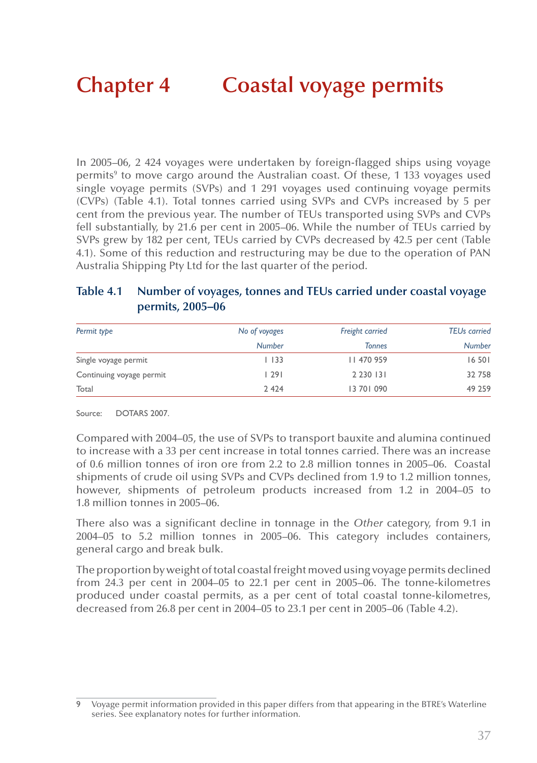# Chapter 4 Coastal voyage permits

In 2005–06, 2 424 voyages were undertaken by foreign-flagged ships using voyage permits[9] to move cargo around the Australian coast. Of these, 1 133 voyages used single voyage permits (SVPs) and 1 291 voyages used continuing voyage permits (CVPs) (Table 4.1). Total tonnes carried using SVPs and CVPs increased by 5 per cent from the previous year. The number of TEUs transported using SVPs and CVPs fell substantially, by 21.6 per cent in 2005–06. While the number of TEUs carried by SVPs grew by 182 per cent, TEUs carried by CVPs decreased by 42.5 per cent (Table 4.1). Some of this reduction and restructuring may be due to the operation of PAN Australia Shipping Pty Ltd for the last quarter of the period.

### Table 4.1 Number of voyages, tonnes and TEUs carried under coastal voyage permits, 2005–06

| *Permit type* | *No of voyages* | *Freight carried* | *TEUs carried* |
|---|---|---|---|
| | *Number* | *Tonnes* | *Number* |
| Single voyage permit | 1 133 | 11 470 959 | 16 501 |
| Continuing voyage permit | 1 291 | 2 230 131 | 32 758 |
| Total | 2 424 | 13 701 090 | 49 259 |

Source: DOTARS 2007.

Compared with 2004–05, the use of SVPs to transport bauxite and alumina continued to increase with a 33 per cent increase in total tonnes carried. There was an increase of 0.6 million tonnes of iron ore from 2.2 to 2.8 million tonnes in 2005–06. Coastal shipments of crude oil using SVPs and CVPs declined from 1.9 to 1.2 million tonnes, however, shipments of petroleum products increased from 1.2 in 2004–05 to 1.8 million tonnes in 2005–06.

There also was a significant decline in tonnage in the *Other* category, from 9.1 in 2004–05 to 5.2 million tonnes in 2005–06. This category includes containers, general cargo and break bulk.

The proportion by weight of total coastal freight moved using voyage permits declined from 24.3 per cent in 2004–05 to 22.1 per cent in 2005–06. The tonne-kilometres produced under coastal permits, as a per cent of total coastal tonne-kilometres, decreased from 26.8 per cent in 2004–05 to 23.1 per cent in 2005–06 (Table 4.2).

---

9 Voyage permit information provided in this paper differs from that appearing in the BTRE's Waterline series. See explanatory notes for further information.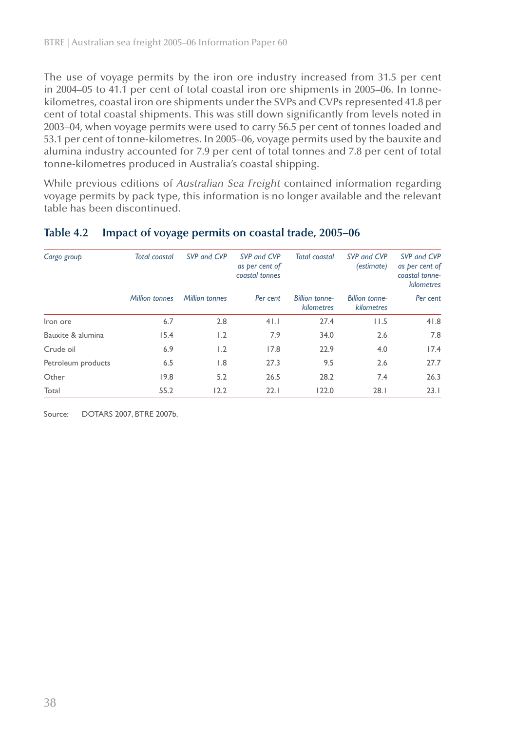The use of voyage permits by the iron ore industry increased from 31.5 per cent in 2004–05 to 41.1 per cent of total coastal iron ore shipments in 2005–06. In tonne-kilometres, coastal iron ore shipments under the SVPs and CVPs represented 41.8 per cent of total coastal shipments. This was still down significantly from levels noted in 2003–04, when voyage permits were used to carry 56.5 per cent of tonnes loaded and 53.1 per cent of tonne-kilometres. In 2005–06, voyage permits used by the bauxite and alumina industry accounted for 7.9 per cent of total tonnes and 7.8 per cent of total tonne-kilometres produced in Australia's coastal shipping.

While previous editions of *Australian Sea Freight* contained information regarding voyage permits by pack type, this information is no longer available and the relevant table has been discontinued.

## Table 4.2 Impact of voyage permits on coastal trade, 2005–06

| *Cargo group* | *Total coastal* | *SVP and CVP* | *SVP and CVP as per cent of coastal tonnes* | *Total coastal* | *SVP and CVP (estimate)* | *SVP and CVP as per cent of coastal tonne-kilometres* |
|---|---|---|---|---|---|---|
| | *Million tonnes* | *Million tonnes* | *Per cent* | *Billion tonne-kilometres* | *Billion tonne-kilometres* | *Per cent* |
| Iron ore | 6.7 | 2.8 | 41.1 | 27.4 | 11.5 | 41.8 |
| Bauxite & alumina | 15.4 | 1.2 | 7.9 | 34.0 | 2.6 | 7.8 |
| Crude oil | 6.9 | 1.2 | 17.8 | 22.9 | 4.0 | 17.4 |
| Petroleum products | 6.5 | 1.8 | 27.3 | 9.5 | 2.6 | 27.7 |
| Other | 19.8 | 5.2 | 26.5 | 28.2 | 7.4 | 26.3 |
| Total | 55.2 | 12.2 | 22.1 | 122.0 | 28.1 | 23.1 |

Source: DOTARS 2007, BTRE 2007b.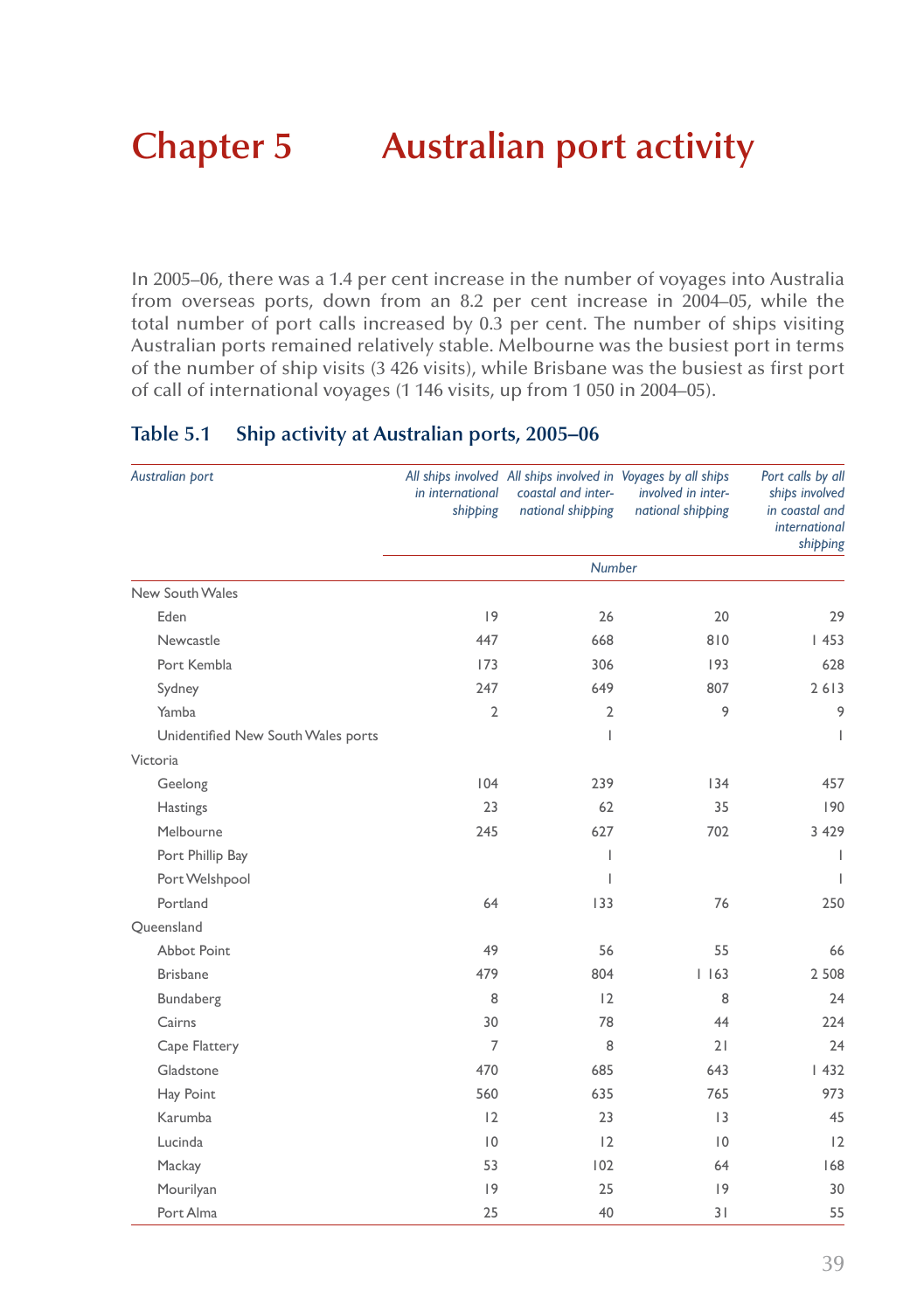# Chapter 5 Australian port activity

In 2005–06, there was a 1.4 per cent increase in the number of voyages into Australia from overseas ports, down from an 8.2 per cent increase in 2004–05, while the total number of port calls increased by 0.3 per cent. The number of ships visiting Australian ports remained relatively stable. Melbourne was the busiest port in terms of the number of ship visits (3 426 visits), while Brisbane was the busiest as first port of call of international voyages (1 146 visits, up from 1 050 in 2004–05).

## Table 5.1 Ship activity at Australian ports, 2005–06

| *Australian port* | *All ships involved in international shipping* | *All ships involved in coastal and international shipping* | *Voyages by all ships involved in international shipping* | *Port calls by all ships involved in coastal and international shipping* |
|---|---|---|---|---|
| | *Number* | | | |
| New South Wales | | | | |
| Eden | 19 | 26 | 20 | 29 |
| Newcastle | 447 | 668 | 810 | 1 453 |
| Port Kembla | 173 | 306 | 193 | 628 |
| Sydney | 247 | 649 | 807 | 2 613 |
| Yamba | 2 | 2 | 9 | 9 |
| Unidentified New South Wales ports | | 1 | | 1 |
| Victoria | | | | |
| Geelong | 104 | 239 | 134 | 457 |
| Hastings | 23 | 62 | 35 | 190 |
| Melbourne | 245 | 627 | 702 | 3 429 |
| Port Phillip Bay | | 1 | | 1 |
| Port Welshpool | | 1 | | 1 |
| Portland | 64 | 133 | 76 | 250 |
| Queensland | | | | |
| Abbot Point | 49 | 56 | 55 | 66 |
| Brisbane | 479 | 804 | 1 163 | 2 508 |
| Bundaberg | 8 | 12 | 8 | 24 |
| Cairns | 30 | 78 | 44 | 224 |
| Cape Flattery | 7 | 8 | 21 | 24 |
| Gladstone | 470 | 685 | 643 | 1 432 |
| Hay Point | 560 | 635 | 765 | 973 |
| Karumba | 12 | 23 | 13 | 45 |
| Lucinda | 10 | 12 | 10 | 12 |
| Mackay | 53 | 102 | 64 | 168 |
| Mourilyan | 19 | 25 | 19 | 30 |
| Port Alma | 25 | 40 | 31 | 55 |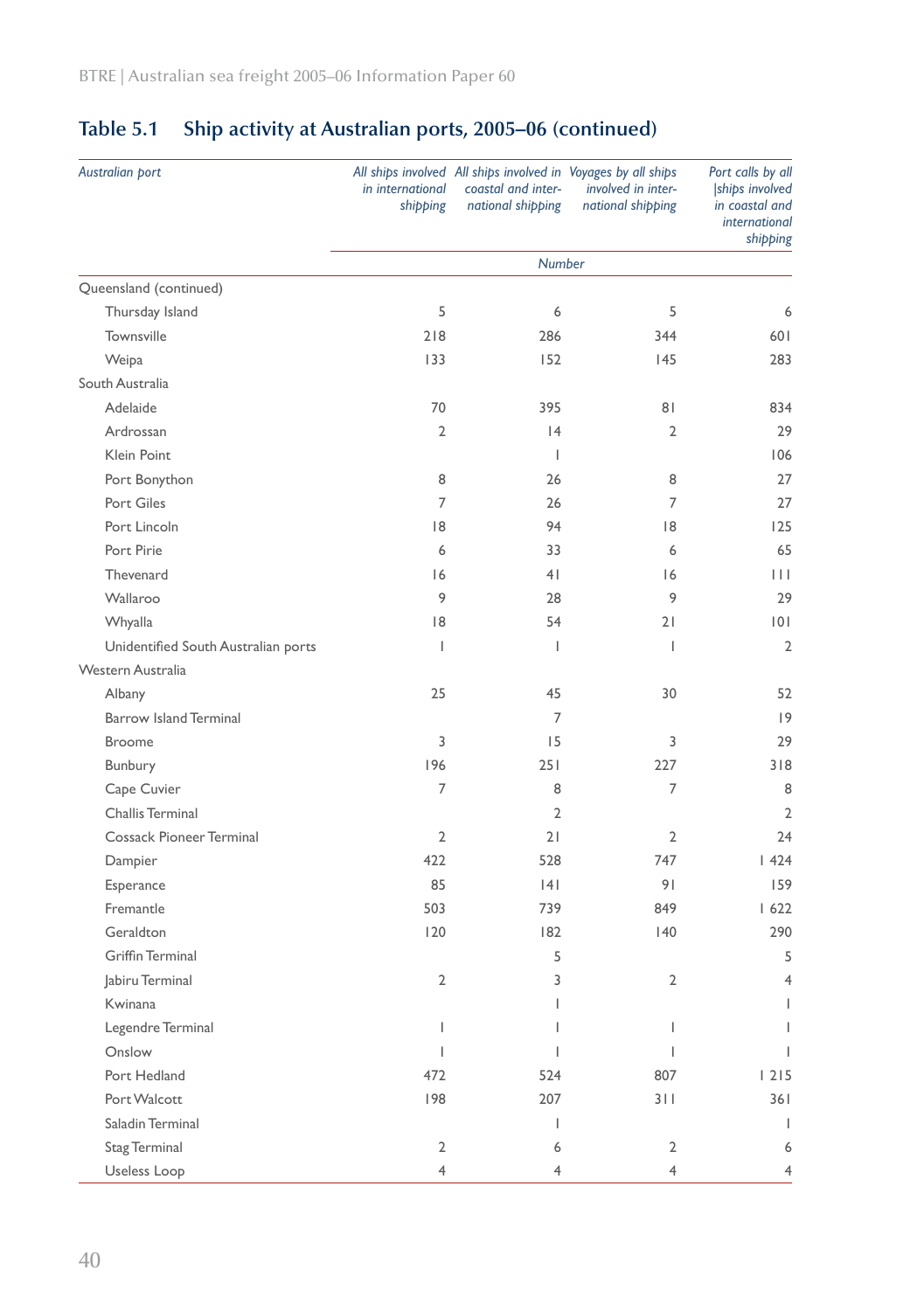## Table 5.1 Ship activity at Australian ports, 2005–06 (continued)

| Australian port | All ships involved in international shipping | All ships involved in coastal and international shipping | Voyages by all ships involved in international shipping | Port calls by all ships involved in coastal and international shipping |
|---|---|---|---|---|
| | Number | | | |
| Queensland (continued) | | | | |
| Thursday Island | 5 | 6 | 5 | 6 |
| Townsville | 218 | 286 | 344 | 601 |
| Weipa | 133 | 152 | 145 | 283 |
| South Australia | | | | |
| Adelaide | 70 | 395 | 81 | 834 |
| Ardrossan | 2 | 14 | 2 | 29 |
| Klein Point | | 1 | | 106 |
| Port Bonython | 8 | 26 | 8 | 27 |
| Port Giles | 7 | 26 | 7 | 27 |
| Port Lincoln | 18 | 94 | 18 | 125 |
| Port Pirie | 6 | 33 | 6 | 65 |
| Thevenard | 16 | 41 | 16 | 111 |
| Wallaroo | 9 | 28 | 9 | 29 |
| Whyalla | 18 | 54 | 21 | 101 |
| Unidentified South Australian ports | 1 | 1 | 1 | 2 |
| Western Australia | | | | |
| Albany | 25 | 45 | 30 | 52 |
| Barrow Island Terminal | | 7 | | 19 |
| Broome | 3 | 15 | 3 | 29 |
| Bunbury | 196 | 251 | 227 | 318 |
| Cape Cuvier | 7 | 8 | 7 | 8 |
| Challis Terminal | | 2 | | 2 |
| Cossack Pioneer Terminal | 2 | 21 | 2 | 24 |
| Dampier | 422 | 528 | 747 | 1 424 |
| Esperance | 85 | 141 | 91 | 159 |
| Fremantle | 503 | 739 | 849 | 1 622 |
| Geraldton | 120 | 182 | 140 | 290 |
| Griffin Terminal | | 5 | | 5 |
| Jabiru Terminal | 2 | 3 | 2 | 4 |
| Kwinana | | 1 | | 1 |
| Legendre Terminal | 1 | 1 | 1 | 1 |
| Onslow | 1 | 1 | 1 | 1 |
| Port Hedland | 472 | 524 | 807 | 1 215 |
| Port Walcott | 198 | 207 | 311 | 361 |
| Saladin Terminal | | 1 | | 1 |
| Stag Terminal | 2 | 6 | 2 | 6 |
| Useless Loop | 4 | 4 | 4 | 4 |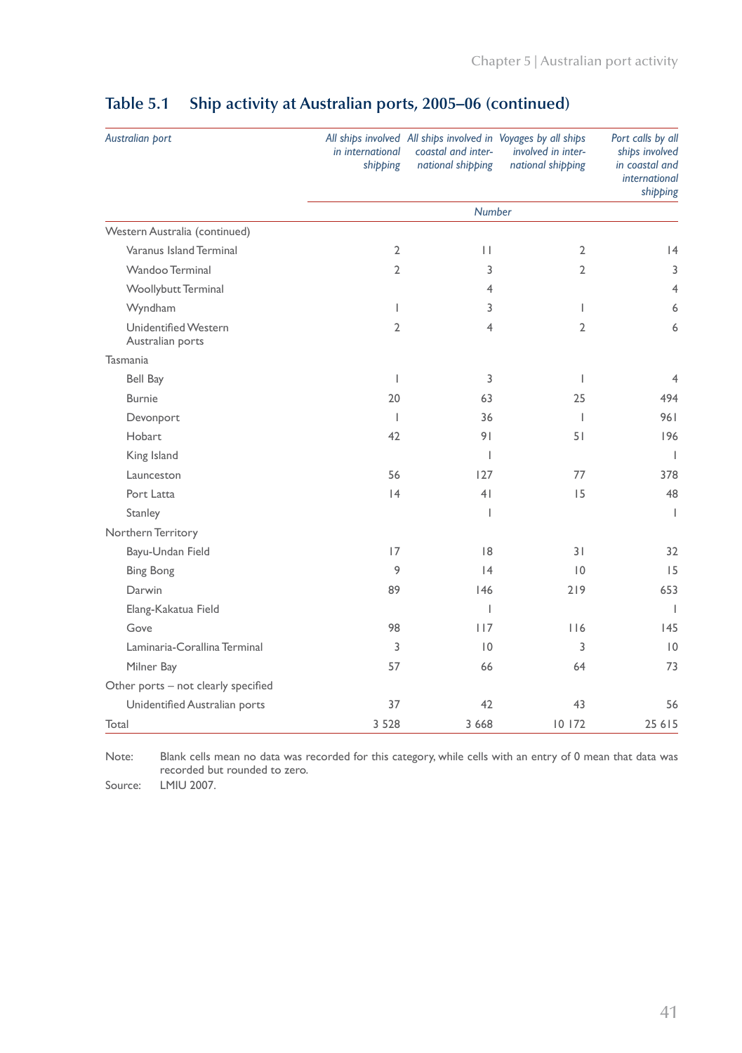## Table 5.1 Ship activity at Australian ports, 2005–06 (continued)

| *Australian port* | *All ships involved in international shipping* | *All ships involved in coastal and international shipping* | *Voyages by all ships involved in international shipping* | *Port calls by all ships involved in coastal and international shipping* |
|---|---|---|---|---|
| | *Number* | | | |
| Western Australia (continued) | | | | |
| Varanus Island Terminal | 2 | 11 | 2 | 14 |
| Wandoo Terminal | 2 | 3 | 2 | 3 |
| Woollybutt Terminal | | 4 | | 4 |
| Wyndham | 1 | 3 | 1 | 6 |
| Unidentified Western Australian ports | 2 | 4 | 2 | 6 |
| Tasmania | | | | |
| Bell Bay | 1 | 3 | 1 | 4 |
| Burnie | 20 | 63 | 25 | 494 |
| Devonport | 1 | 36 | 1 | 961 |
| Hobart | 42 | 91 | 51 | 196 |
| King Island | | 1 | | 1 |
| Launceston | 56 | 127 | 77 | 378 |
| Port Latta | 14 | 41 | 15 | 48 |
| Stanley | | 1 | | 1 |
| Northern Territory | | | | |
| Bayu-Undan Field | 17 | 18 | 31 | 32 |
| Bing Bong | 9 | 14 | 10 | 15 |
| Darwin | 89 | 146 | 219 | 653 |
| Elang-Kakatua Field | | 1 | | 1 |
| Gove | 98 | 117 | 116 | 145 |
| Laminaria-Corallina Terminal | 3 | 10 | 3 | 10 |
| Milner Bay | 57 | 66 | 64 | 73 |
| Other ports – not clearly specified | | | | |
| Unidentified Australian ports | 37 | 42 | 43 | 56 |
| Total | 3 528 | 3 668 | 10 172 | 25 615 |

Note: Blank cells mean no data was recorded for this category, while cells with an entry of 0 mean that data was recorded but rounded to zero.

Source: LMIU 2007.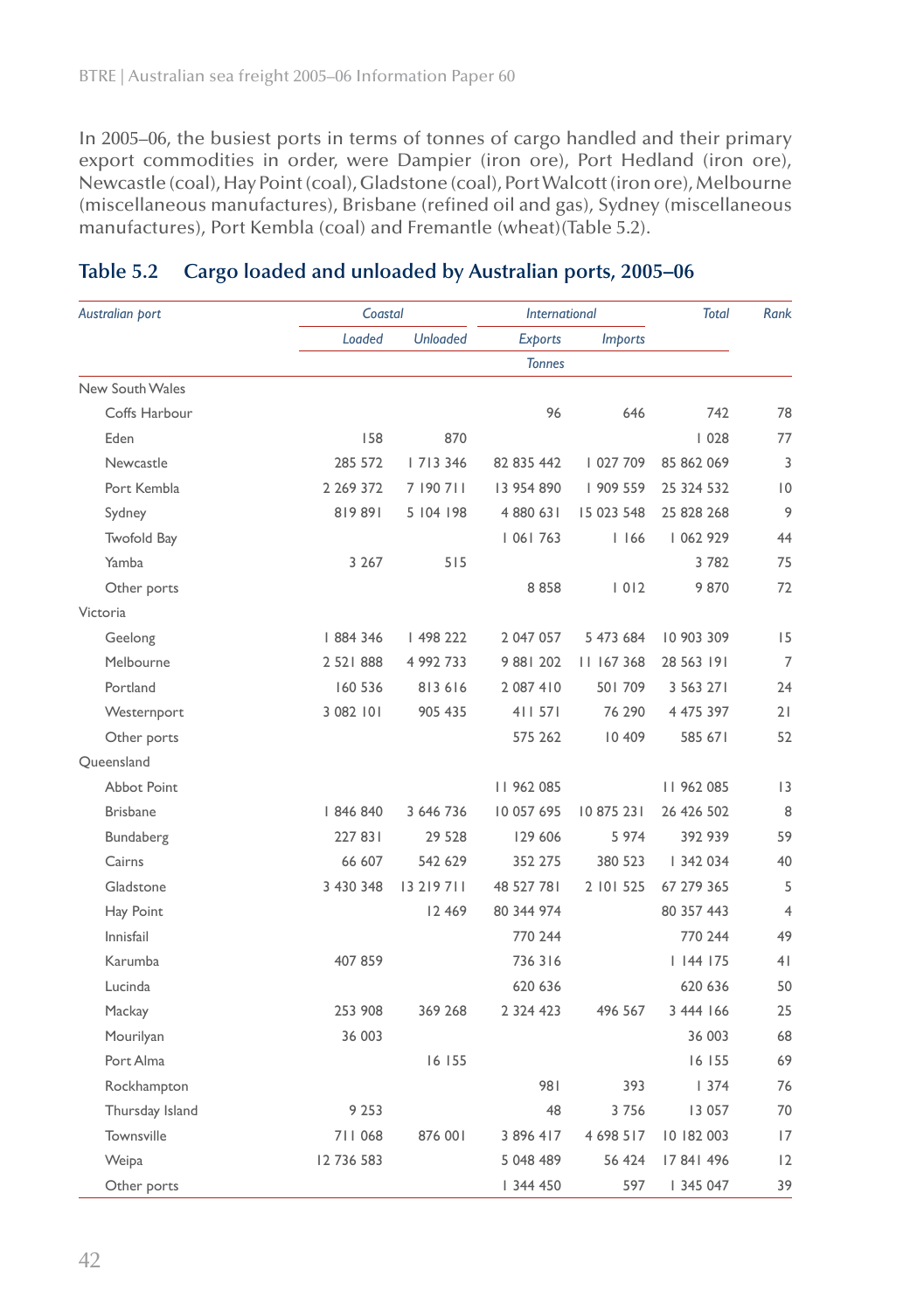In 2005–06, the busiest ports in terms of tonnes of cargo handled and their primary export commodities in order, were Dampier (iron ore), Port Hedland (iron ore), Newcastle (coal), Hay Point (coal), Gladstone (coal), Port Walcott (iron ore), Melbourne (miscellaneous manufactures), Brisbane (refined oil and gas), Sydney (miscellaneous manufactures), Port Kembla (coal) and Fremantle (wheat)(Table 5.2).

## Table 5.2 Cargo loaded and unloaded by Australian ports, 2005–06

| *Australian port* | *Coastal* | | *International* | | *Total* | *Rank* |
|---|---|---|---|---|---|---|
| | *Loaded* | *Unloaded* | *Exports* | *Imports* | | |
| | | | *Tonnes* | | | |
| New South Wales | | | | | | |
| Coffs Harbour | | | 96 | 646 | 742 | 78 |
| Eden | 158 | 870 | | | 1 028 | 77 |
| Newcastle | 285 572 | 1 713 346 | 82 835 442 | 1 027 709 | 85 862 069 | 3 |
| Port Kembla | 2 269 372 | 7 190 711 | 13 954 890 | 1 909 559 | 25 324 532 | 10 |
| Sydney | 819 891 | 5 104 198 | 4 880 631 | 15 023 548 | 25 828 268 | 9 |
| Twofold Bay | | | 1 061 763 | 1 166 | 1 062 929 | 44 |
| Yamba | 3 267 | 515 | | | 3 782 | 75 |
| Other ports | | | 8 858 | 1 012 | 9 870 | 72 |
| Victoria | | | | | | |
| Geelong | 1 884 346 | 1 498 222 | 2 047 057 | 5 473 684 | 10 903 309 | 15 |
| Melbourne | 2 521 888 | 4 992 733 | 9 881 202 | 11 167 368 | 28 563 191 | 7 |
| Portland | 160 536 | 813 616 | 2 087 410 | 501 709 | 3 563 271 | 24 |
| Westernport | 3 082 101 | 905 435 | 411 571 | 76 290 | 4 475 397 | 21 |
| Other ports | | | 575 262 | 10 409 | 585 671 | 52 |
| Queensland | | | | | | |
| Abbot Point | | | 11 962 085 | | 11 962 085 | 13 |
| Brisbane | 1 846 840 | 3 646 736 | 10 057 695 | 10 875 231 | 26 426 502 | 8 |
| Bundaberg | 227 831 | 29 528 | 129 606 | 5 974 | 392 939 | 59 |
| Cairns | 66 607 | 542 629 | 352 275 | 380 523 | 1 342 034 | 40 |
| Gladstone | 3 430 348 | 13 219 711 | 48 527 781 | 2 101 525 | 67 279 365 | 5 |
| Hay Point | | 12 469 | 80 344 974 | | 80 357 443 | 4 |
| Innisfail | | | 770 244 | | 770 244 | 49 |
| Karumba | 407 859 | | 736 316 | | 1 144 175 | 41 |
| Lucinda | | | 620 636 | | 620 636 | 50 |
| Mackay | 253 908 | 369 268 | 2 324 423 | 496 567 | 3 444 166 | 25 |
| Mourilyan | 36 003 | | | | 36 003 | 68 |
| Port Alma | | 16 155 | | | 16 155 | 69 |
| Rockhampton | | | 981 | 393 | 1 374 | 76 |
| Thursday Island | 9 253 | | 48 | 3 756 | 13 057 | 70 |
| Townsville | 711 068 | 876 001 | 3 896 417 | 4 698 517 | 10 182 003 | 17 |
| Weipa | 12 736 583 | | 5 048 489 | 56 424 | 17 841 496 | 12 |
| Other ports | | | 1 344 450 | 597 | 1 345 047 | 39 |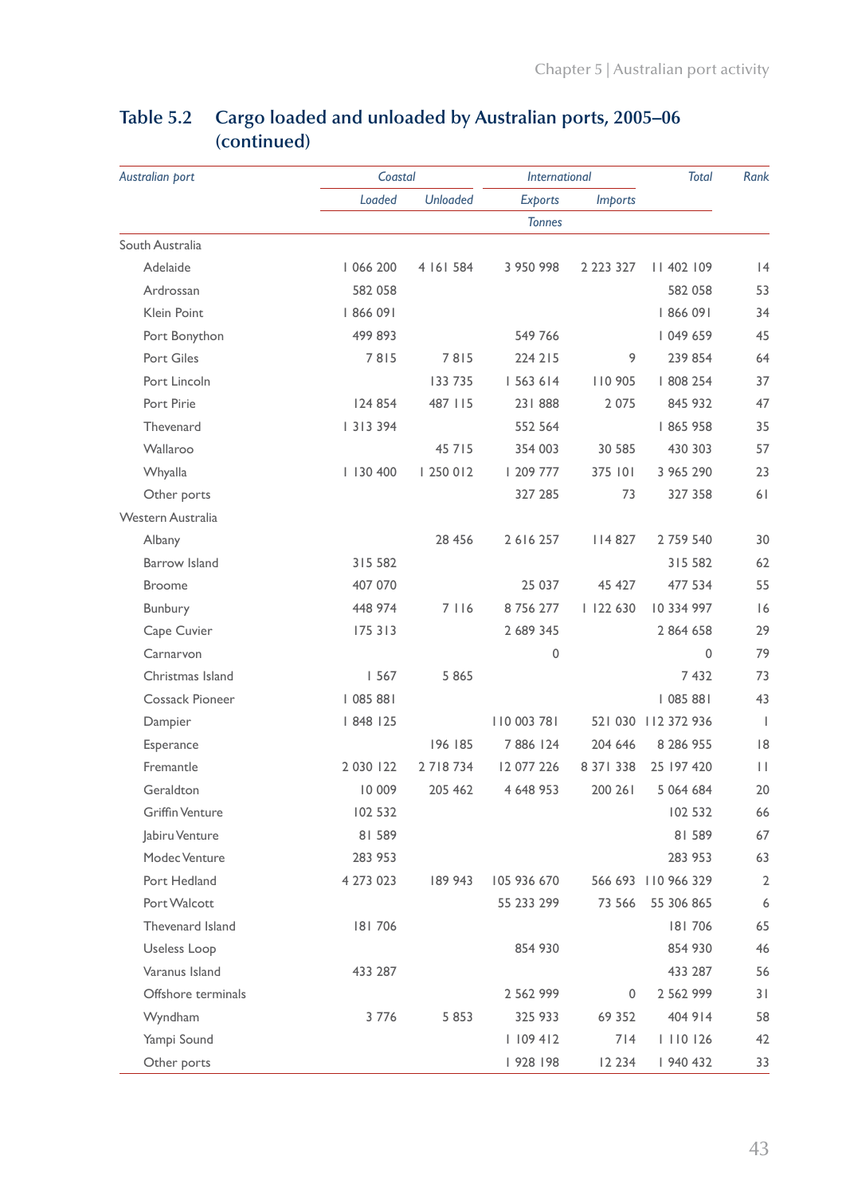## Table 5.2 Cargo loaded and unloaded by Australian ports, 2005–06 (continued)

| *Australian port* | *Coastal* | | *International* | | *Total* | *Rank* |
|---|---|---|---|---|---|---|
| | *Loaded* | *Unloaded* | *Exports* | *Imports* | | |
| | | | *Tonnes* | | | |
| South Australia | | | | | | |
| Adelaide | 1 066 200 | 4 161 584 | 3 950 998 | 2 223 327 | 11 402 109 | 14 |
| Ardrossan | 582 058 | | | | 582 058 | 53 |
| Klein Point | 1 866 091 | | | | 1 866 091 | 34 |
| Port Bonython | 499 893 | | 549 766 | | 1 049 659 | 45 |
| Port Giles | 7 815 | 7 815 | 224 215 | 9 | 239 854 | 64 |
| Port Lincoln | | 133 735 | 1 563 614 | 110 905 | 1 808 254 | 37 |
| Port Pirie | 124 854 | 487 115 | 231 888 | 2 075 | 845 932 | 47 |
| Thevenard | 1 313 394 | | 552 564 | | 1 865 958 | 35 |
| Wallaroo | | 45 715 | 354 003 | 30 585 | 430 303 | 57 |
| Whyalla | 1 130 400 | 1 250 012 | 1 209 777 | 375 101 | 3 965 290 | 23 |
| Other ports | | | 327 285 | 73 | 327 358 | 61 |
| Western Australia | | | | | | |
| Albany | | 28 456 | 2 616 257 | 114 827 | 2 759 540 | 30 |
| Barrow Island | 315 582 | | | | 315 582 | 62 |
| Broome | 407 070 | | 25 037 | 45 427 | 477 534 | 55 |
| Bunbury | 448 974 | 7 116 | 8 756 277 | 1 122 630 | 10 334 997 | 16 |
| Cape Cuvier | 175 313 | | 2 689 345 | | 2 864 658 | 29 |
| Carnarvon | | | 0 | | 0 | 79 |
| Christmas Island | 1 567 | 5 865 | | | 7 432 | 73 |
| Cossack Pioneer | 1 085 881 | | | | 1 085 881 | 43 |
| Dampier | 1 848 125 | | 110 003 781 | 521 030 | 112 372 936 | 1 |
| Esperance | | 196 185 | 7 886 124 | 204 646 | 8 286 955 | 18 |
| Fremantle | 2 030 122 | 2 718 734 | 12 077 226 | 8 371 338 | 25 197 420 | 11 |
| Geraldton | 10 009 | 205 462 | 4 648 953 | 200 261 | 5 064 684 | 20 |
| Griffin Venture | 102 532 | | | | 102 532 | 66 |
| Jabiru Venture | 81 589 | | | | 81 589 | 67 |
| Modec Venture | 283 953 | | | | 283 953 | 63 |
| Port Hedland | 4 273 023 | 189 943 | 105 936 670 | 566 693 | 110 966 329 | 2 |
| Port Walcott | | | 55 233 299 | 73 566 | 55 306 865 | 6 |
| Thevenard Island | 181 706 | | | | 181 706 | 65 |
| Useless Loop | | | 854 930 | | 854 930 | 46 |
| Varanus Island | 433 287 | | | | 433 287 | 56 |
| Offshore terminals | | | 2 562 999 | 0 | 2 562 999 | 31 |
| Wyndham | 3 776 | 5 853 | 325 933 | 69 352 | 404 914 | 58 |
| Yampi Sound | | | 1 109 412 | 714 | 1 110 126 | 42 |
| Other ports | | | 1 928 198 | 12 234 | 1 940 432 | 33 |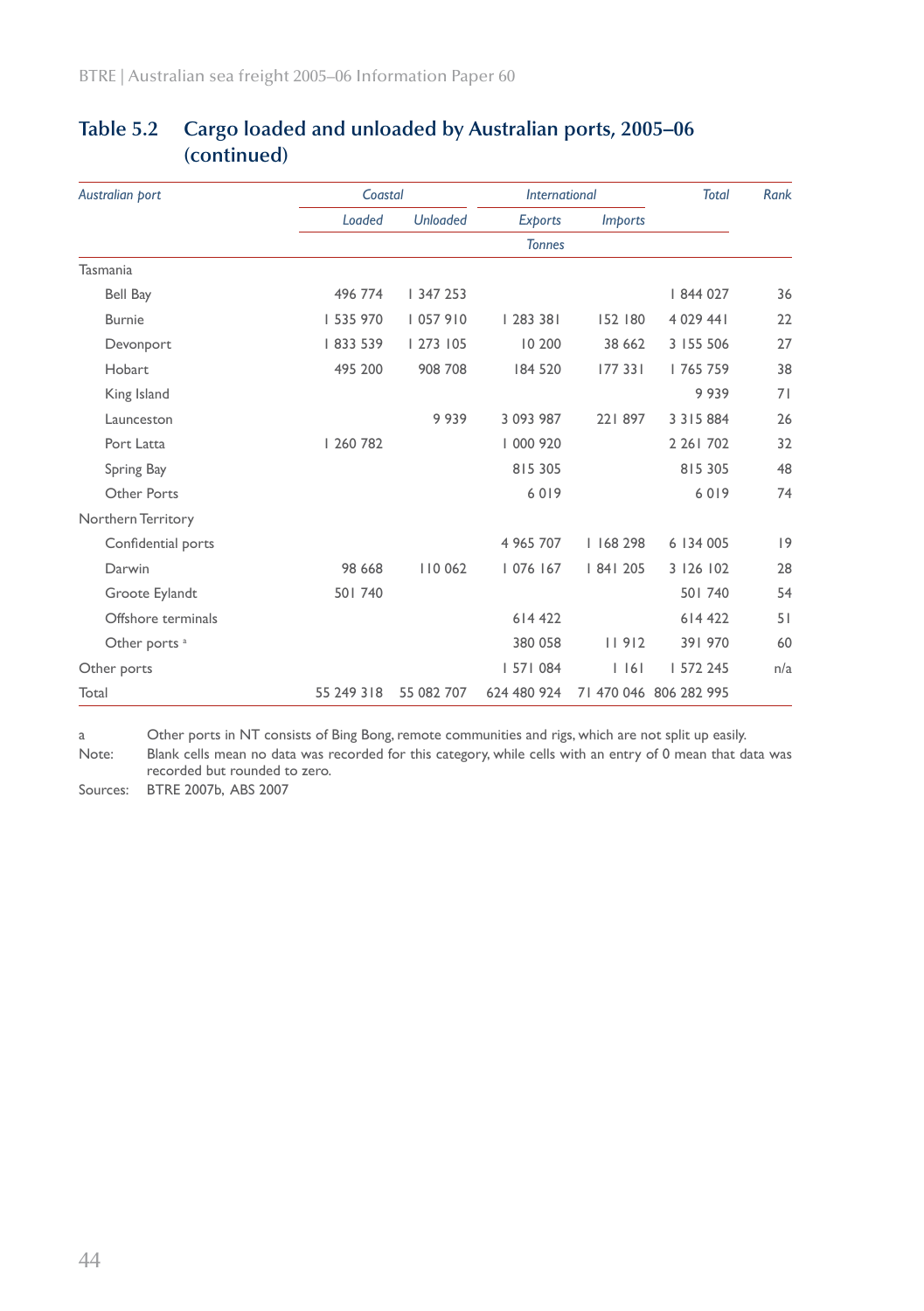## Table 5.2 Cargo loaded and unloaded by Australian ports, 2005–06 (continued)

| Australian port | Coastal | | International | | Total | Rank |
|---|---|---|---|---|---|---|
| | Loaded | Unloaded | Exports | Imports | | |
| | | | Tonnes | | | |
| Tasmania | | | | | | |
| Bell Bay | 496 774 | 1 347 253 | | | 1 844 027 | 36 |
| Burnie | 1 535 970 | 1 057 910 | 1 283 381 | 152 180 | 4 029 441 | 22 |
| Devonport | 1 833 539 | 1 273 105 | 10 200 | 38 662 | 3 155 506 | 27 |
| Hobart | 495 200 | 908 708 | 184 520 | 177 331 | 1 765 759 | 38 |
| King Island | | | | | 9 939 | 71 |
| Launceston | | 9 939 | 3 093 987 | 221 897 | 3 315 884 | 26 |
| Port Latta | 1 260 782 | | 1 000 920 | | 2 261 702 | 32 |
| Spring Bay | | | 815 305 | | 815 305 | 48 |
| Other Ports | | | 6 019 | | 6 019 | 74 |
| Northern Territory | | | | | | |
| Confidential ports | | | 4 965 707 | 1 168 298 | 6 134 005 | 19 |
| Darwin | 98 668 | 110 062 | 1 076 167 | 1 841 205 | 3 126 102 | 28 |
| Groote Eylandt | 501 740 | | | | 501 740 | 54 |
| Offshore terminals | | | 614 422 | | 614 422 | 51 |
| Other ports [a] | | | 380 058 | 11 912 | 391 970 | 60 |
| Other ports | | | 1 571 084 | 1 161 | 1 572 245 | n/a |
| Total | 55 249 318 | 55 082 707 | 624 480 924 | 71 470 046 | 806 282 995 | |

a Other ports in NT consists of Bing Bong, remote communities and rigs, which are not split up easily.

Note: Blank cells mean no data was recorded for this category, while cells with an entry of 0 mean that data was recorded but rounded to zero.

Sources: BTRE 2007b, ABS 2007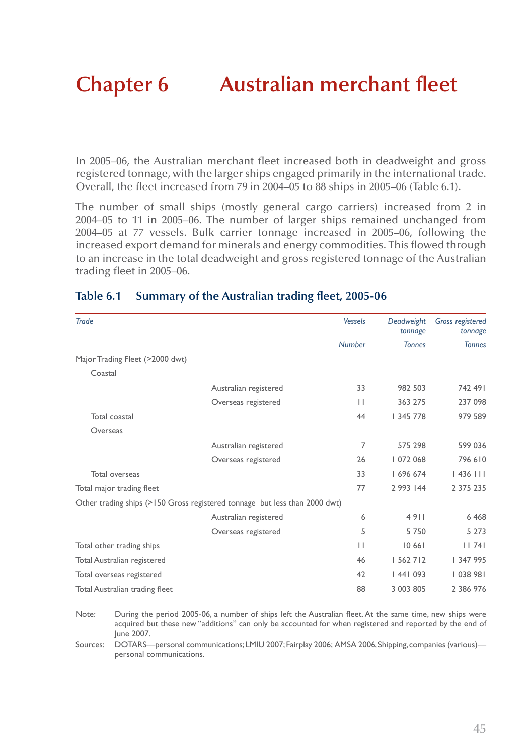# Chapter 6 Australian merchant fleet

In 2005–06, the Australian merchant fleet increased both in deadweight and gross registered tonnage, with the larger ships engaged primarily in the international trade. Overall, the fleet increased from 79 in 2004–05 to 88 ships in 2005–06 (Table 6.1).

The number of small ships (mostly general cargo carriers) increased from 2 in 2004–05 to 11 in 2005–06. The number of larger ships remained unchanged from 2004–05 at 77 vessels. Bulk carrier tonnage increased in 2005–06, following the increased export demand for minerals and energy commodities. This flowed through to an increase in the total deadweight and gross registered tonnage of the Australian trading fleet in 2005–06.

## Table 6.1 Summary of the Australian trading fleet, 2005-06

| *Trade* | | *Vessels* | *Deadweight tonnage* | *Gross registered tonnage* |
|---|---|---|---|---|
| | | *Number* | *Tonnes* | *Tonnes* |
| Major Trading Fleet (>2000 dwt) | | | | |
| Coastal | | | | |
| | Australian registered | 33 | 982 503 | 742 491 |
| | Overseas registered | 11 | 363 275 | 237 098 |
| Total coastal | | 44 | 1 345 778 | 979 589 |
| Overseas | | | | |
| | Australian registered | 7 | 575 298 | 599 036 |
| | Overseas registered | 26 | 1 072 068 | 796 610 |
| Total overseas | | 33 | 1 696 674 | 1 436 111 |
| Total major trading fleet | | 77 | 2 993 144 | 2 375 235 |
| Other trading ships (>150 Gross registered tonnage but less than 2000 dwt) | | | | |
| | Australian registered | 6 | 4 911 | 6 468 |
| | Overseas registered | 5 | 5 750 | 5 273 |
| Total other trading ships | | 11 | 10 661 | 11 741 |
| Total Australian registered | | 46 | 1 562 712 | 1 347 995 |
| Total overseas registered | | 42 | 1 441 093 | 1 038 981 |
| Total Australian trading fleet | | 88 | 3 003 805 | 2 386 976 |

Note: During the period 2005-06, a number of ships left the Australian fleet. At the same time, new ships were acquired but these new "additions" can only be accounted for when registered and reported by the end of June 2007.

Sources: DOTARS—personal communications; LMIU 2007; Fairplay 2006; AMSA 2006, Shipping, companies (various)—personal communications.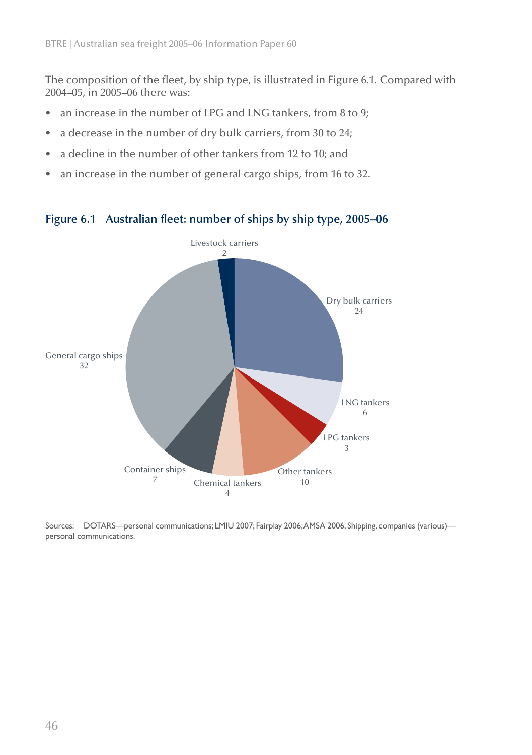The composition of the fleet, by ship type, is illustrated in Figure 6.1. Compared with 2004–05, in 2005–06 there was:

- an increase in the number of LPG and LNG tankers, from 8 to 9;
- a decrease in the number of dry bulk carriers, from 30 to 24;
- a decline in the number of other tankers from 12 to 10; and
- an increase in the number of general cargo ships, from 16 to 32.

### Figure 6.1 Australian fleet: number of ships by ship type, 2005–06

Livestock carriers 2

Dry bulk carriers 24

LNG tankers 6

LPG tankers 3

Other tankers 10

Chemical tankers 4

Container ships 7

General cargo ships 32

Sources: DOTARS—personal communications; LMIU 2007; Fairplay 2006; AMSA 2006, Shipping, companies (various)—personal communications.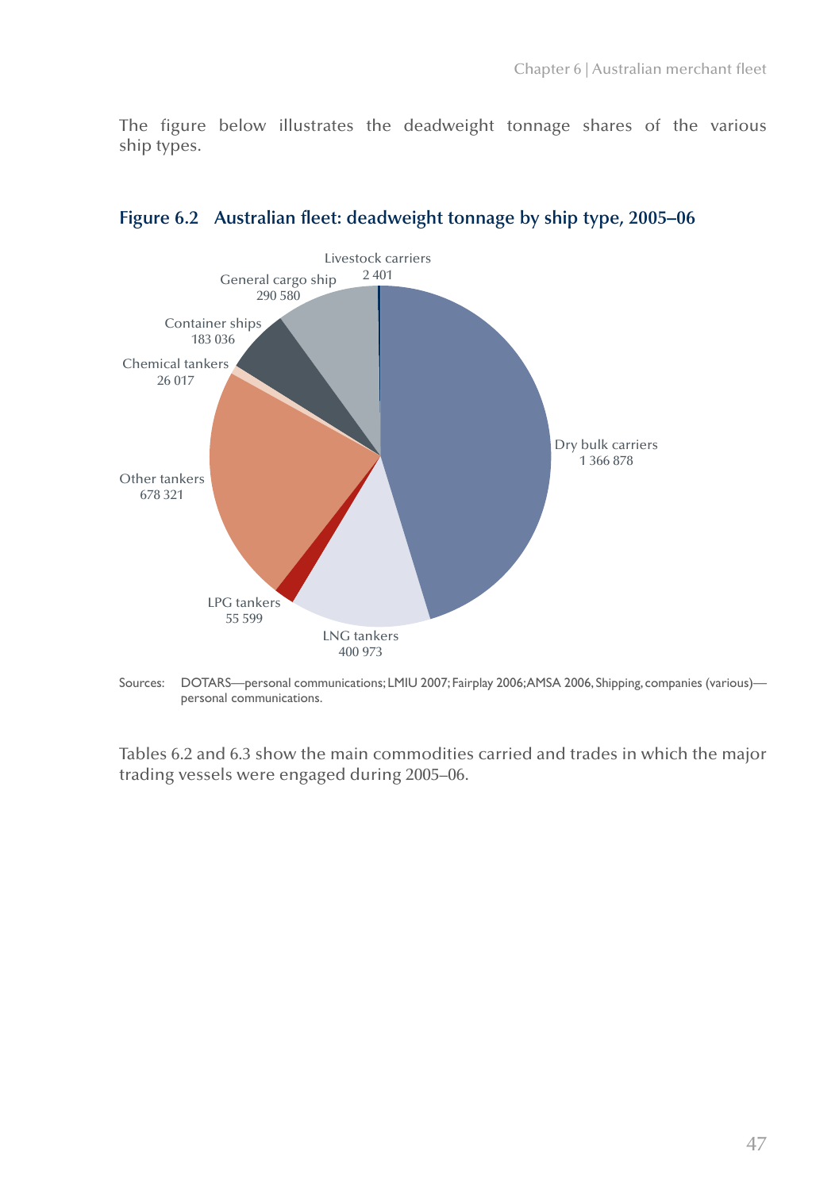The figure below illustrates the deadweight tonnage shares of the various ship types.

**Figure 6.2 Australian fleet: deadweight tonnage by ship type, 2005–06**

| Ship type | Deadweight tonnage |
|---|---|
| Dry bulk carriers | 1 366 878 |
| LNG tankers | 400 973 |
| LPG tankers | 55 599 |
| Other tankers | 678 321 |
| Chemical tankers | 26 017 |
| Container ships | 183 036 |
| General cargo ship | 290 580 |
| Livestock carriers | 2 401 |

Sources: DOTARS—personal communications; LMIU 2007; Fairplay 2006; AMSA 2006, Shipping, companies (various)—personal communications.

Tables 6.2 and 6.3 show the main commodities carried and trades in which the major trading vessels were engaged during 2005–06.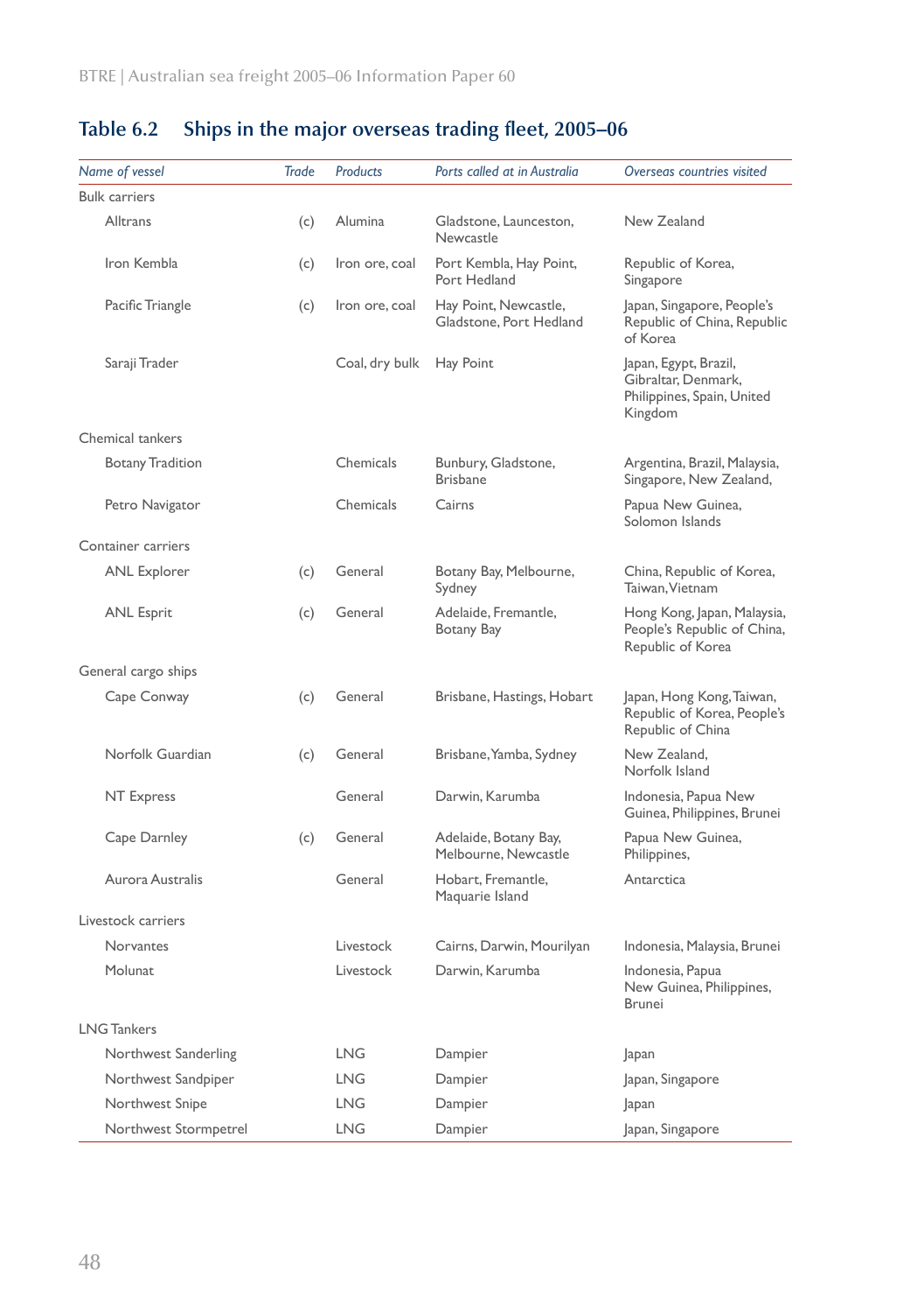## Table 6.2 Ships in the major overseas trading fleet, 2005–06

| *Name of vessel* | *Trade* | *Products* | *Ports called at in Australia* | *Overseas countries visited* |
|---|---|---|---|---|
| Bulk carriers | | | | |
| Alltrans | (c) | Alumina | Gladstone, Launceston, Newcastle | New Zealand |
| Iron Kembla | (c) | Iron ore, coal | Port Kembla, Hay Point, Port Hedland | Republic of Korea, Singapore |
| Pacific Triangle | (c) | Iron ore, coal | Hay Point, Newcastle, Gladstone, Port Hedland | Japan, Singapore, People's Republic of China, Republic of Korea |
| Saraji Trader | | Coal, dry bulk | Hay Point | Japan, Egypt, Brazil, Gibraltar, Denmark, Philippines, Spain, United Kingdom |
| Chemical tankers | | | | |
| Botany Tradition | | Chemicals | Bunbury, Gladstone, Brisbane | Argentina, Brazil, Malaysia, Singapore, New Zealand, |
| Petro Navigator | | Chemicals | Cairns | Papua New Guinea, Solomon Islands |
| Container carriers | | | | |
| ANL Explorer | (c) | General | Botany Bay, Melbourne, Sydney | China, Republic of Korea, Taiwan, Vietnam |
| ANL Esprit | (c) | General | Adelaide, Fremantle, Botany Bay | Hong Kong, Japan, Malaysia, People's Republic of China, Republic of Korea |
| General cargo ships | | | | |
| Cape Conway | (c) | General | Brisbane, Hastings, Hobart | Japan, Hong Kong, Taiwan, Republic of Korea, People's Republic of China |
| Norfolk Guardian | (c) | General | Brisbane, Yamba, Sydney | New Zealand, Norfolk Island |
| NT Express | | General | Darwin, Karumba | Indonesia, Papua New Guinea, Philippines, Brunei |
| Cape Darnley | (c) | General | Adelaide, Botany Bay, Melbourne, Newcastle | Papua New Guinea, Philippines, |
| Aurora Australis | | General | Hobart, Fremantle, Maquarie Island | Antarctica |
| Livestock carriers | | | | |
| Norvantes | | Livestock | Cairns, Darwin, Mourilyan | Indonesia, Malaysia, Brunei |
| Molunat | | Livestock | Darwin, Karumba | Indonesia, Papua New Guinea, Philippines, Brunei |
| LNG Tankers | | | | |
| Northwest Sanderling | | LNG | Dampier | Japan |
| Northwest Sandpiper | | LNG | Dampier | Japan, Singapore |
| Northwest Snipe | | LNG | Dampier | Japan |
| Northwest Stormpetrel | | LNG | Dampier | Japan, Singapore |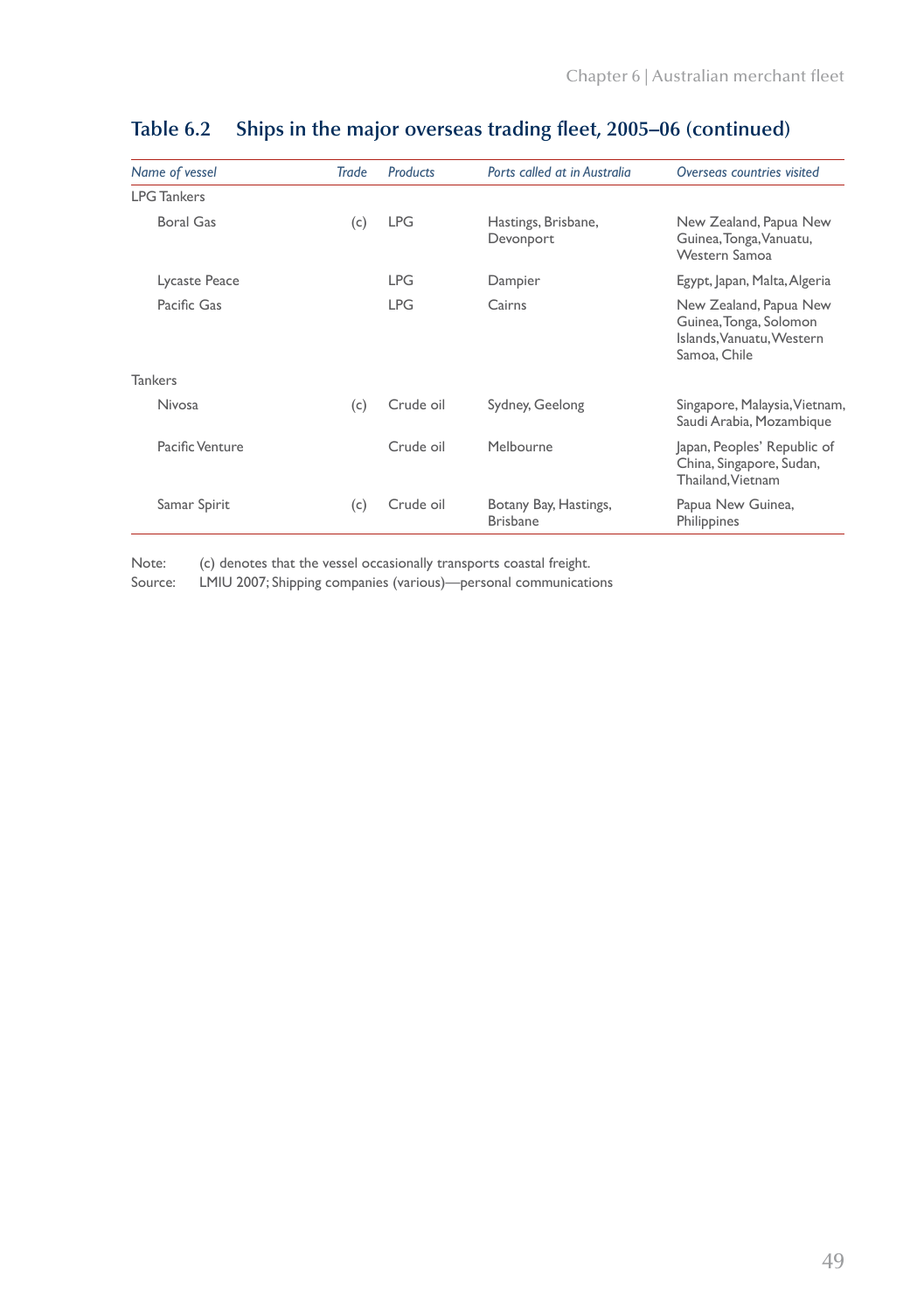## Table 6.2 Ships in the major overseas trading fleet, 2005–06 (continued)

| *Name of vessel* | *Trade* | *Products* | *Ports called at in Australia* | *Overseas countries visited* |
|---|---|---|---|---|
| LPG Tankers | | | | |
| Boral Gas | (c) | LPG | Hastings, Brisbane, Devonport | New Zealand, Papua New Guinea, Tonga, Vanuatu, Western Samoa |
| Lycaste Peace | | LPG | Dampier | Egypt, Japan, Malta, Algeria |
| Pacific Gas | | LPG | Cairns | New Zealand, Papua New Guinea, Tonga, Solomon Islands, Vanuatu, Western Samoa, Chile |
| Tankers | | | | |
| Nivosa | (c) | Crude oil | Sydney, Geelong | Singapore, Malaysia, Vietnam, Saudi Arabia, Mozambique |
| Pacific Venture | | Crude oil | Melbourne | Japan, Peoples' Republic of China, Singapore, Sudan, Thailand, Vietnam |
| Samar Spirit | (c) | Crude oil | Botany Bay, Hastings, Brisbane | Papua New Guinea, Philippines |

Note: (c) denotes that the vessel occasionally transports coastal freight.
Source: LMIU 2007; Shipping companies (various)—personal communications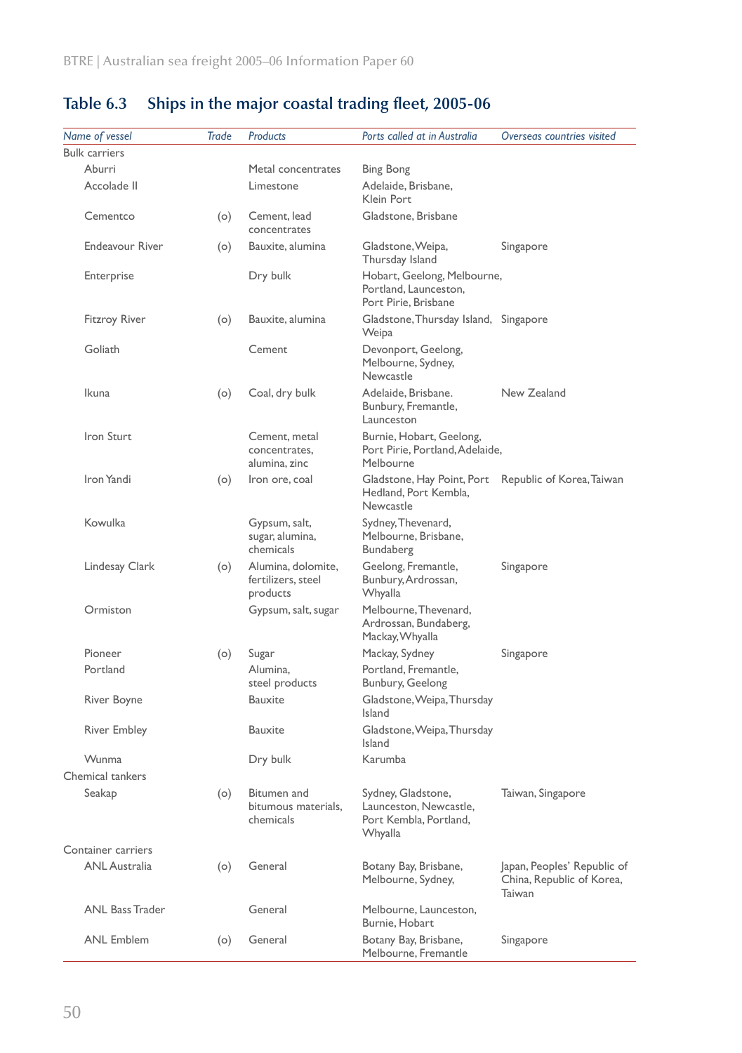## Table 6.3 Ships in the major coastal trading fleet, 2005-06

| *Name of vessel* | *Trade* | *Products* | *Ports called at in Australia* | *Overseas countries visited* |
|---|---|---|---|---|
| Bulk carriers | | | | |
| Aburri | | Metal concentrates | Bing Bong | |
| Accolade II | | Limestone | Adelaide, Brisbane, Klein Port | |
| Cementco | (o) | Cement, lead concentrates | Gladstone, Brisbane | |
| Endeavour River | (o) | Bauxite, alumina | Gladstone, Weipa, Thursday Island | Singapore |
| Enterprise | | Dry bulk | Hobart, Geelong, Melbourne, Portland, Launceston, Port Pirie, Brisbane | |
| Fitzroy River | (o) | Bauxite, alumina | Gladstone, Thursday Island, Weipa | Singapore |
| Goliath | | Cement | Devonport, Geelong, Melbourne, Sydney, Newcastle | |
| Ikuna | (o) | Coal, dry bulk | Adelaide, Brisbane. Bunbury, Fremantle, Launceston | New Zealand |
| Iron Sturt | | Cement, metal concentrates, alumina, zinc | Burnie, Hobart, Geelong, Port Pirie, Portland, Adelaide, Melbourne | |
| Iron Yandi | (o) | Iron ore, coal | Gladstone, Hay Point, Port Hedland, Port Kembla, Newcastle | Republic of Korea, Taiwan |
| Kowulka | | Gypsum, salt, sugar, alumina, chemicals | Sydney, Thevenard, Melbourne, Brisbane, Bundaberg | |
| Lindesay Clark | (o) | Alumina, dolomite, fertilizers, steel products | Geelong, Fremantle, Bunbury, Ardrossan, Whyalla | Singapore |
| Ormiston | | Gypsum, salt, sugar | Melbourne, Thevenard, Ardrossan, Bundaberg, Mackay, Whyalla | |
| Pioneer | (o) | Sugar | Mackay, Sydney | Singapore |
| Portland | | Alumina, steel products | Portland, Fremantle, Bunbury, Geelong | |
| River Boyne | | Bauxite | Gladstone, Weipa, Thursday Island | |
| River Embley | | Bauxite | Gladstone, Weipa, Thursday Island | |
| Wunma | | Dry bulk | Karumba | |
| Chemical tankers | | | | |
| Seakap | (o) | Bitumen and bitumous materials, chemicals | Sydney, Gladstone, Launceston, Newcastle, Port Kembla, Portland, Whyalla | Taiwan, Singapore |
| Container carriers | | | | |
| ANL Australia | (o) | General | Botany Bay, Brisbane, Melbourne, Sydney, | Japan, Peoples' Republic of China, Republic of Korea, Taiwan |
| ANL Bass Trader | | General | Melbourne, Launceston, Burnie, Hobart | |
| ANL Emblem | (o) | General | Botany Bay, Brisbane, Melbourne, Fremantle | Singapore |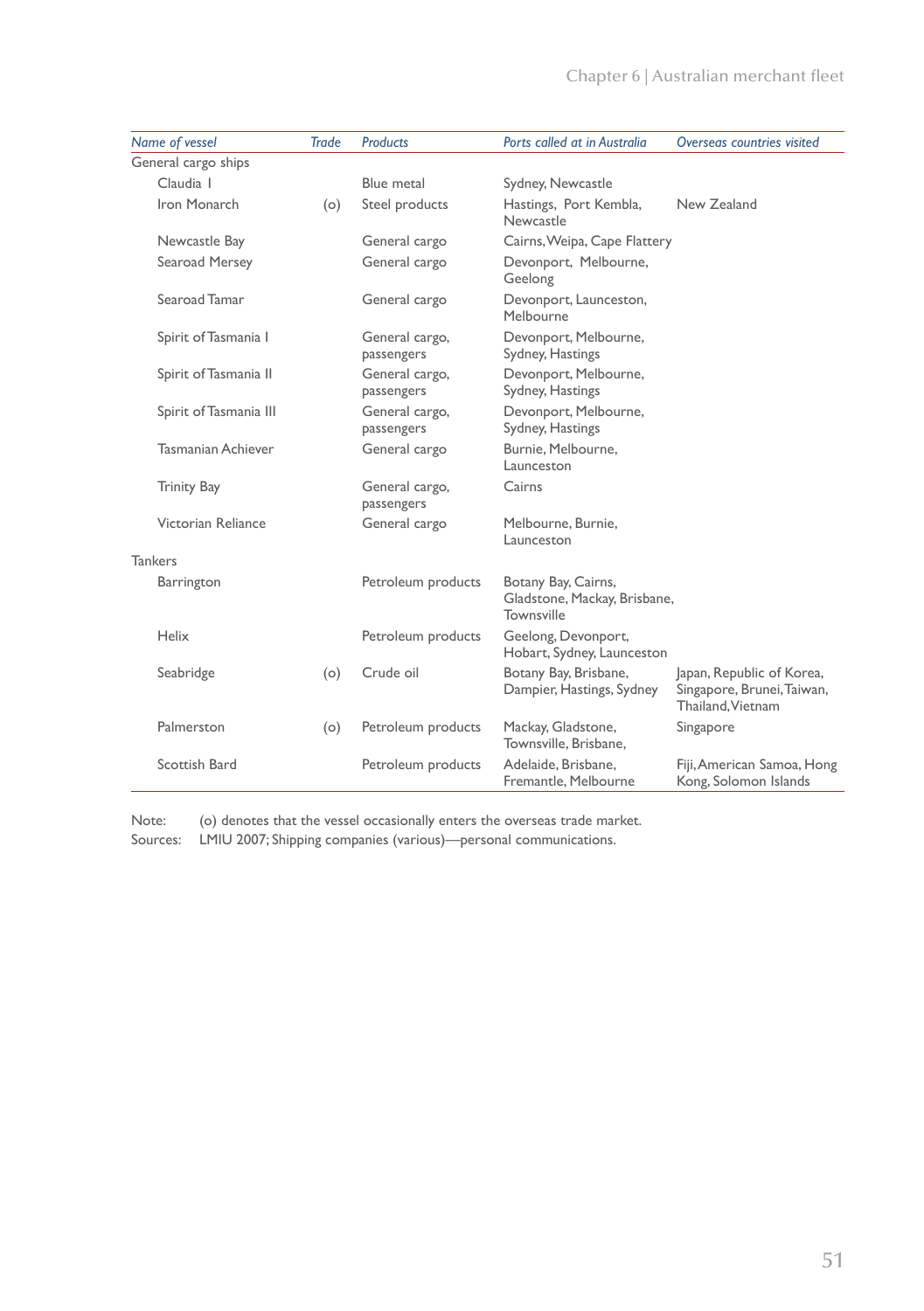| *Name of vessel* | *Trade* | *Products* | *Ports called at in Australia* | *Overseas countries visited* |
|---|---|---|---|---|
| General cargo ships | | | | |
| Claudia I | | Blue metal | Sydney, Newcastle | |
| Iron Monarch | (o) | Steel products | Hastings, Port Kembla, Newcastle | New Zealand |
| Newcastle Bay | | General cargo | Cairns, Weipa, Cape Flattery | |
| Searoad Mersey | | General cargo | Devonport, Melbourne, Geelong | |
| Searoad Tamar | | General cargo | Devonport, Launceston, Melbourne | |
| Spirit of Tasmania I | | General cargo, passengers | Devonport, Melbourne, Sydney, Hastings | |
| Spirit of Tasmania II | | General cargo, passengers | Devonport, Melbourne, Sydney, Hastings | |
| Spirit of Tasmania III | | General cargo, passengers | Devonport, Melbourne, Sydney, Hastings | |
| Tasmanian Achiever | | General cargo | Burnie, Melbourne, Launceston | |
| Trinity Bay | | General cargo, passengers | Cairns | |
| Victorian Reliance | | General cargo | Melbourne, Burnie, Launceston | |
| Tankers | | | | |
| Barrington | | Petroleum products | Botany Bay, Cairns, Gladstone, Mackay, Brisbane, Townsville | |
| Helix | | Petroleum products | Geelong, Devonport, Hobart, Sydney, Launceston | |
| Seabridge | (o) | Crude oil | Botany Bay, Brisbane, Dampier, Hastings, Sydney | Japan, Republic of Korea, Singapore, Brunei, Taiwan, Thailand, Vietnam |
| Palmerston | (o) | Petroleum products | Mackay, Gladstone, Townsville, Brisbane, | Singapore |
| Scottish Bard | | Petroleum products | Adelaide, Brisbane, Fremantle, Melbourne | Fiji, American Samoa, Hong Kong, Solomon Islands |

Note: (o) denotes that the vessel occasionally enters the overseas trade market.

Sources: LMIU 2007; Shipping companies (various)—personal communications.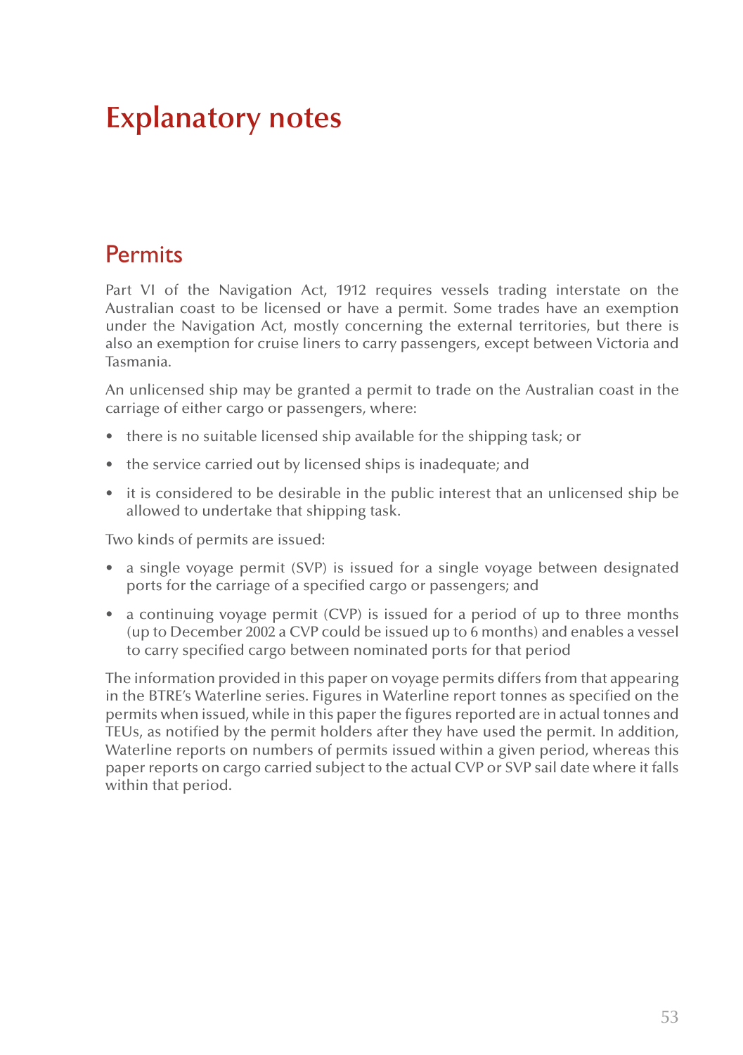# Explanatory notes

## Permits

Part VI of the Navigation Act, 1912 requires vessels trading interstate on the Australian coast to be licensed or have a permit. Some trades have an exemption under the Navigation Act, mostly concerning the external territories, but there is also an exemption for cruise liners to carry passengers, except between Victoria and Tasmania.

An unlicensed ship may be granted a permit to trade on the Australian coast in the carriage of either cargo or passengers, where:

- there is no suitable licensed ship available for the shipping task; or
- the service carried out by licensed ships is inadequate; and
- it is considered to be desirable in the public interest that an unlicensed ship be allowed to undertake that shipping task.

Two kinds of permits are issued:

- a single voyage permit (SVP) is issued for a single voyage between designated ports for the carriage of a specified cargo or passengers; and
- a continuing voyage permit (CVP) is issued for a period of up to three months (up to December 2002 a CVP could be issued up to 6 months) and enables a vessel to carry specified cargo between nominated ports for that period

The information provided in this paper on voyage permits differs from that appearing in the BTRE's Waterline series. Figures in Waterline report tonnes as specified on the permits when issued, while in this paper the figures reported are in actual tonnes and TEUs, as notified by the permit holders after they have used the permit. In addition, Waterline reports on numbers of permits issued within a given period, whereas this paper reports on cargo carried subject to the actual CVP or SVP sail date where it falls within that period.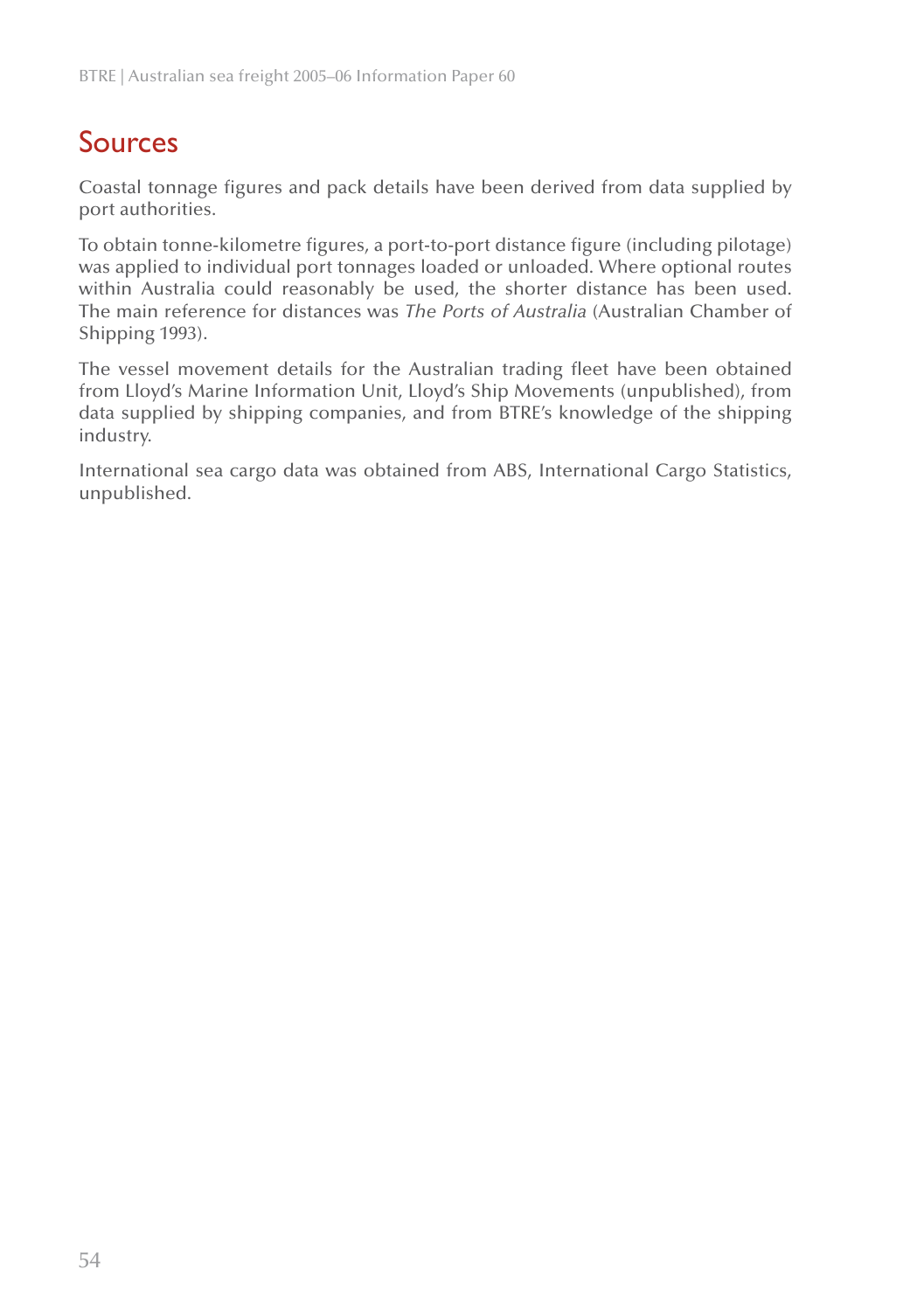# Sources

Coastal tonnage figures and pack details have been derived from data supplied by port authorities.

To obtain tonne-kilometre figures, a port-to-port distance figure (including pilotage) was applied to individual port tonnages loaded or unloaded. Where optional routes within Australia could reasonably be used, the shorter distance has been used. The main reference for distances was *The Ports of Australia* (Australian Chamber of Shipping 1993).

The vessel movement details for the Australian trading fleet have been obtained from Lloyd's Marine Information Unit, Lloyd's Ship Movements (unpublished), from data supplied by shipping companies, and from BTRE's knowledge of the shipping industry.

International sea cargo data was obtained from ABS, International Cargo Statistics, unpublished.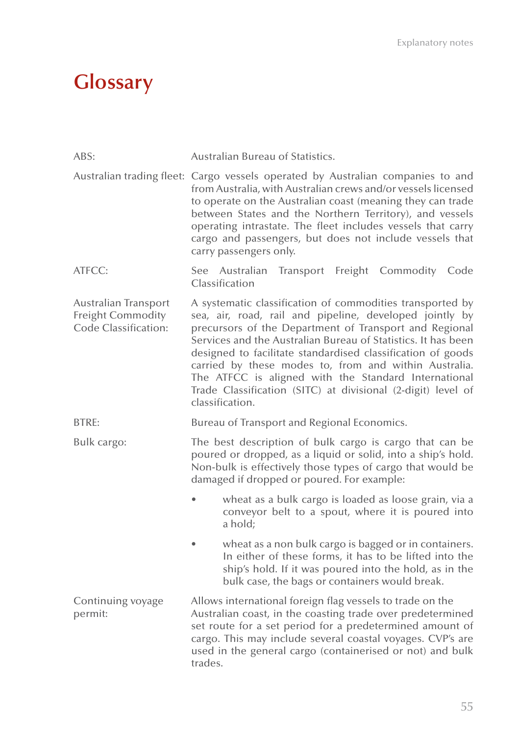# Glossary

**ABS:** Australian Bureau of Statistics.

**Australian trading fleet:** Cargo vessels operated by Australian companies to and from Australia, with Australian crews and/or vessels licensed to operate on the Australian coast (meaning they can trade between States and the Northern Territory), and vessels operating intrastate. The fleet includes vessels that carry cargo and passengers, but does not include vessels that carry passengers only.

**ATFCC:** See Australian Transport Freight Commodity Code Classification

**Australian Transport Freight Commodity Code Classification:** A systematic classification of commodities transported by sea, air, road, rail and pipeline, developed jointly by precursors of the Department of Transport and Regional Services and the Australian Bureau of Statistics. It has been designed to facilitate standardised classification of goods carried by these modes to, from and within Australia. The ATFCC is aligned with the Standard International Trade Classification (SITC) at divisional (2-digit) level of classification.

**BTRE:** Bureau of Transport and Regional Economics.

**Bulk cargo:** The best description of bulk cargo is cargo that can be poured or dropped, as a liquid or solid, into a ship's hold. Non-bulk is effectively those types of cargo that would be damaged if dropped or poured. For example:

- wheat as a bulk cargo is loaded as loose grain, via a conveyor belt to a spout, where it is poured into a hold;
- wheat as a non bulk cargo is bagged or in containers. In either of these forms, it has to be lifted into the ship's hold. If it was poured into the hold, as in the bulk case, the bags or containers would break.

**Continuing voyage permit:** Allows international foreign flag vessels to trade on the Australian coast, in the coasting trade over predetermined set route for a set period for a predetermined amount of cargo. This may include several coastal voyages. CVP's are used in the general cargo (containerised or not) and bulk trades.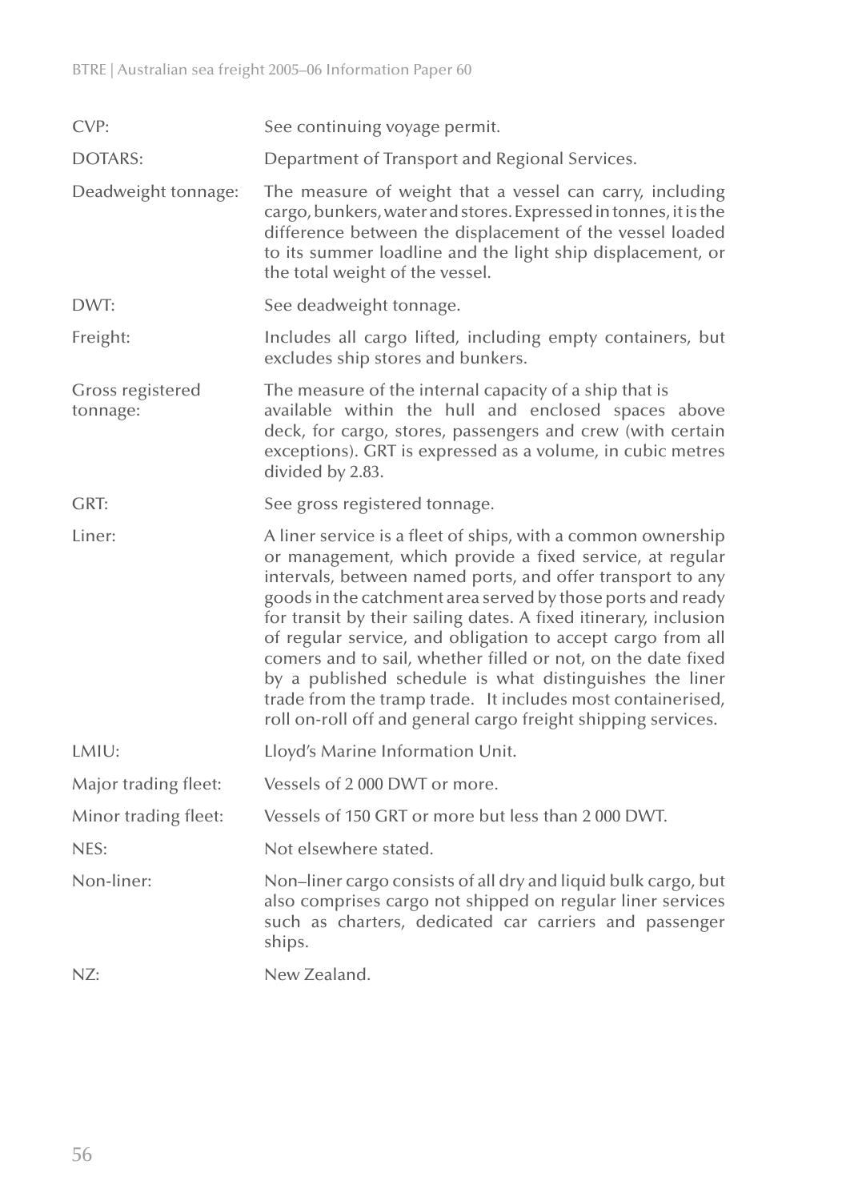| | |
|---|---|
| CVP: | See continuing voyage permit. |
| DOTARS: | Department of Transport and Regional Services. |
| Deadweight tonnage: | The measure of weight that a vessel can carry, including cargo, bunkers, water and stores. Expressed in tonnes, it is the difference between the displacement of the vessel loaded to its summer loadline and the light ship displacement, or the total weight of the vessel. |
| DWT: | See deadweight tonnage. |
| Freight: | Includes all cargo lifted, including empty containers, but excludes ship stores and bunkers. |
| Gross registered tonnage: | The measure of the internal capacity of a ship that is available within the hull and enclosed spaces above deck, for cargo, stores, passengers and crew (with certain exceptions). GRT is expressed as a volume, in cubic metres divided by 2.83. |
| GRT: | See gross registered tonnage. |
| Liner: | A liner service is a fleet of ships, with a common ownership or management, which provide a fixed service, at regular intervals, between named ports, and offer transport to any goods in the catchment area served by those ports and ready for transit by their sailing dates. A fixed itinerary, inclusion of regular service, and obligation to accept cargo from all comers and to sail, whether filled or not, on the date fixed by a published schedule is what distinguishes the liner trade from the tramp trade. It includes most containerised, roll on-roll off and general cargo freight shipping services. |
| LMIU: | Lloyd's Marine Information Unit. |
| Major trading fleet: | Vessels of 2 000 DWT or more. |
| Minor trading fleet: | Vessels of 150 GRT or more but less than 2 000 DWT. |
| NES: | Not elsewhere stated. |
| Non-liner: | Non–liner cargo consists of all dry and liquid bulk cargo, but also comprises cargo not shipped on regular liner services such as charters, dedicated car carriers and passenger ships. |
| NZ: | New Zealand. |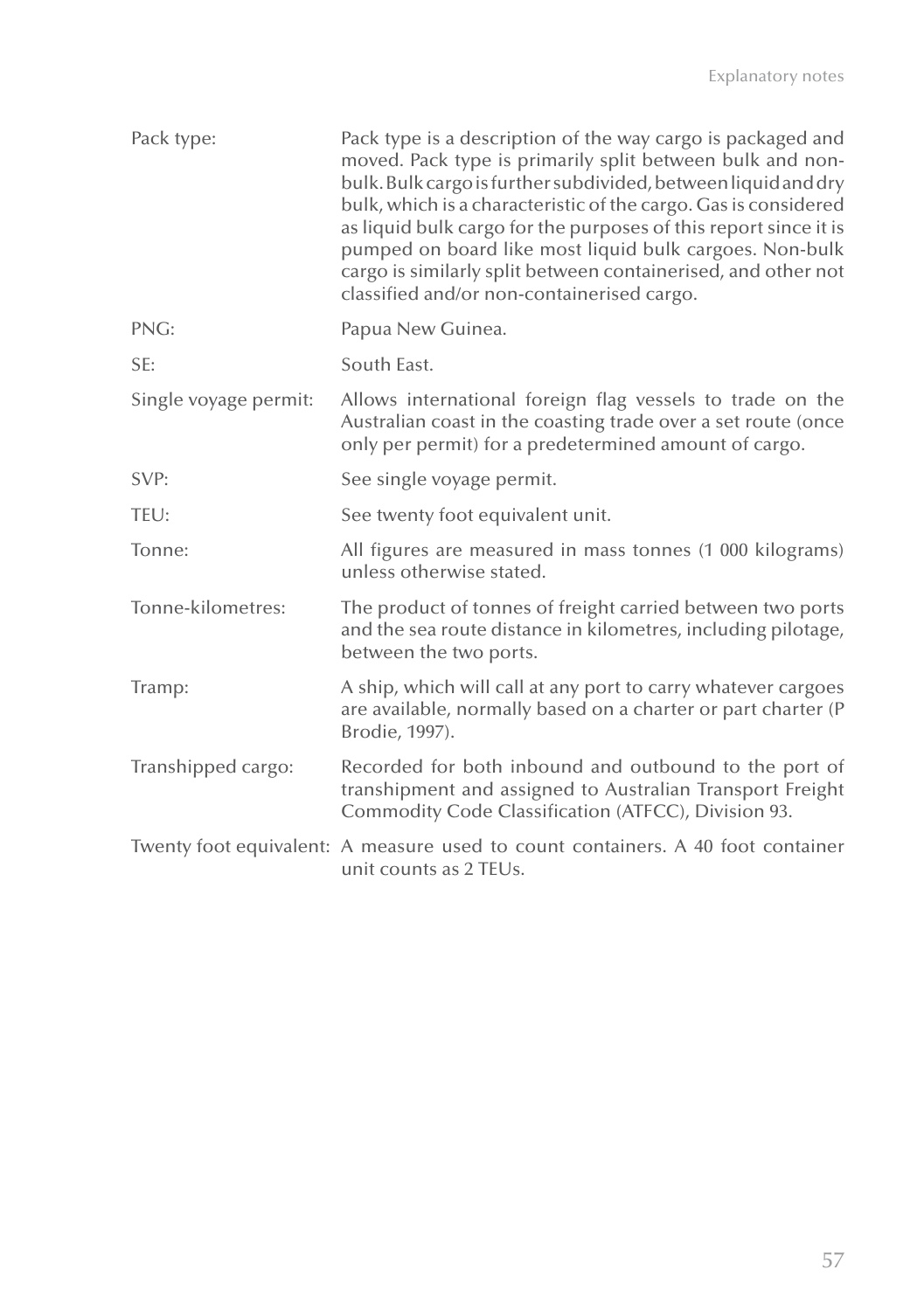Pack type: Pack type is a description of the way cargo is packaged and moved. Pack type is primarily split between bulk and non-bulk. Bulk cargo is further subdivided, between liquid and dry bulk, which is a characteristic of the cargo. Gas is considered as liquid bulk cargo for the purposes of this report since it is pumped on board like most liquid bulk cargoes. Non-bulk cargo is similarly split between containerised, and other not classified and/or non-containerised cargo.

PNG: Papua New Guinea.

SE: South East.

Single voyage permit: Allows international foreign flag vessels to trade on the Australian coast in the coasting trade over a set route (once only per permit) for a predetermined amount of cargo.

SVP: See single voyage permit.

TEU: See twenty foot equivalent unit.

Tonne: All figures are measured in mass tonnes (1 000 kilograms) unless otherwise stated.

Tonne-kilometres: The product of tonnes of freight carried between two ports and the sea route distance in kilometres, including pilotage, between the two ports.

Tramp: A ship, which will call at any port to carry whatever cargoes are available, normally based on a charter or part charter (P Brodie, 1997).

Transhipped cargo: Recorded for both inbound and outbound to the port of transhipment and assigned to Australian Transport Freight Commodity Code Classification (ATFCC), Division 93.

Twenty foot equivalent: A measure used to count containers. A 40 foot container unit counts as 2 TEUs.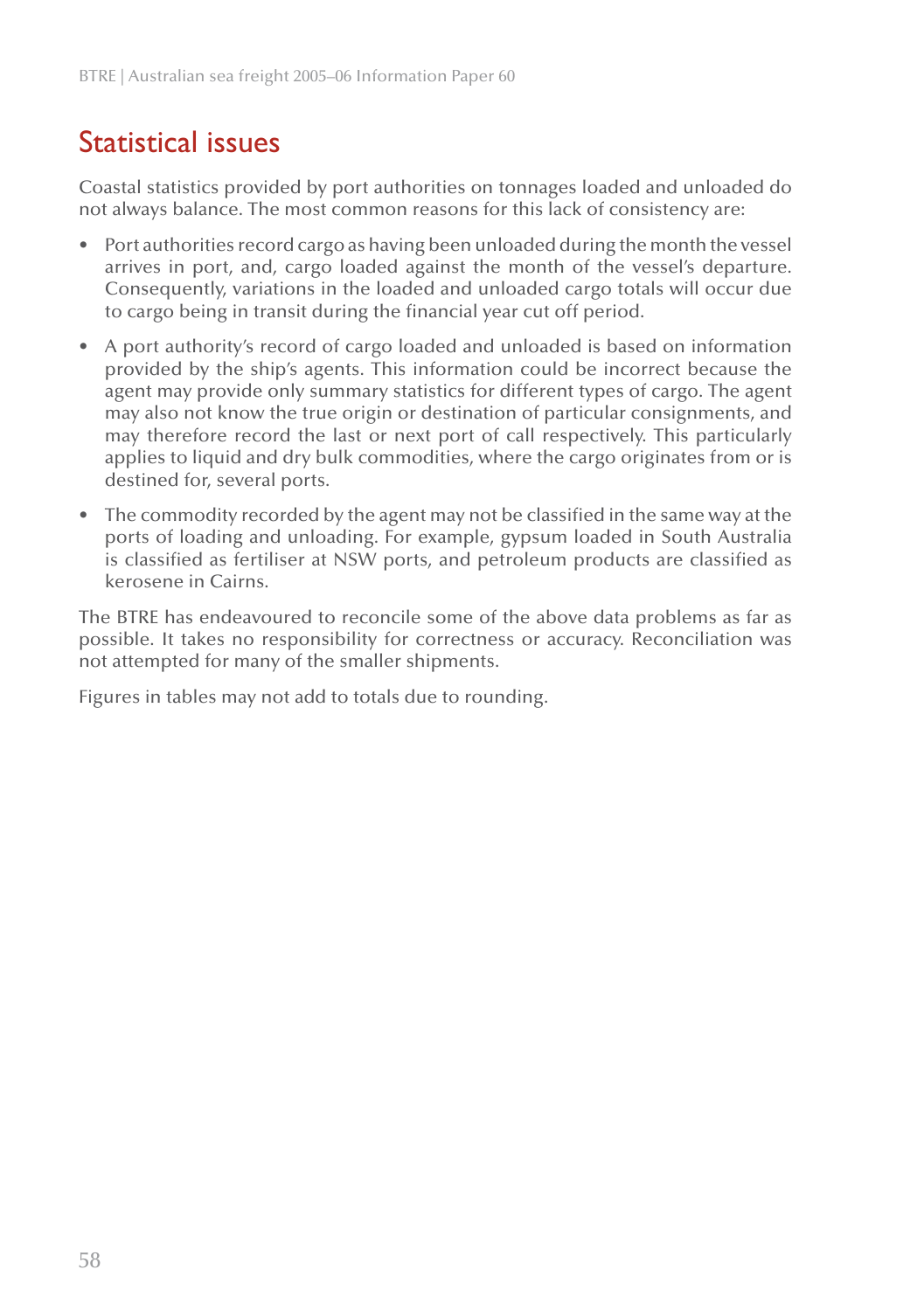## Statistical issues

Coastal statistics provided by port authorities on tonnages loaded and unloaded do not always balance. The most common reasons for this lack of consistency are:

- Port authorities record cargo as having been unloaded during the month the vessel arrives in port, and, cargo loaded against the month of the vessel's departure. Consequently, variations in the loaded and unloaded cargo totals will occur due to cargo being in transit during the financial year cut off period.
- A port authority's record of cargo loaded and unloaded is based on information provided by the ship's agents. This information could be incorrect because the agent may provide only summary statistics for different types of cargo. The agent may also not know the true origin or destination of particular consignments, and may therefore record the last or next port of call respectively. This particularly applies to liquid and dry bulk commodities, where the cargo originates from or is destined for, several ports.
- The commodity recorded by the agent may not be classified in the same way at the ports of loading and unloading. For example, gypsum loaded in South Australia is classified as fertiliser at NSW ports, and petroleum products are classified as kerosene in Cairns.

The BTRE has endeavoured to reconcile some of the above data problems as far as possible. It takes no responsibility for correctness or accuracy. Reconciliation was not attempted for many of the smaller shipments.

Figures in tables may not add to totals due to rounding.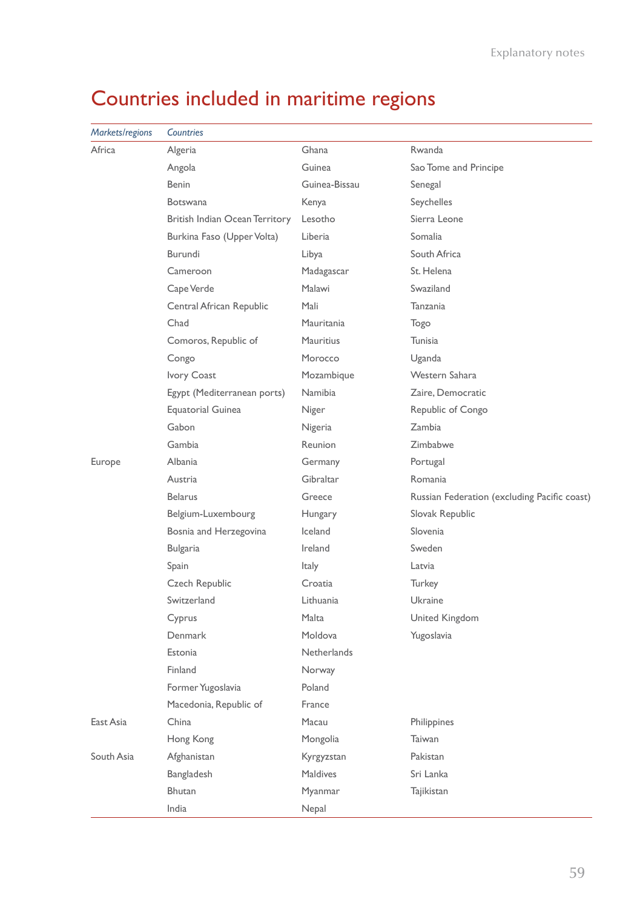# Countries included in maritime regions

| *Markets/regions* | *Countries* | | |
|---|---|---|---|
| Africa | Algeria | Ghana | Rwanda |
| | Angola | Guinea | Sao Tome and Principe |
| | Benin | Guinea-Bissau | Senegal |
| | Botswana | Kenya | Seychelles |
| | British Indian Ocean Territory | Lesotho | Sierra Leone |
| | Burkina Faso (Upper Volta) | Liberia | Somalia |
| | Burundi | Libya | South Africa |
| | Cameroon | Madagascar | St. Helena |
| | Cape Verde | Malawi | Swaziland |
| | Central African Republic | Mali | Tanzania |
| | Chad | Mauritania | Togo |
| | Comoros, Republic of | Mauritius | Tunisia |
| | Congo | Morocco | Uganda |
| | Ivory Coast | Mozambique | Western Sahara |
| | Egypt (Mediterranean ports) | Namibia | Zaire, Democratic |
| | Equatorial Guinea | Niger | Republic of Congo |
| | Gabon | Nigeria | Zambia |
| | Gambia | Reunion | Zimbabwe |
| Europe | Albania | Germany | Portugal |
| | Austria | Gibraltar | Romania |
| | Belarus | Greece | Russian Federation (excluding Pacific coast) |
| | Belgium-Luxembourg | Hungary | Slovak Republic |
| | Bosnia and Herzegovina | Iceland | Slovenia |
| | Bulgaria | Ireland | Sweden |
| | Spain | Italy | Latvia |
| | Czech Republic | Croatia | Turkey |
| | Switzerland | Lithuania | Ukraine |
| | Cyprus | Malta | United Kingdom |
| | Denmark | Moldova | Yugoslavia |
| | Estonia | Netherlands | |
| | Finland | Norway | |
| | Former Yugoslavia | Poland | |
| | Macedonia, Republic of | France | |
| East Asia | China | Macau | Philippines |
| | Hong Kong | Mongolia | Taiwan |
| South Asia | Afghanistan | Kyrgyzstan | Pakistan |
| | Bangladesh | Maldives | Sri Lanka |
| | Bhutan | Myanmar | Tajikistan |
| | India | Nepal | |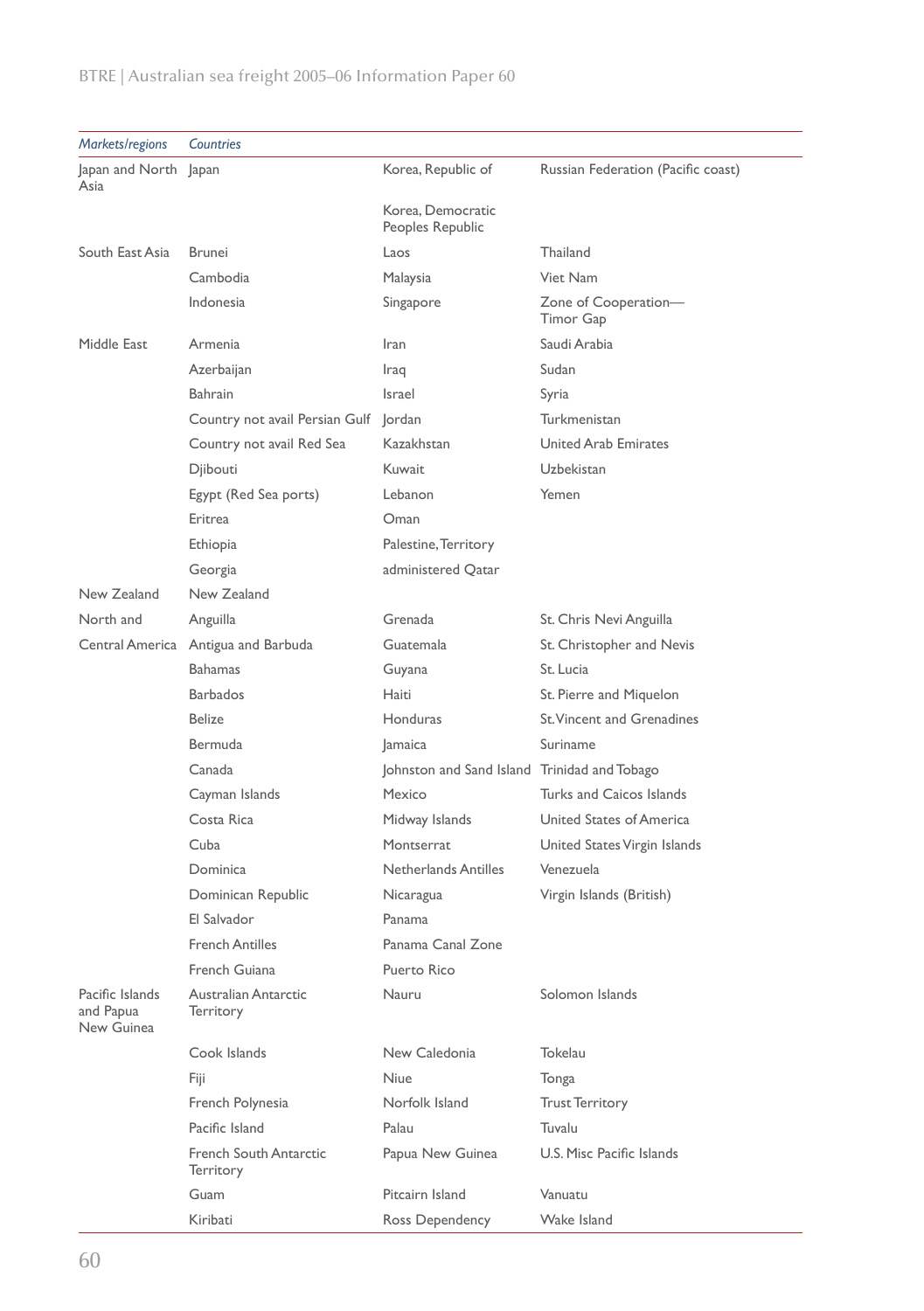| *Markets/regions* | *Countries* | | |
|---|---|---|---|
| Japan and North Asia | Japan | Korea, Republic of | Russian Federation (Pacific coast) |
| | | Korea, Democratic Peoples Republic | |
| South East Asia | Brunei | Laos | Thailand |
| | Cambodia | Malaysia | Viet Nam |
| | Indonesia | Singapore | Zone of Cooperation—Timor Gap |
| Middle East | Armenia | Iran | Saudi Arabia |
| | Azerbaijan | Iraq | Sudan |
| | Bahrain | Israel | Syria |
| | Country not avail Persian Gulf | Jordan | Turkmenistan |
| | Country not avail Red Sea | Kazakhstan | United Arab Emirates |
| | Djibouti | Kuwait | Uzbekistan |
| | Egypt (Red Sea ports) | Lebanon | Yemen |
| | Eritrea | Oman | |
| | Ethiopia | Palestine, Territory | |
| | Georgia | administered Qatar | |
| New Zealand | New Zealand | | |
| North and Central America | Anguilla | Grenada | St. Chris Nevi Anguilla |
| | Antigua and Barbuda | Guatemala | St. Christopher and Nevis |
| | Bahamas | Guyana | St. Lucia |
| | Barbados | Haiti | St. Pierre and Miquelon |
| | Belize | Honduras | St. Vincent and Grenadines |
| | Bermuda | Jamaica | Suriname |
| | Canada | Johnston and Sand Island | Trinidad and Tobago |
| | Cayman Islands | Mexico | Turks and Caicos Islands |
| | Costa Rica | Midway Islands | United States of America |
| | Cuba | Montserrat | United States Virgin Islands |
| | Dominica | Netherlands Antilles | Venezuela |
| | Dominican Republic | Nicaragua | Virgin Islands (British) |
| | El Salvador | Panama | |
| | French Antilles | Panama Canal Zone | |
| | French Guiana | Puerto Rico | |
| Pacific Islands and Papua New Guinea | Australian Antarctic Territory | Nauru | Solomon Islands |
| | Cook Islands | New Caledonia | Tokelau |
| | Fiji | Niue | Tonga |
| | French Polynesia | Norfolk Island | Trust Territory |
| | Pacific Island | Palau | Tuvalu |
| | French South Antarctic Territory | Papua New Guinea | U.S. Misc Pacific Islands |
| | Guam | Pitcairn Island | Vanuatu |
| | Kiribati | Ross Dependency | Wake Island |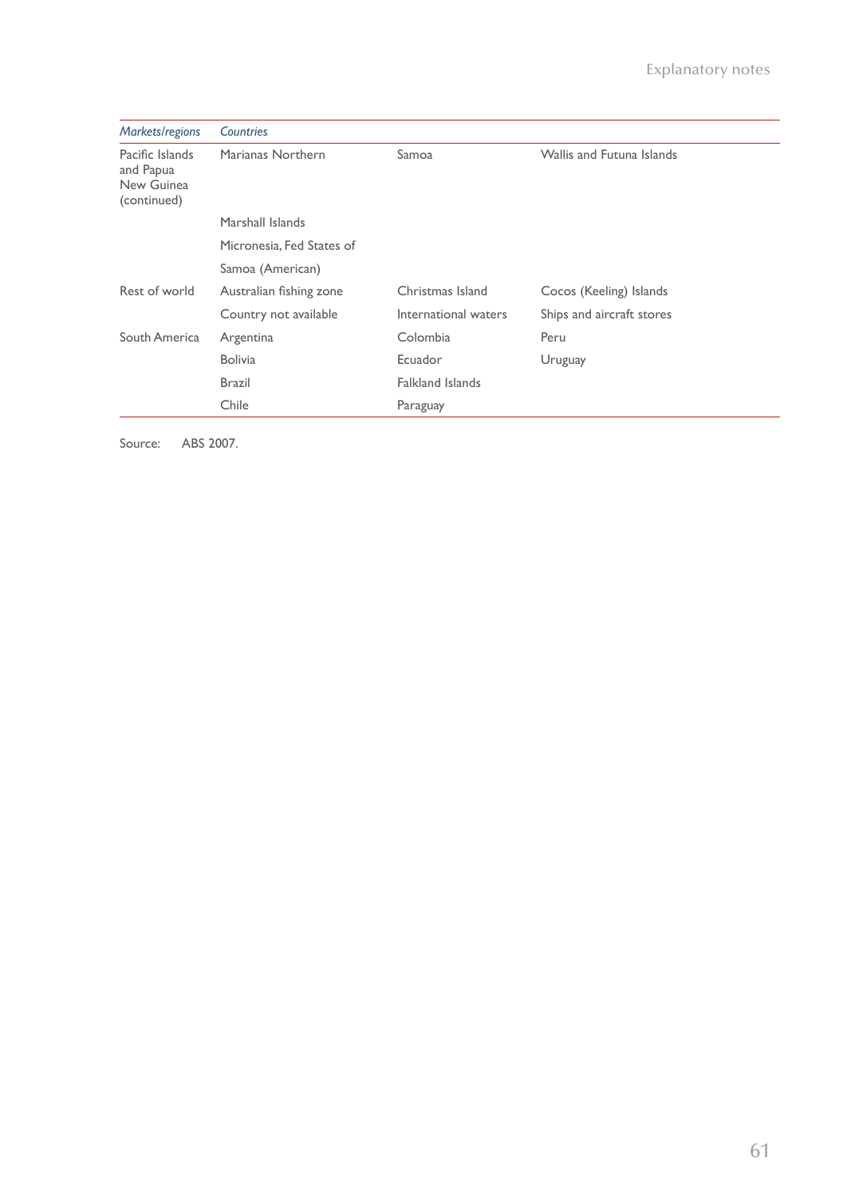| *Markets/regions* | *Countries* | | |
|---|---|---|---|
| Pacific Islands and Papua New Guinea (continued) | Marianas Northern | Samoa | Wallis and Futuna Islands |
| | Marshall Islands | | |
| | Micronesia, Fed States of | | |
| | Samoa (American) | | |
| Rest of world | Australian fishing zone | Christmas Island | Cocos (Keeling) Islands |
| | Country not available | International waters | Ships and aircraft stores |
| South America | Argentina | Colombia | Peru |
| | Bolivia | Ecuador | Uruguay |
| | Brazil | Falkland Islands | |
| | Chile | Paraguay | |

Source: ABS 2007.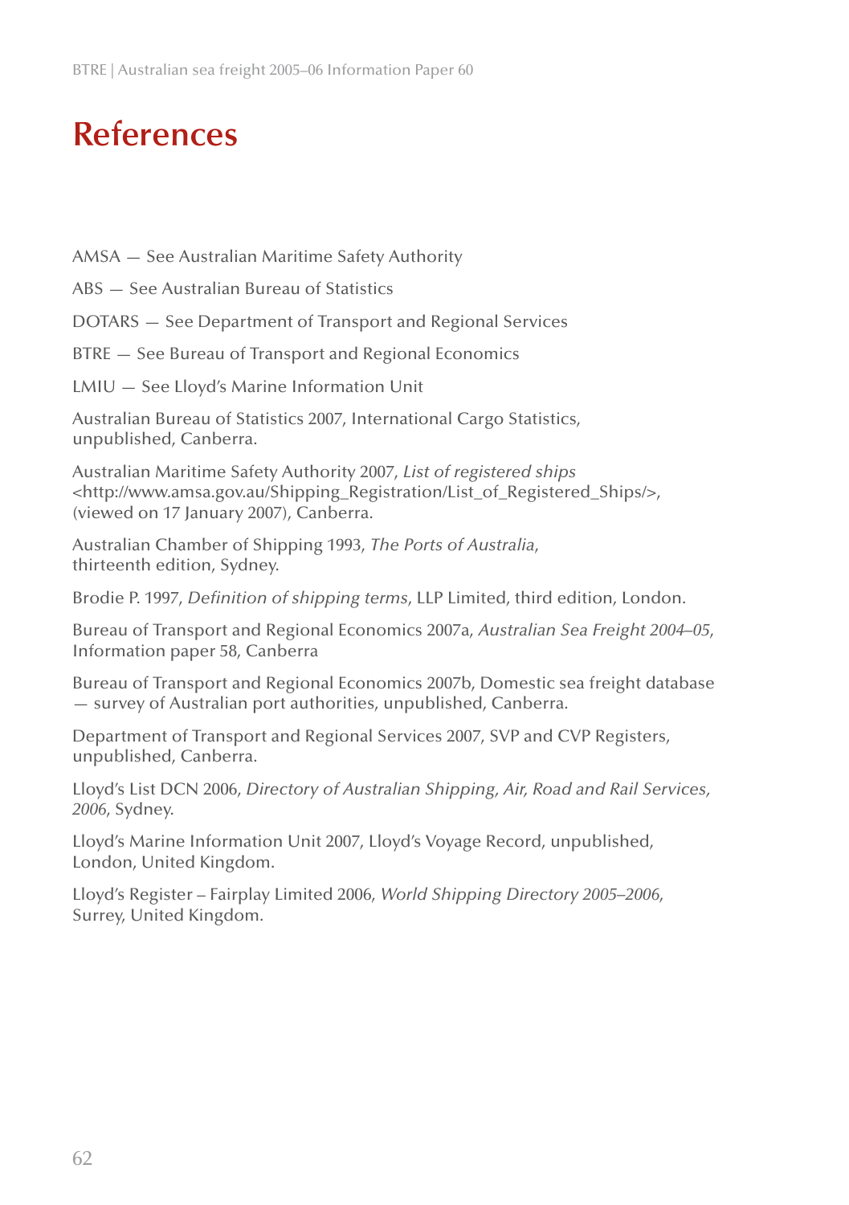# References

AMSA — See Australian Maritime Safety Authority

ABS — See Australian Bureau of Statistics

DOTARS — See Department of Transport and Regional Services

BTRE — See Bureau of Transport and Regional Economics

LMIU — See Lloyd's Marine Information Unit

Australian Bureau of Statistics 2007, International Cargo Statistics, unpublished, Canberra.

Australian Maritime Safety Authority 2007, *List of registered ships* <http://www.amsa.gov.au/Shipping_Registration/List_of_Registered_Ships/>, (viewed on 17 January 2007), Canberra.

Australian Chamber of Shipping 1993, *The Ports of Australia*, thirteenth edition, Sydney.

Brodie P. 1997, *Definition of shipping terms*, LLP Limited, third edition, London.

Bureau of Transport and Regional Economics 2007a, *Australian Sea Freight 2004–05*, Information paper 58, Canberra

Bureau of Transport and Regional Economics 2007b, Domestic sea freight database — survey of Australian port authorities, unpublished, Canberra.

Department of Transport and Regional Services 2007, SVP and CVP Registers, unpublished, Canberra.

Lloyd's List DCN 2006, *Directory of Australian Shipping, Air, Road and Rail Services, 2006*, Sydney.

Lloyd's Marine Information Unit 2007, Lloyd's Voyage Record, unpublished, London, United Kingdom.

Lloyd's Register – Fairplay Limited 2006, *World Shipping Directory 2005–2006*, Surrey, United Kingdom.